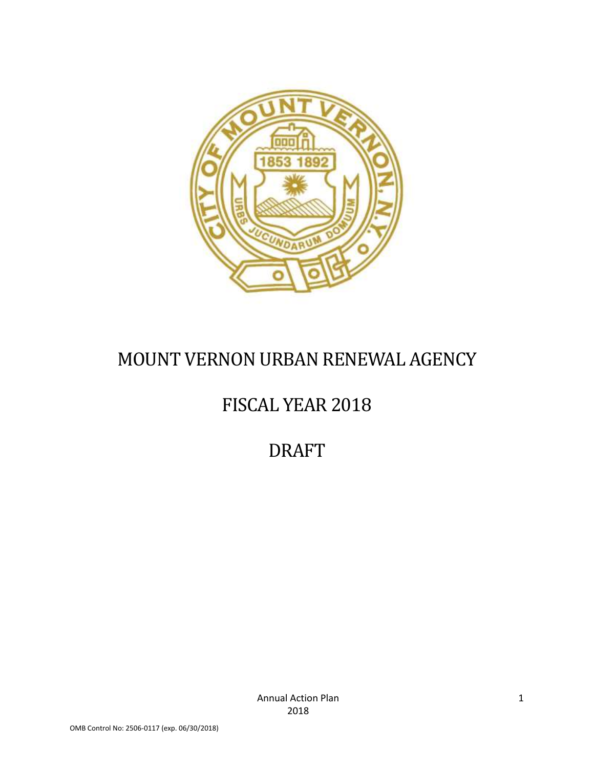# MOUNT VERNON URBAN RENEWAL AGENCY

# FISCAL YEAR 2018

# DRAFT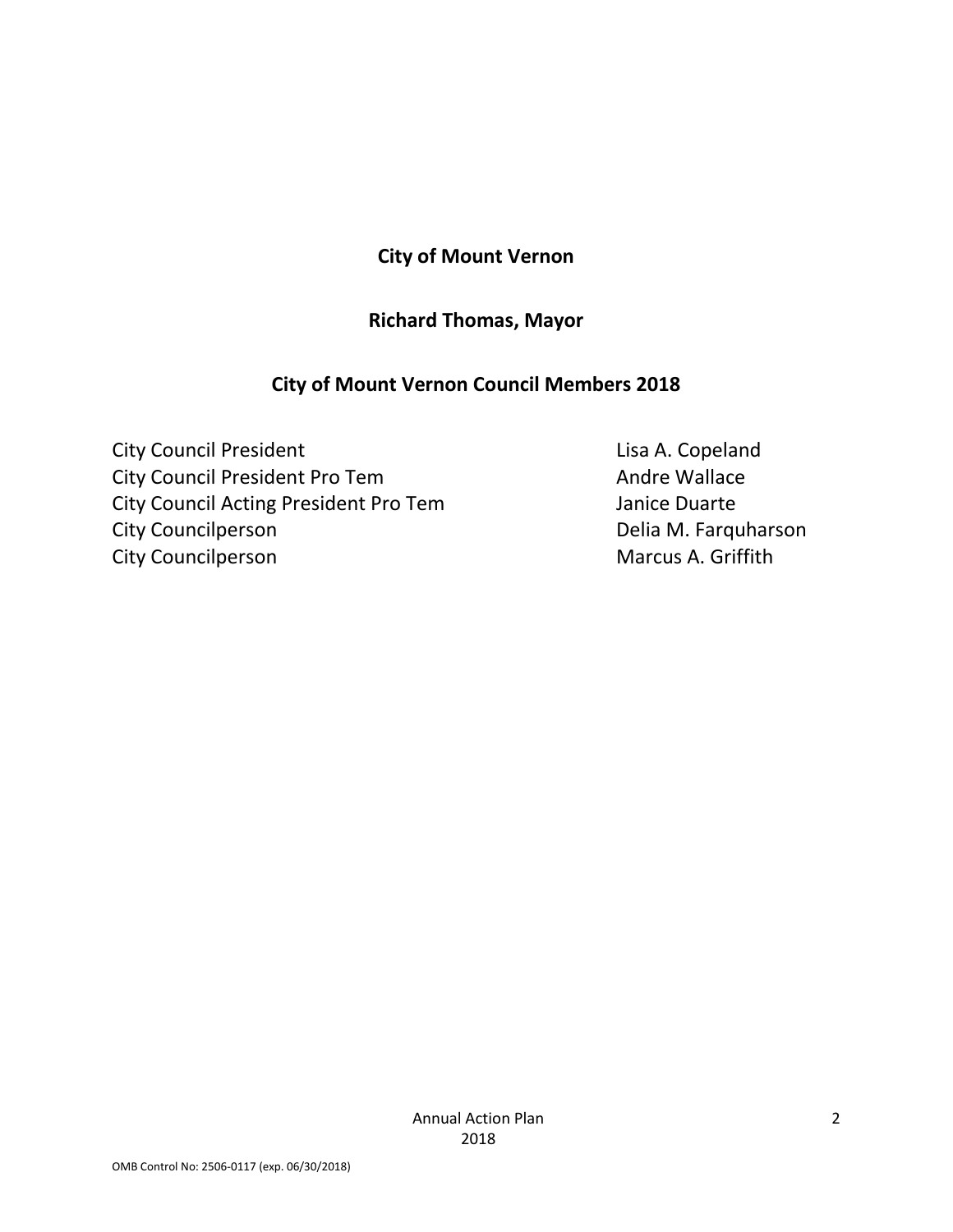## City of Mount Vernon

## Richard Thomas, Mayor

## City of Mount Vernon Council Members 2018

| | |
|---|---|
| City Council President | Lisa A. Copeland |
| City Council President Pro Tem | Andre Wallace |
| City Council Acting President Pro Tem | Janice Duarte |
| City Councilperson | Delia M. Farquharson |
| City Councilperson | Marcus A. Griffith |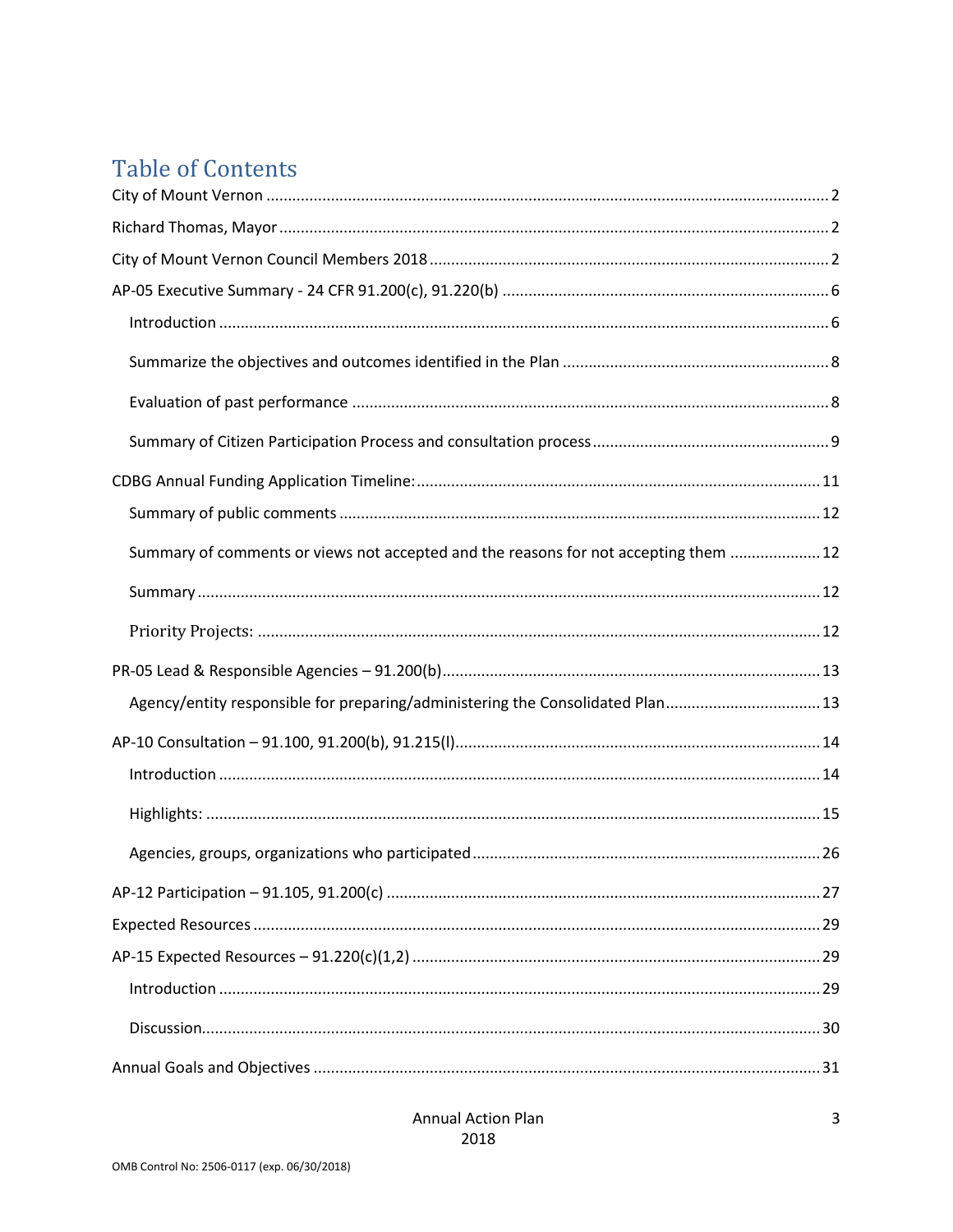# Table of Contents

City of Mount Vernon ........................................................................................................................ 2

Richard Thomas, Mayor ..................................................................................................................... 2

City of Mount Vernon Council Members 2018 .................................................................................. 2

AP-05 Executive Summary - 24 CFR 91.200(c), 91.220(b) ................................................................. 6

- Introduction ................................................................................................................................. 6
- Summarize the objectives and outcomes identified in the Plan ................................................ 8
- Evaluation of past performance ................................................................................................. 8
- Summary of Citizen Participation Process and consultation process ........................................ 9

CDBG Annual Funding Application Timeline: .................................................................................. 11

- Summary of public comments .................................................................................................. 12
- Summary of comments or views not accepted and the reasons for not accepting them ....... 12
- Summary ................................................................................................................................... 12
- Priority Projects: ....................................................................................................................... 12

PR-05 Lead & Responsible Agencies – 91.200(b) ............................................................................. 13

- Agency/entity responsible for preparing/administering the Consolidated Plan ...................... 13

AP-10 Consultation – 91.100, 91.200(b), 91.215(l) .......................................................................... 14

- Introduction ............................................................................................................................... 14
- Highlights: .................................................................................................................................. 15
- Agencies, groups, organizations who participated .................................................................. 26

AP-12 Participation – 91.105, 91.200(c) ........................................................................................... 27

Expected Resources ......................................................................................................................... 29

AP-15 Expected Resources – 91.220(c)(1,2) .................................................................................... 29

- Introduction ............................................................................................................................... 29
- Discussion .................................................................................................................................. 30

Annual Goals and Objectives ........................................................................................................... 31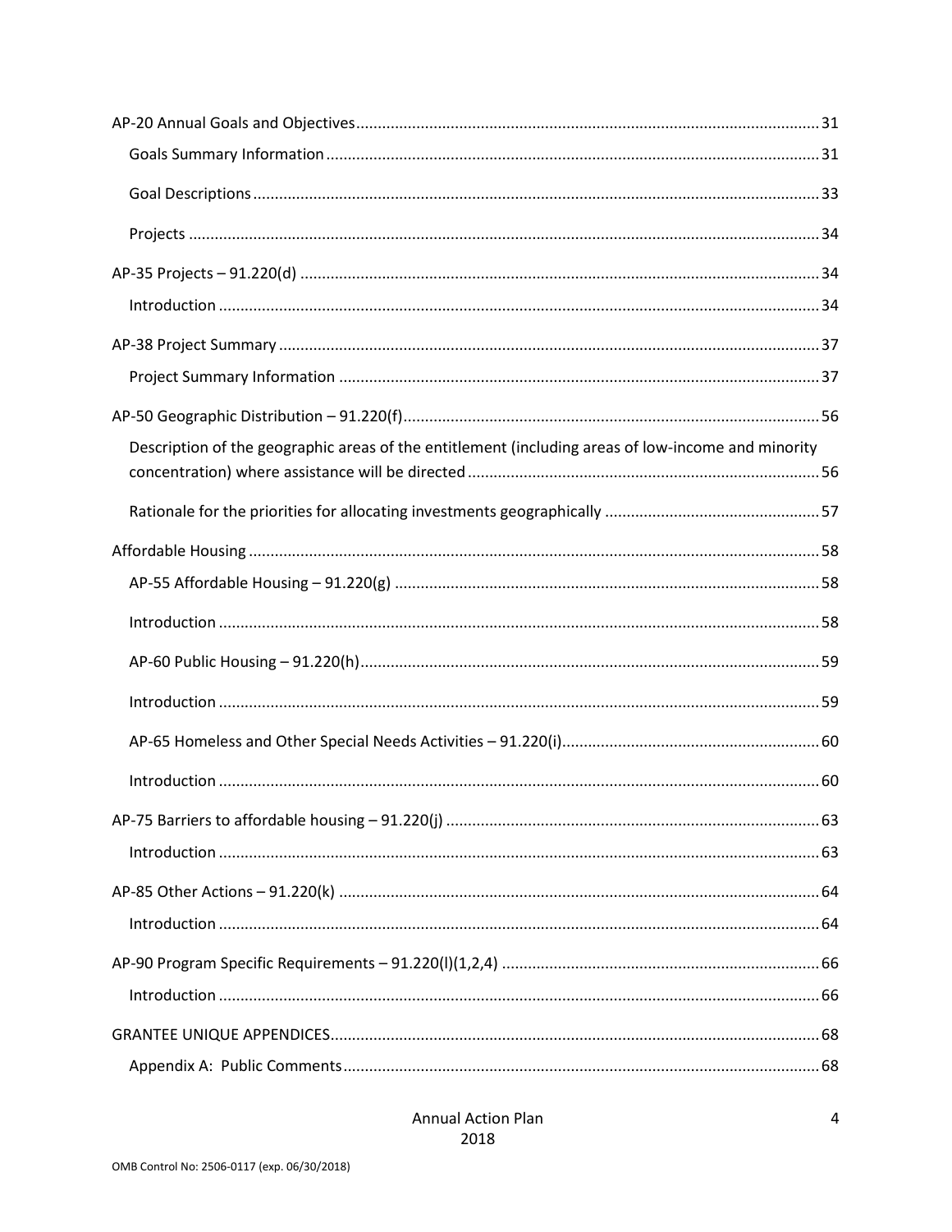AP-20 Annual Goals and Objectives ..... 31

- Goals Summary Information ..... 31
- Goal Descriptions ..... 33
- Projects ..... 34

AP-35 Projects – 91.220(d) ..... 34

- Introduction ..... 34

AP-38 Project Summary ..... 37

- Project Summary Information ..... 37

AP-50 Geographic Distribution – 91.220(f) ..... 56

- Description of the geographic areas of the entitlement (including areas of low-income and minority concentration) where assistance will be directed ..... 56
- Rationale for the priorities for allocating investments geographically ..... 57

Affordable Housing ..... 58

- AP-55 Affordable Housing – 91.220(g) ..... 58
- Introduction ..... 58
- AP-60 Public Housing – 91.220(h) ..... 59
- Introduction ..... 59
- AP-65 Homeless and Other Special Needs Activities – 91.220(i) ..... 60
- Introduction ..... 60

AP-75 Barriers to affordable housing – 91.220(j) ..... 63

- Introduction ..... 63

AP-85 Other Actions – 91.220(k) ..... 64

- Introduction ..... 64

AP-90 Program Specific Requirements – 91.220(l)(1,2,4) ..... 66

- Introduction ..... 66

GRANTEE UNIQUE APPENDICES ..... 68

- Appendix A: Public Comments ..... 68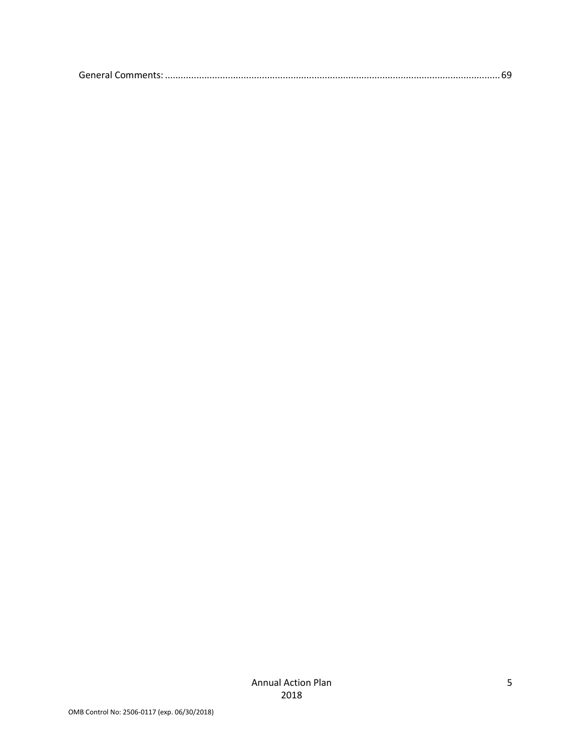General Comments: ............................................................................................................................ 69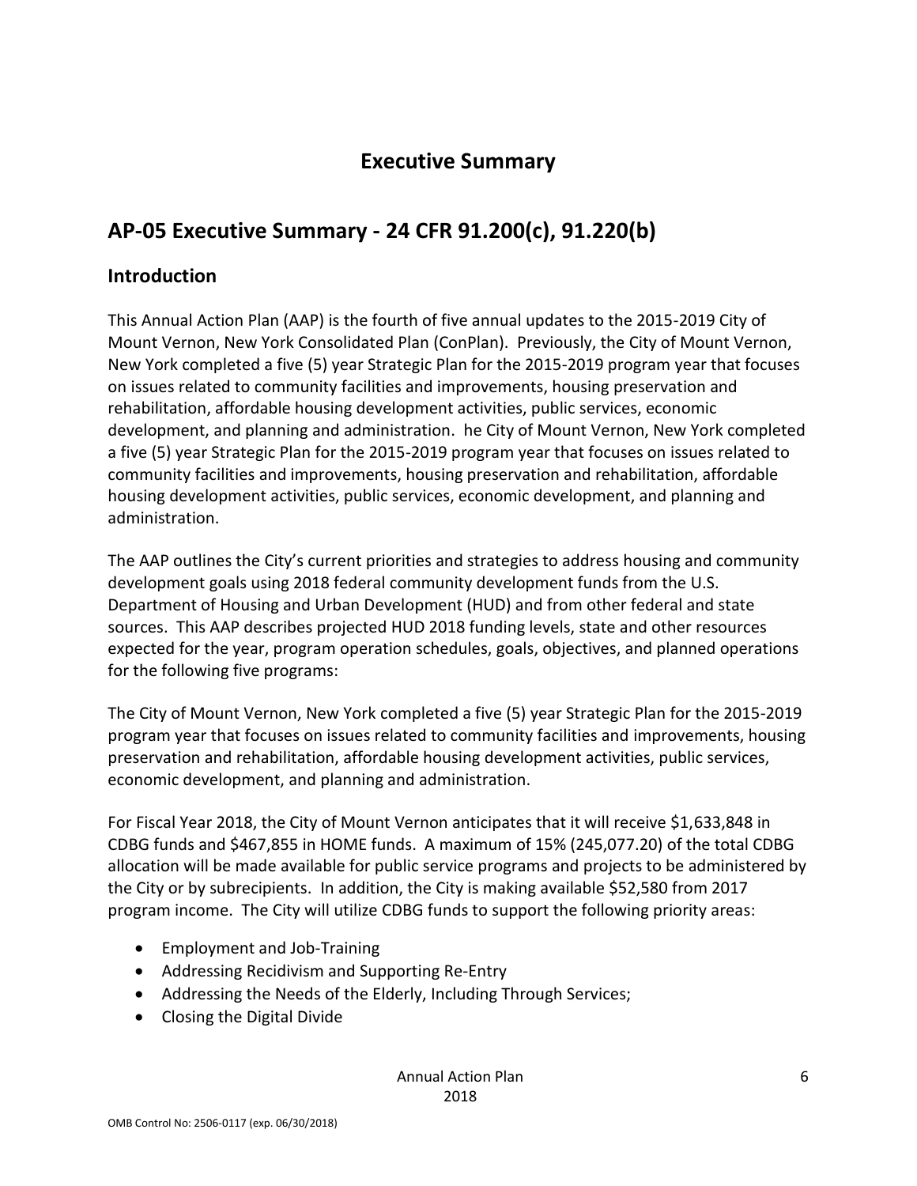# Executive Summary

## AP-05 Executive Summary - 24 CFR 91.200(c), 91.220(b)

### Introduction

This Annual Action Plan (AAP) is the fourth of five annual updates to the 2015-2019 City of Mount Vernon, New York Consolidated Plan (ConPlan). Previously, the City of Mount Vernon, New York completed a five (5) year Strategic Plan for the 2015-2019 program year that focuses on issues related to community facilities and improvements, housing preservation and rehabilitation, affordable housing development activities, public services, economic development, and planning and administration. he City of Mount Vernon, New York completed a five (5) year Strategic Plan for the 2015-2019 program year that focuses on issues related to community facilities and improvements, housing preservation and rehabilitation, affordable housing development activities, public services, economic development, and planning and administration.

The AAP outlines the City's current priorities and strategies to address housing and community development goals using 2018 federal community development funds from the U.S. Department of Housing and Urban Development (HUD) and from other federal and state sources. This AAP describes projected HUD 2018 funding levels, state and other resources expected for the year, program operation schedules, goals, objectives, and planned operations for the following five programs:

The City of Mount Vernon, New York completed a five (5) year Strategic Plan for the 2015-2019 program year that focuses on issues related to community facilities and improvements, housing preservation and rehabilitation, affordable housing development activities, public services, economic development, and planning and administration.

For Fiscal Year 2018, the City of Mount Vernon anticipates that it will receive $1,633,848 in CDBG funds and $467,855 in HOME funds. A maximum of 15% (245,077.20) of the total CDBG allocation will be made available for public service programs and projects to be administered by the City or by subrecipients. In addition, the City is making available $52,580 from 2017 program income. The City will utilize CDBG funds to support the following priority areas:

- Employment and Job-Training
- Addressing Recidivism and Supporting Re-Entry
- Addressing the Needs of the Elderly, Including Through Services;
- Closing the Digital Divide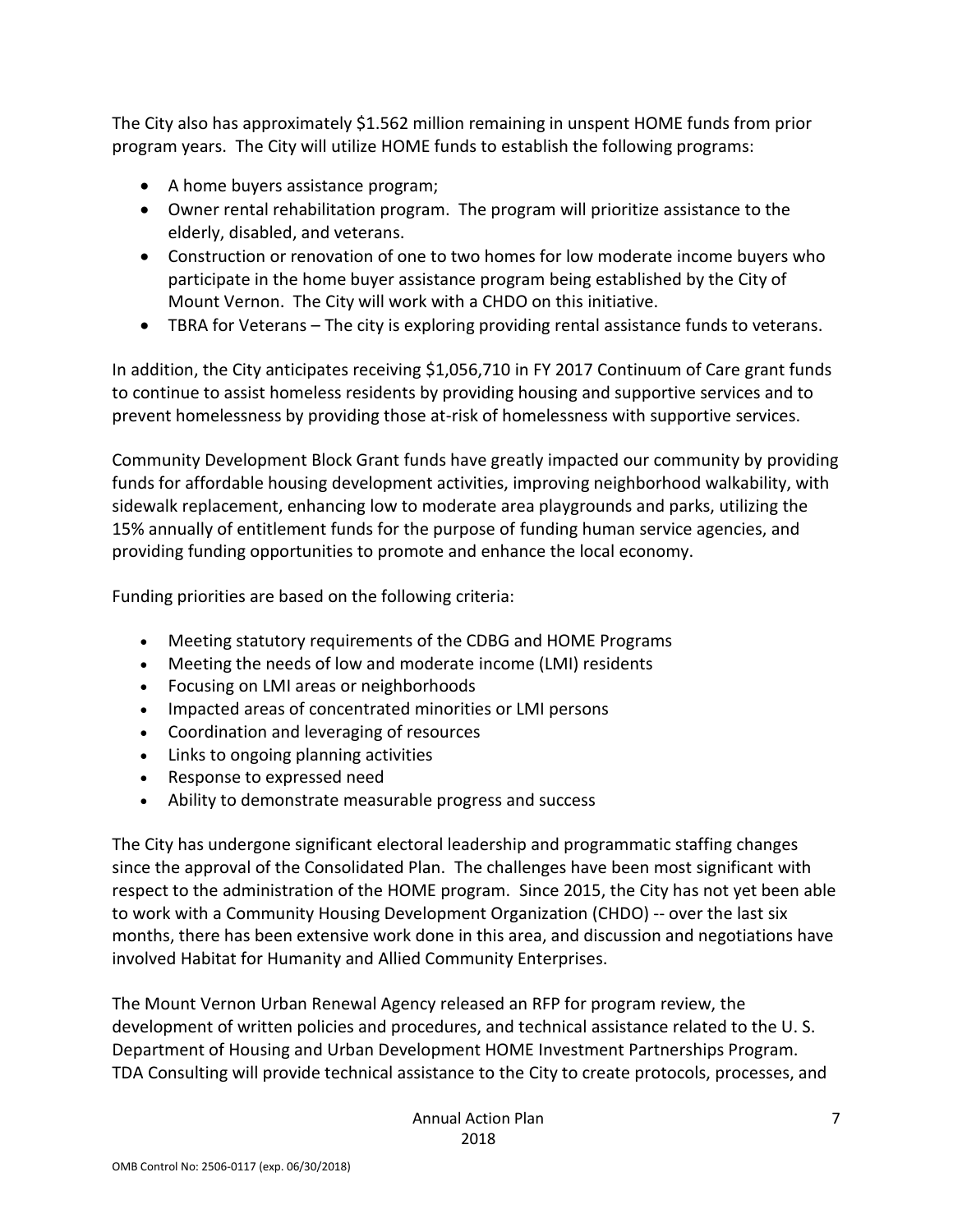The City also has approximately $1.562 million remaining in unspent HOME funds from prior program years. The City will utilize HOME funds to establish the following programs:

- A home buyers assistance program;
- Owner rental rehabilitation program. The program will prioritize assistance to the elderly, disabled, and veterans.
- Construction or renovation of one to two homes for low moderate income buyers who participate in the home buyer assistance program being established by the City of Mount Vernon. The City will work with a CHDO on this initiative.
- TBRA for Veterans – The city is exploring providing rental assistance funds to veterans.

In addition, the City anticipates receiving $1,056,710 in FY 2017 Continuum of Care grant funds to continue to assist homeless residents by providing housing and supportive services and to prevent homelessness by providing those at-risk of homelessness with supportive services.

Community Development Block Grant funds have greatly impacted our community by providing funds for affordable housing development activities, improving neighborhood walkability, with sidewalk replacement, enhancing low to moderate area playgrounds and parks, utilizing the 15% annually of entitlement funds for the purpose of funding human service agencies, and providing funding opportunities to promote and enhance the local economy.

Funding priorities are based on the following criteria:

- Meeting statutory requirements of the CDBG and HOME Programs
- Meeting the needs of low and moderate income (LMI) residents
- Focusing on LMI areas or neighborhoods
- Impacted areas of concentrated minorities or LMI persons
- Coordination and leveraging of resources
- Links to ongoing planning activities
- Response to expressed need
- Ability to demonstrate measurable progress and success

The City has undergone significant electoral leadership and programmatic staffing changes since the approval of the Consolidated Plan. The challenges have been most significant with respect to the administration of the HOME program. Since 2015, the City has not yet been able to work with a Community Housing Development Organization (CHDO) -- over the last six months, there has been extensive work done in this area, and discussion and negotiations have involved Habitat for Humanity and Allied Community Enterprises.

The Mount Vernon Urban Renewal Agency released an RFP for program review, the development of written policies and procedures, and technical assistance related to the U. S. Department of Housing and Urban Development HOME Investment Partnerships Program. TDA Consulting will provide technical assistance to the City to create protocols, processes, and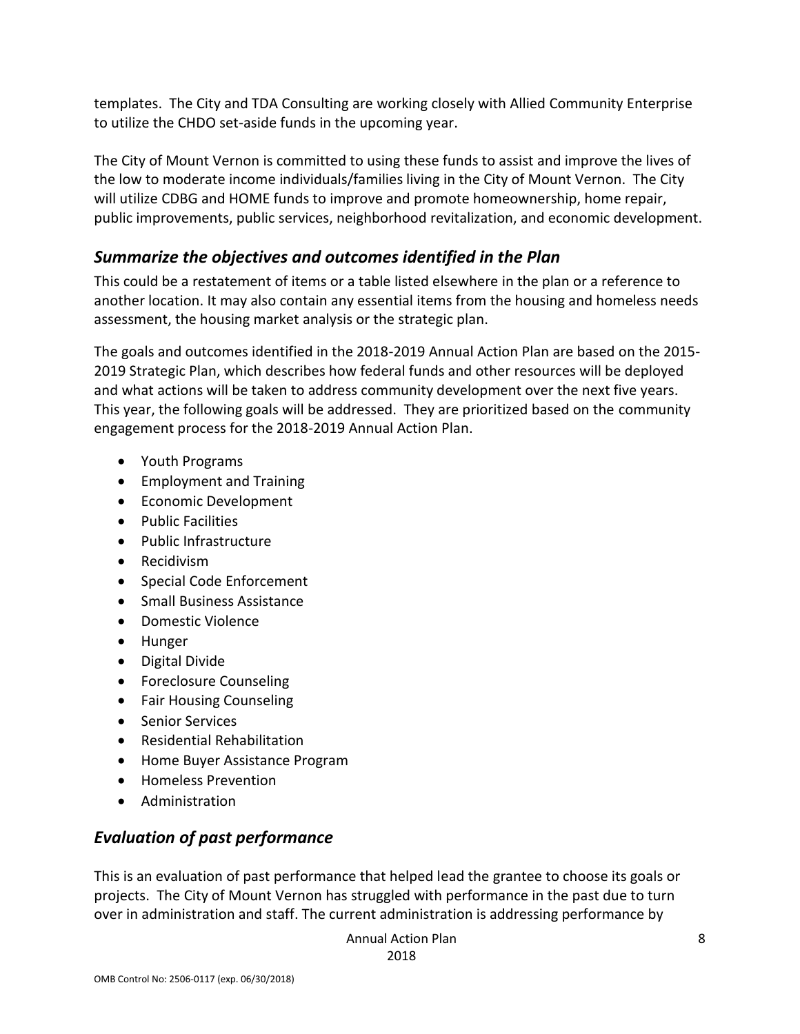templates. The City and TDA Consulting are working closely with Allied Community Enterprise to utilize the CHDO set-aside funds in the upcoming year.

The City of Mount Vernon is committed to using these funds to assist and improve the lives of the low to moderate income individuals/families living in the City of Mount Vernon. The City will utilize CDBG and HOME funds to improve and promote homeownership, home repair, public improvements, public services, neighborhood revitalization, and economic development.

## *Summarize the objectives and outcomes identified in the Plan*

This could be a restatement of items or a table listed elsewhere in the plan or a reference to another location. It may also contain any essential items from the housing and homeless needs assessment, the housing market analysis or the strategic plan.

The goals and outcomes identified in the 2018-2019 Annual Action Plan are based on the 2015-2019 Strategic Plan, which describes how federal funds and other resources will be deployed and what actions will be taken to address community development over the next five years. This year, the following goals will be addressed. They are prioritized based on the community engagement process for the 2018-2019 Annual Action Plan.

- Youth Programs
- Employment and Training
- Economic Development
- Public Facilities
- Public Infrastructure
- Recidivism
- Special Code Enforcement
- Small Business Assistance
- Domestic Violence
- Hunger
- Digital Divide
- Foreclosure Counseling
- Fair Housing Counseling
- Senior Services
- Residential Rehabilitation
- Home Buyer Assistance Program
- Homeless Prevention
- Administration

## *Evaluation of past performance*

This is an evaluation of past performance that helped lead the grantee to choose its goals or projects. The City of Mount Vernon has struggled with performance in the past due to turn over in administration and staff. The current administration is addressing performance by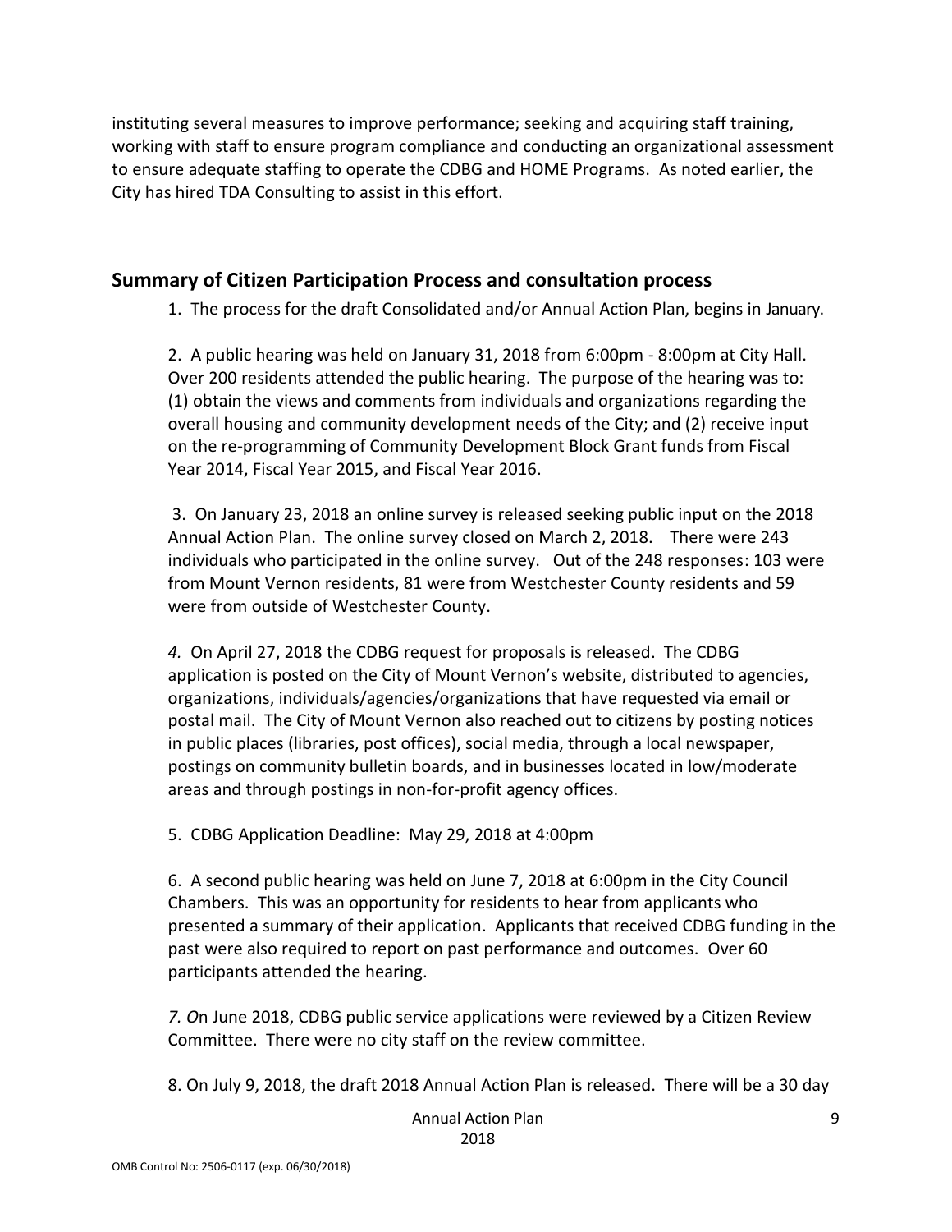instituting several measures to improve performance; seeking and acquiring staff training, working with staff to ensure program compliance and conducting an organizational assessment to ensure adequate staffing to operate the CDBG and HOME Programs. As noted earlier, the City has hired TDA Consulting to assist in this effort.

## Summary of Citizen Participation Process and consultation process

1. The process for the draft Consolidated and/or Annual Action Plan, begins in January.

2. A public hearing was held on January 31, 2018 from 6:00pm - 8:00pm at City Hall. Over 200 residents attended the public hearing. The purpose of the hearing was to: (1) obtain the views and comments from individuals and organizations regarding the overall housing and community development needs of the City; and (2) receive input on the re-programming of Community Development Block Grant funds from Fiscal Year 2014, Fiscal Year 2015, and Fiscal Year 2016.

3. On January 23, 2018 an online survey is released seeking public input on the 2018 Annual Action Plan. The online survey closed on March 2, 2018. There were 243 individuals who participated in the online survey. Out of the 248 responses: 103 were from Mount Vernon residents, 81 were from Westchester County residents and 59 were from outside of Westchester County.

*4.* On April 27, 2018 the CDBG request for proposals is released. The CDBG application is posted on the City of Mount Vernon's website, distributed to agencies, organizations, individuals/agencies/organizations that have requested via email or postal mail. The City of Mount Vernon also reached out to citizens by posting notices in public places (libraries, post offices), social media, through a local newspaper, postings on community bulletin boards, and in businesses located in low/moderate areas and through postings in non-for-profit agency offices.

5. CDBG Application Deadline: May 29, 2018 at 4:00pm

6. A second public hearing was held on June 7, 2018 at 6:00pm in the City Council Chambers. This was an opportunity for residents to hear from applicants who presented a summary of their application. Applicants that received CDBG funding in the past were also required to report on past performance and outcomes. Over 60 participants attended the hearing.

*7. O*n June 2018, CDBG public service applications were reviewed by a Citizen Review Committee. There were no city staff on the review committee.

8. On July 9, 2018, the draft 2018 Annual Action Plan is released. There will be a 30 day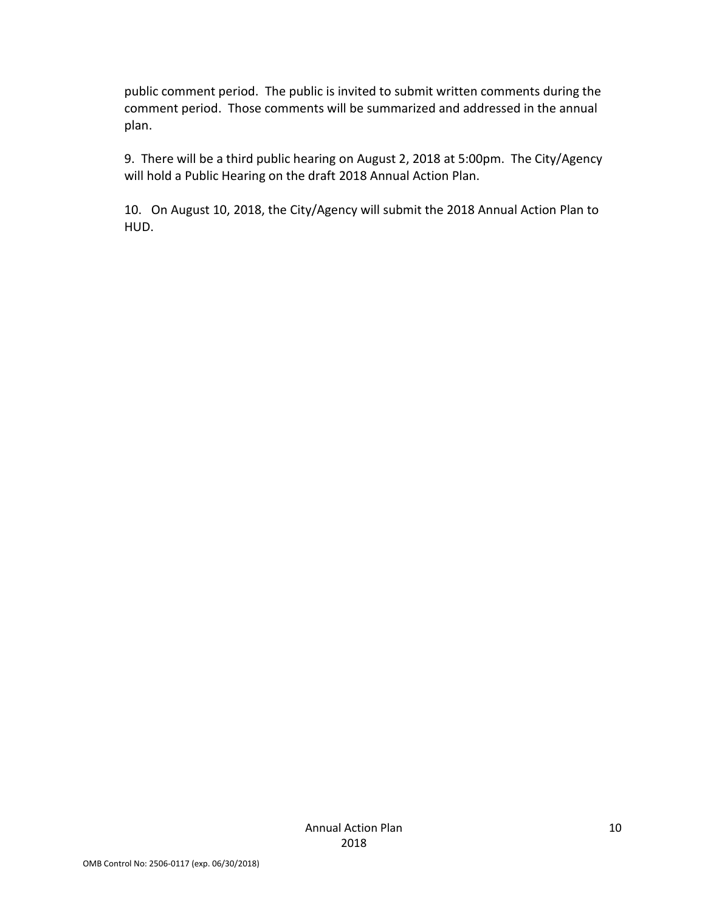public comment period. The public is invited to submit written comments during the comment period. Those comments will be summarized and addressed in the annual plan.

9. There will be a third public hearing on August 2, 2018 at 5:00pm. The City/Agency will hold a Public Hearing on the draft 2018 Annual Action Plan.

10. On August 10, 2018, the City/Agency will submit the 2018 Annual Action Plan to HUD.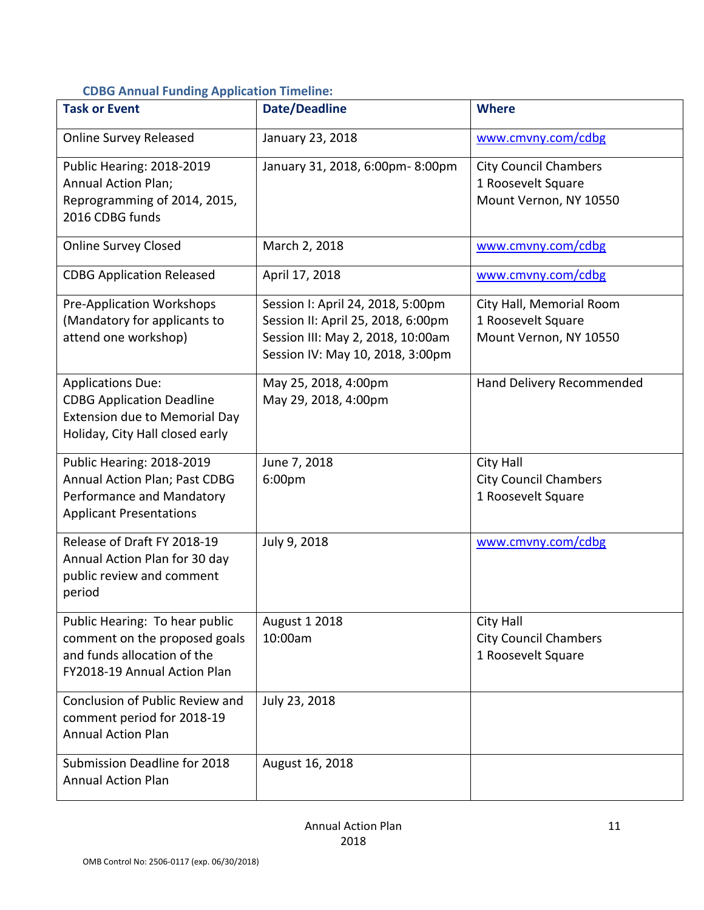### CDBG Annual Funding Application Timeline:

| Task or Event | Date/Deadline | Where |
|---|---|---|
| Online Survey Released | January 23, 2018 | www.cmvny.com/cdbg |
| Public Hearing: 2018-2019 Annual Action Plan; Reprogramming of 2014, 2015, 2016 CDBG funds | January 31, 2018, 6:00pm- 8:00pm | City Council Chambers<br>1 Roosevelt Square<br>Mount Vernon, NY 10550 |
| Online Survey Closed | March 2, 2018 | www.cmvny.com/cdbg |
| CDBG Application Released | April 17, 2018 | www.cmvny.com/cdbg |
| Pre-Application Workshops (Mandatory for applicants to attend one workshop) | Session I: April 24, 2018, 5:00pm<br>Session II: April 25, 2018, 6:00pm<br>Session III: May 2, 2018, 10:00am<br>Session IV: May 10, 2018, 3:00pm | City Hall, Memorial Room<br>1 Roosevelt Square<br>Mount Vernon, NY 10550 |
| Applications Due:<br>CDBG Application Deadline Extension due to Memorial Day Holiday, City Hall closed early | May 25, 2018, 4:00pm<br>May 29, 2018, 4:00pm | Hand Delivery Recommended |
| Public Hearing: 2018-2019 Annual Action Plan; Past CDBG Performance and Mandatory Applicant Presentations | June 7, 2018<br>6:00pm | City Hall<br>City Council Chambers<br>1 Roosevelt Square |
| Release of Draft FY 2018-19 Annual Action Plan for 30 day public review and comment period | July 9, 2018 | www.cmvny.com/cdbg |
| Public Hearing: To hear public comment on the proposed goals and funds allocation of the FY2018-19 Annual Action Plan | August 1 2018<br>10:00am | City Hall<br>City Council Chambers<br>1 Roosevelt Square |
| Conclusion of Public Review and comment period for 2018-19 Annual Action Plan | July 23, 2018 | |
| Submission Deadline for 2018 Annual Action Plan | August 16, 2018 | |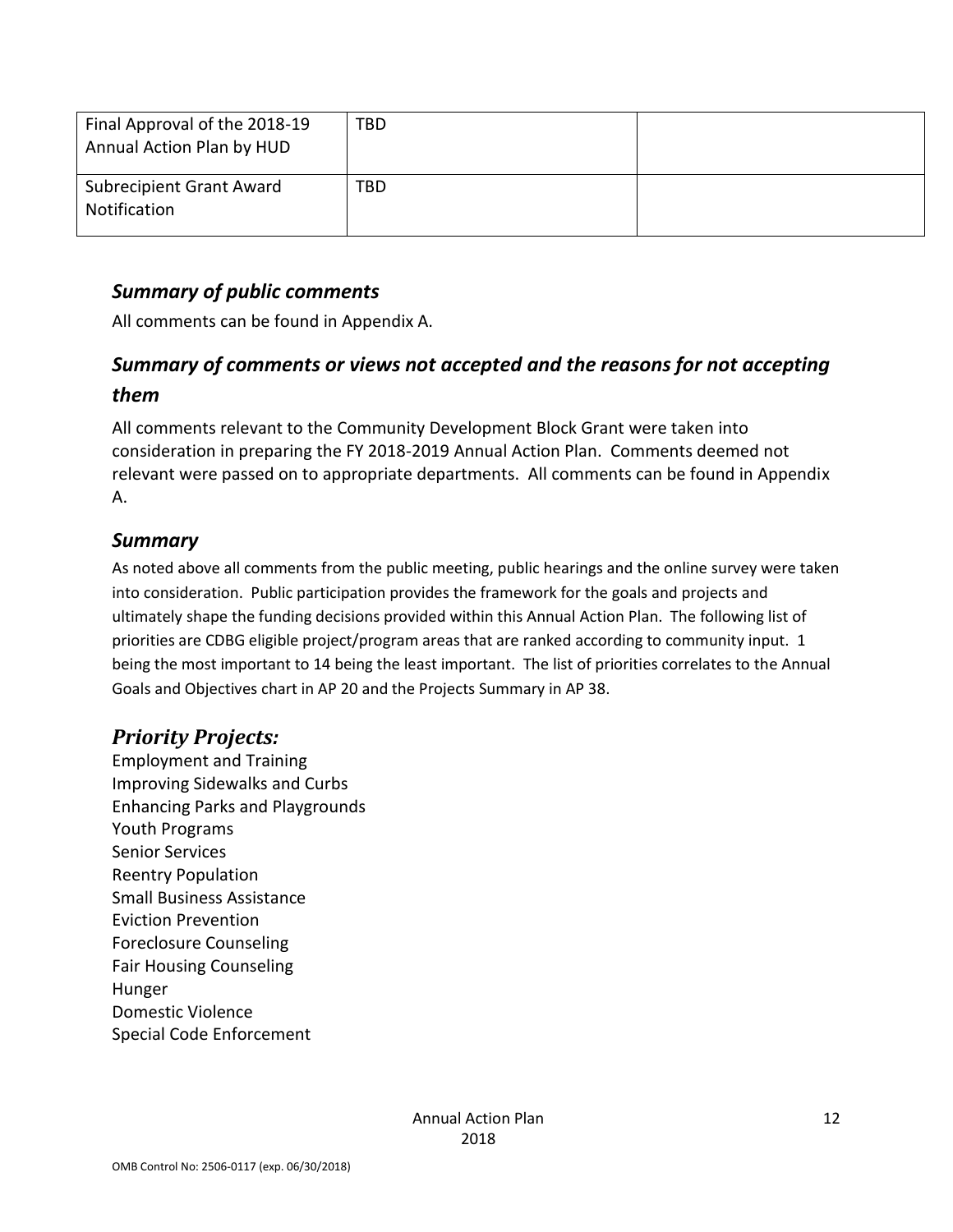| Final Approval of the 2018-19 Annual Action Plan by HUD | TBD | |
|---|---|---|
| Subrecipient Grant Award Notification | TBD | |

### *Summary of public comments*

All comments can be found in Appendix A.

### *Summary of comments or views not accepted and the reasons for not accepting them*

All comments relevant to the Community Development Block Grant were taken into consideration in preparing the FY 2018-2019 Annual Action Plan. Comments deemed not relevant were passed on to appropriate departments. All comments can be found in Appendix A.

### *Summary*

As noted above all comments from the public meeting, public hearings and the online survey were taken into consideration. Public participation provides the framework for the goals and projects and ultimately shape the funding decisions provided within this Annual Action Plan. The following list of priorities are CDBG eligible project/program areas that are ranked according to community input. 1 being the most important to 14 being the least important. The list of priorities correlates to the Annual Goals and Objectives chart in AP 20 and the Projects Summary in AP 38.

### *Priority Projects:*

Employment and Training
Improving Sidewalks and Curbs
Enhancing Parks and Playgrounds
Youth Programs
Senior Services
Reentry Population
Small Business Assistance
Eviction Prevention
Foreclosure Counseling
Fair Housing Counseling
Hunger
Domestic Violence
Special Code Enforcement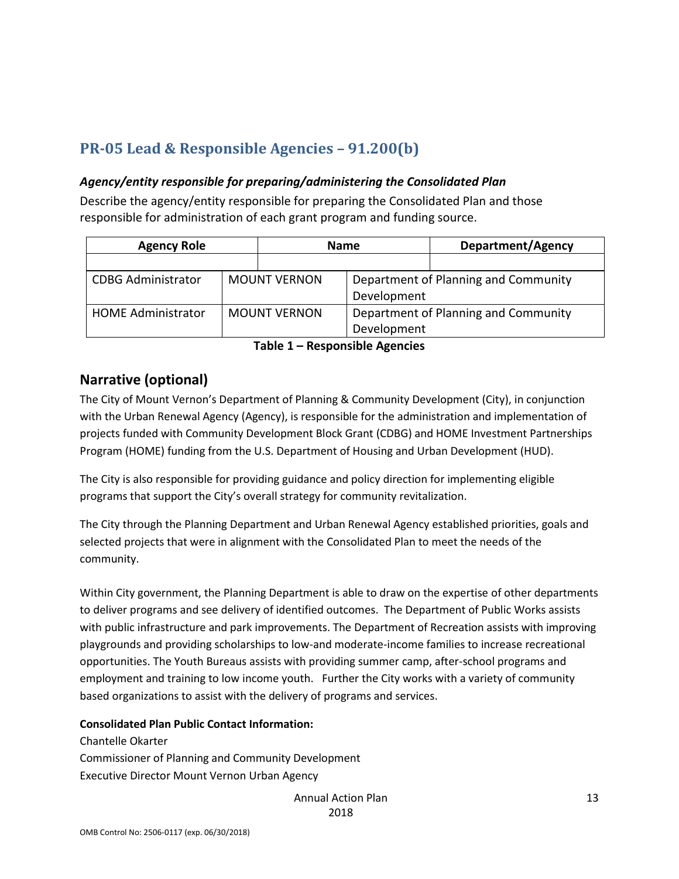## PR-05 Lead & Responsible Agencies – 91.200(b)

### *Agency/entity responsible for preparing/administering the Consolidated Plan*

Describe the agency/entity responsible for preparing the Consolidated Plan and those responsible for administration of each grant program and funding source.

| Agency Role | Name | Department/Agency |
|---|---|---|
| | | |
| CDBG Administrator | MOUNT VERNON | Department of Planning and Community Development |
| HOME Administrator | MOUNT VERNON | Department of Planning and Community Development |

**Table 1 – Responsible Agencies**

## Narrative (optional)

The City of Mount Vernon's Department of Planning & Community Development (City), in conjunction with the Urban Renewal Agency (Agency), is responsible for the administration and implementation of projects funded with Community Development Block Grant (CDBG) and HOME Investment Partnerships Program (HOME) funding from the U.S. Department of Housing and Urban Development (HUD).

The City is also responsible for providing guidance and policy direction for implementing eligible programs that support the City's overall strategy for community revitalization.

The City through the Planning Department and Urban Renewal Agency established priorities, goals and selected projects that were in alignment with the Consolidated Plan to meet the needs of the community.

Within City government, the Planning Department is able to draw on the expertise of other departments to deliver programs and see delivery of identified outcomes. The Department of Public Works assists with public infrastructure and park improvements. The Department of Recreation assists with improving playgrounds and providing scholarships to low-and moderate-income families to increase recreational opportunities. The Youth Bureaus assists with providing summer camp, after-school programs and employment and training to low income youth. Further the City works with a variety of community based organizations to assist with the delivery of programs and services.

**Consolidated Plan Public Contact Information:**

Chantelle Okarter
Commissioner of Planning and Community Development
Executive Director Mount Vernon Urban Agency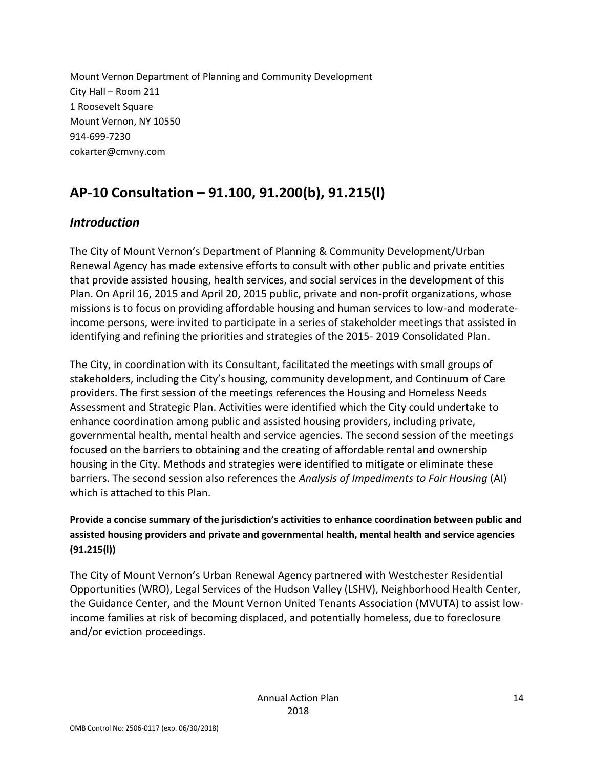Mount Vernon Department of Planning and Community Development
City Hall – Room 211
1 Roosevelt Square
Mount Vernon, NY 10550
914-699-7230
cokarter@cmvny.com

## AP-10 Consultation – 91.100, 91.200(b), 91.215(l)

### *Introduction*

The City of Mount Vernon's Department of Planning & Community Development/Urban Renewal Agency has made extensive efforts to consult with other public and private entities that provide assisted housing, health services, and social services in the development of this Plan. On April 16, 2015 and April 20, 2015 public, private and non-profit organizations, whose missions is to focus on providing affordable housing and human services to low-and moderate-income persons, were invited to participate in a series of stakeholder meetings that assisted in identifying and refining the priorities and strategies of the 2015- 2019 Consolidated Plan.

The City, in coordination with its Consultant, facilitated the meetings with small groups of stakeholders, including the City's housing, community development, and Continuum of Care providers. The first session of the meetings references the Housing and Homeless Needs Assessment and Strategic Plan. Activities were identified which the City could undertake to enhance coordination among public and assisted housing providers, including private, governmental health, mental health and service agencies. The second session of the meetings focused on the barriers to obtaining and the creating of affordable rental and ownership housing in the City. Methods and strategies were identified to mitigate or eliminate these barriers. The second session also references the *Analysis of Impediments to Fair Housing* (AI) which is attached to this Plan.

**Provide a concise summary of the jurisdiction's activities to enhance coordination between public and assisted housing providers and private and governmental health, mental health and service agencies (91.215(l))**

The City of Mount Vernon's Urban Renewal Agency partnered with Westchester Residential Opportunities (WRO), Legal Services of the Hudson Valley (LSHV), Neighborhood Health Center, the Guidance Center, and the Mount Vernon United Tenants Association (MVUTA) to assist low-income families at risk of becoming displaced, and potentially homeless, due to foreclosure and/or eviction proceedings.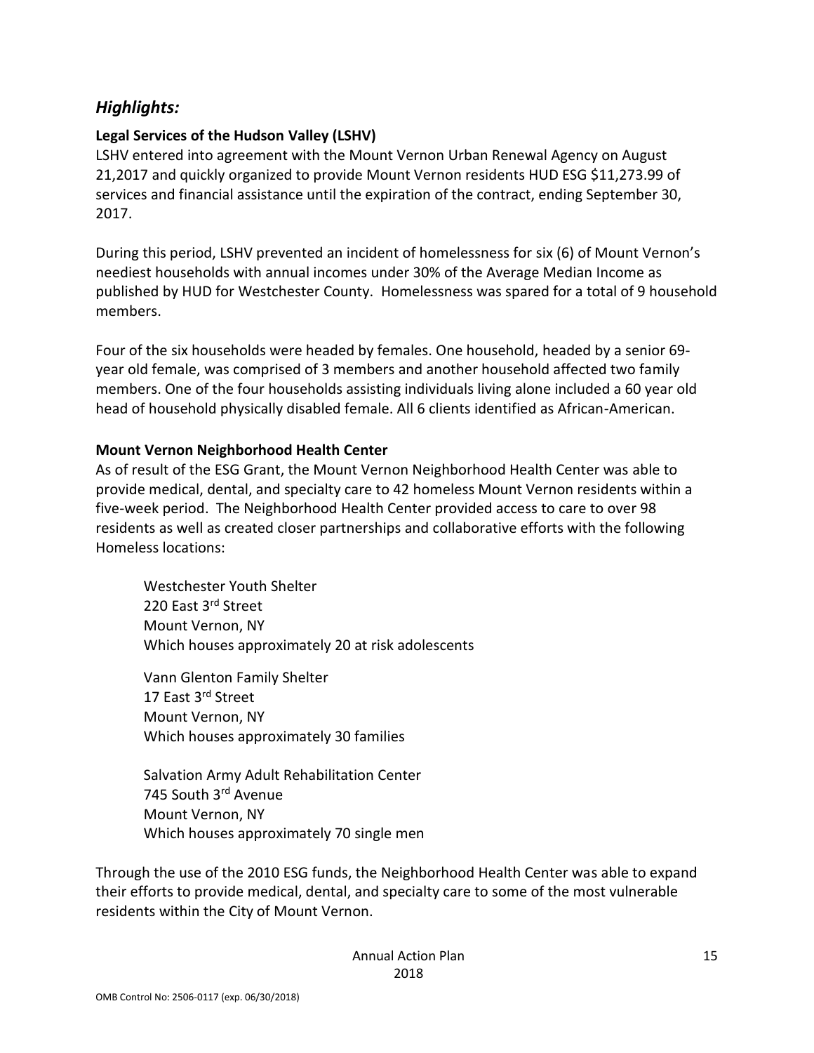## *Highlights:*

**Legal Services of the Hudson Valley (LSHV)**

LSHV entered into agreement with the Mount Vernon Urban Renewal Agency on August 21,2017 and quickly organized to provide Mount Vernon residents HUD ESG $11,273.99 of services and financial assistance until the expiration of the contract, ending September 30, 2017.

During this period, LSHV prevented an incident of homelessness for six (6) of Mount Vernon's neediest households with annual incomes under 30% of the Average Median Income as published by HUD for Westchester County. Homelessness was spared for a total of 9 household members.

Four of the six households were headed by females. One household, headed by a senior 69-year old female, was comprised of 3 members and another household affected two family members. One of the four households assisting individuals living alone included a 60 year old head of household physically disabled female. All 6 clients identified as African-American.

**Mount Vernon Neighborhood Health Center**

As of result of the ESG Grant, the Mount Vernon Neighborhood Health Center was able to provide medical, dental, and specialty care to 42 homeless Mount Vernon residents within a five-week period. The Neighborhood Health Center provided access to care to over 98 residents as well as created closer partnerships and collaborative efforts with the following Homeless locations:

Westchester Youth Shelter
220 East 3rd Street
Mount Vernon, NY
Which houses approximately 20 at risk adolescents

Vann Glenton Family Shelter
17 East 3rd Street
Mount Vernon, NY
Which houses approximately 30 families

Salvation Army Adult Rehabilitation Center
745 South 3rd Avenue
Mount Vernon, NY
Which houses approximately 70 single men

Through the use of the 2010 ESG funds, the Neighborhood Health Center was able to expand their efforts to provide medical, dental, and specialty care to some of the most vulnerable residents within the City of Mount Vernon.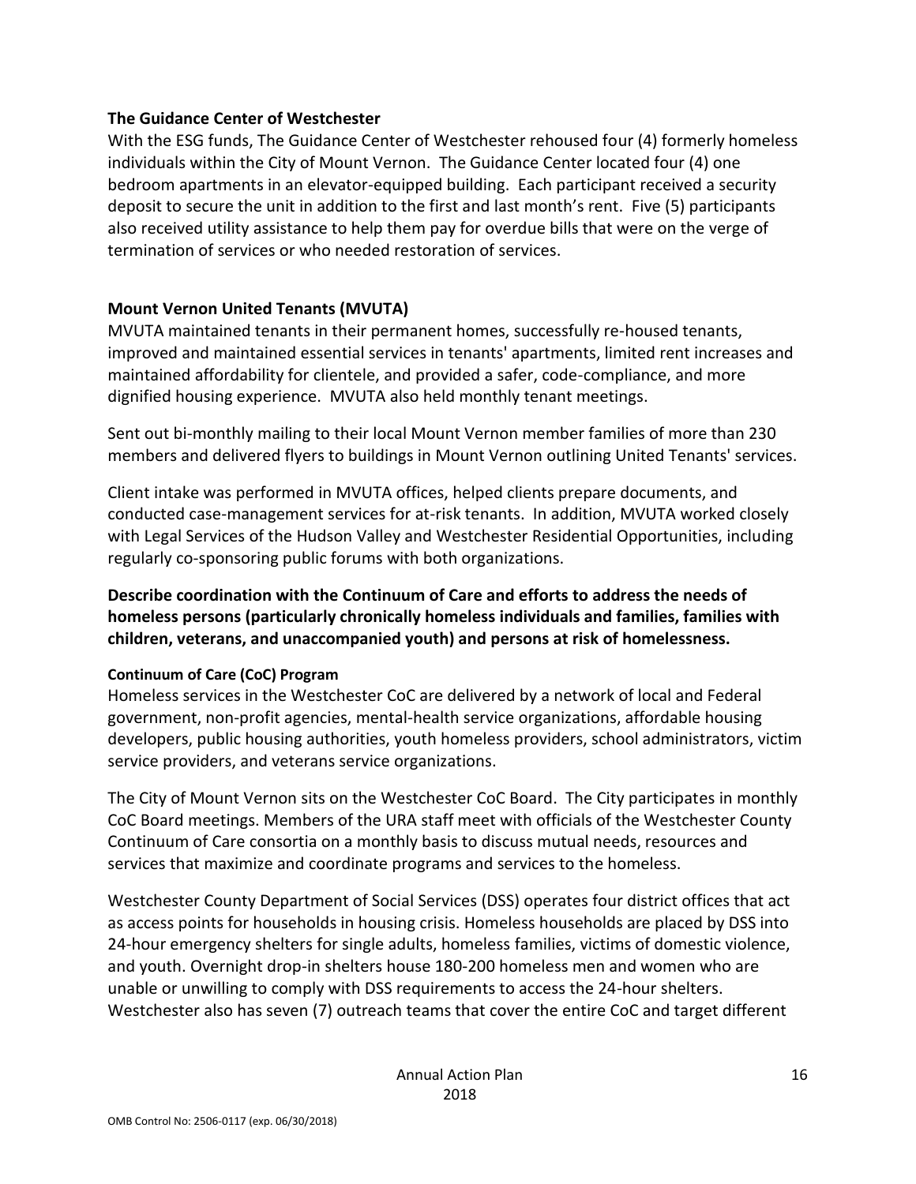**The Guidance Center of Westchester**

With the ESG funds, The Guidance Center of Westchester rehoused four (4) formerly homeless individuals within the City of Mount Vernon. The Guidance Center located four (4) one bedroom apartments in an elevator-equipped building. Each participant received a security deposit to secure the unit in addition to the first and last month's rent. Five (5) participants also received utility assistance to help them pay for overdue bills that were on the verge of termination of services or who needed restoration of services.

**Mount Vernon United Tenants (MVUTA)**

MVUTA maintained tenants in their permanent homes, successfully re-housed tenants, improved and maintained essential services in tenants' apartments, limited rent increases and maintained affordability for clientele, and provided a safer, code-compliance, and more dignified housing experience. MVUTA also held monthly tenant meetings.

Sent out bi-monthly mailing to their local Mount Vernon member families of more than 230 members and delivered flyers to buildings in Mount Vernon outlining United Tenants' services.

Client intake was performed in MVUTA offices, helped clients prepare documents, and conducted case-management services for at-risk tenants. In addition, MVUTA worked closely with Legal Services of the Hudson Valley and Westchester Residential Opportunities, including regularly co-sponsoring public forums with both organizations.

**Describe coordination with the Continuum of Care and efforts to address the needs of homeless persons (particularly chronically homeless individuals and families, families with children, veterans, and unaccompanied youth) and persons at risk of homelessness.**

**Continuum of Care (CoC) Program**

Homeless services in the Westchester CoC are delivered by a network of local and Federal government, non-profit agencies, mental-health service organizations, affordable housing developers, public housing authorities, youth homeless providers, school administrators, victim service providers, and veterans service organizations.

The City of Mount Vernon sits on the Westchester CoC Board. The City participates in monthly CoC Board meetings. Members of the URA staff meet with officials of the Westchester County Continuum of Care consortia on a monthly basis to discuss mutual needs, resources and services that maximize and coordinate programs and services to the homeless.

Westchester County Department of Social Services (DSS) operates four district offices that act as access points for households in housing crisis. Homeless households are placed by DSS into 24-hour emergency shelters for single adults, homeless families, victims of domestic violence, and youth. Overnight drop-in shelters house 180-200 homeless men and women who are unable or unwilling to comply with DSS requirements to access the 24-hour shelters. Westchester also has seven (7) outreach teams that cover the entire CoC and target different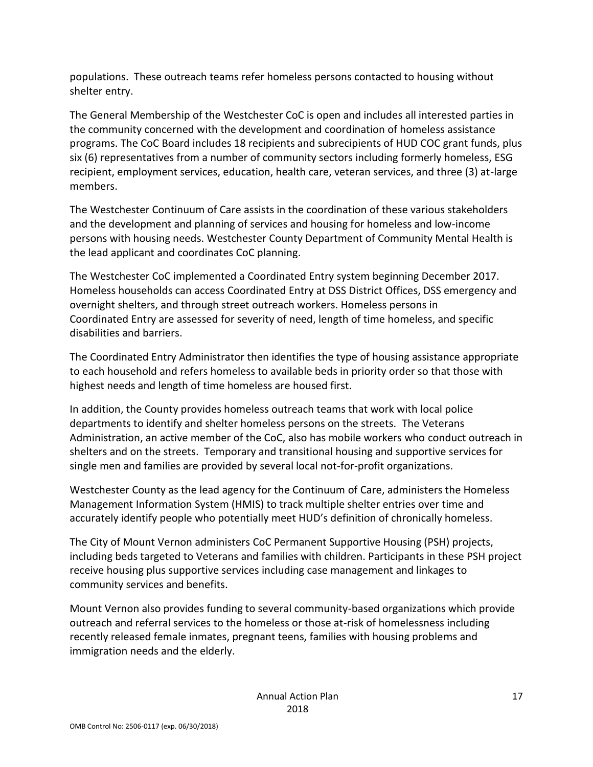populations. These outreach teams refer homeless persons contacted to housing without shelter entry.

The General Membership of the Westchester CoC is open and includes all interested parties in the community concerned with the development and coordination of homeless assistance programs. The CoC Board includes 18 recipients and subrecipients of HUD COC grant funds, plus six (6) representatives from a number of community sectors including formerly homeless, ESG recipient, employment services, education, health care, veteran services, and three (3) at-large members.

The Westchester Continuum of Care assists in the coordination of these various stakeholders and the development and planning of services and housing for homeless and low-income persons with housing needs. Westchester County Department of Community Mental Health is the lead applicant and coordinates CoC planning.

The Westchester CoC implemented a Coordinated Entry system beginning December 2017. Homeless households can access Coordinated Entry at DSS District Offices, DSS emergency and overnight shelters, and through street outreach workers. Homeless persons in Coordinated Entry are assessed for severity of need, length of time homeless, and specific disabilities and barriers.

The Coordinated Entry Administrator then identifies the type of housing assistance appropriate to each household and refers homeless to available beds in priority order so that those with highest needs and length of time homeless are housed first.

In addition, the County provides homeless outreach teams that work with local police departments to identify and shelter homeless persons on the streets. The Veterans Administration, an active member of the CoC, also has mobile workers who conduct outreach in shelters and on the streets. Temporary and transitional housing and supportive services for single men and families are provided by several local not-for-profit organizations.

Westchester County as the lead agency for the Continuum of Care, administers the Homeless Management Information System (HMIS) to track multiple shelter entries over time and accurately identify people who potentially meet HUD's definition of chronically homeless.

The City of Mount Vernon administers CoC Permanent Supportive Housing (PSH) projects, including beds targeted to Veterans and families with children. Participants in these PSH project receive housing plus supportive services including case management and linkages to community services and benefits.

Mount Vernon also provides funding to several community-based organizations which provide outreach and referral services to the homeless or those at-risk of homelessness including recently released female inmates, pregnant teens, families with housing problems and immigration needs and the elderly.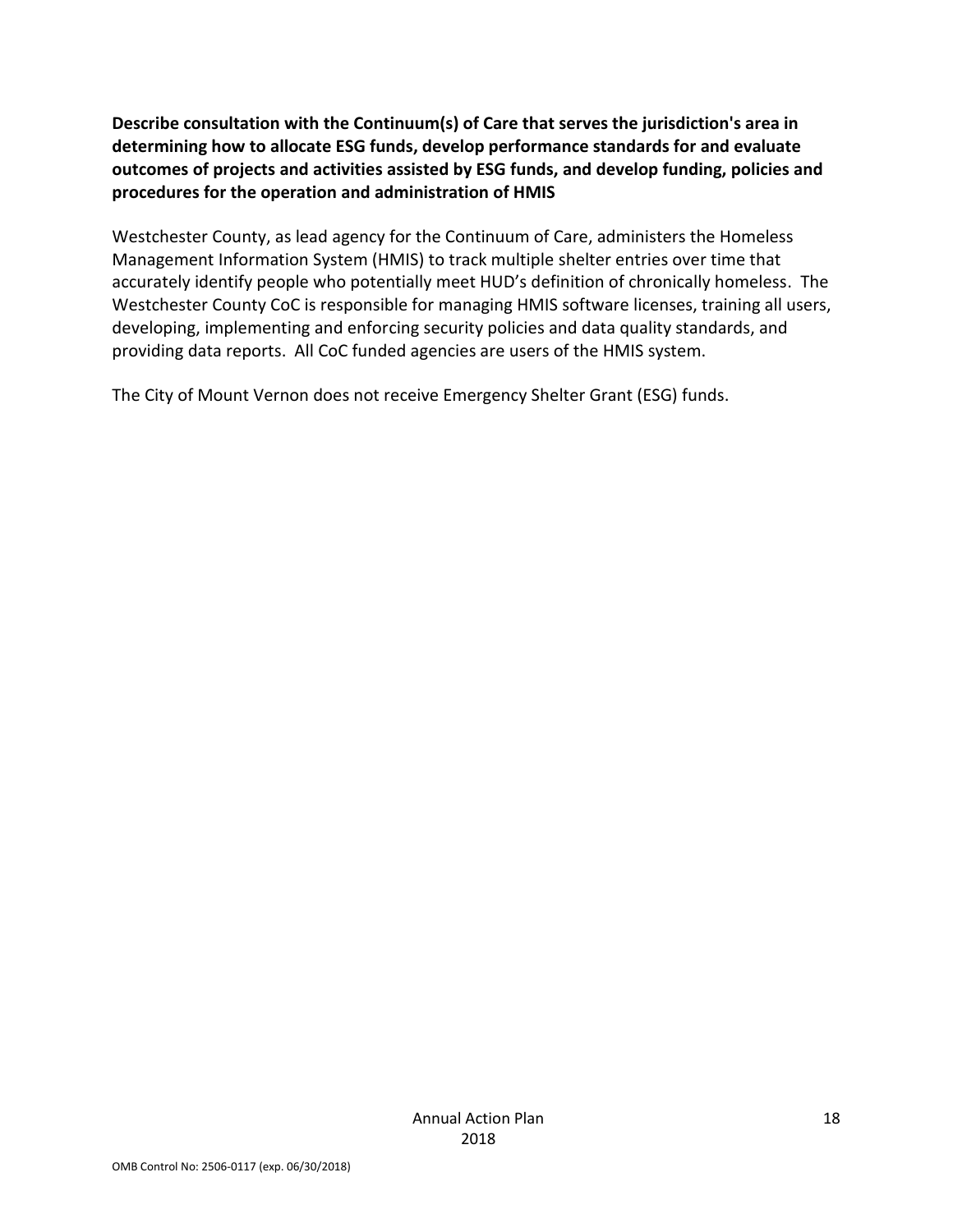**Describe consultation with the Continuum(s) of Care that serves the jurisdiction's area in determining how to allocate ESG funds, develop performance standards for and evaluate outcomes of projects and activities assisted by ESG funds, and develop funding, policies and procedures for the operation and administration of HMIS**

Westchester County, as lead agency for the Continuum of Care, administers the Homeless Management Information System (HMIS) to track multiple shelter entries over time that accurately identify people who potentially meet HUD's definition of chronically homeless. The Westchester County CoC is responsible for managing HMIS software licenses, training all users, developing, implementing and enforcing security policies and data quality standards, and providing data reports. All CoC funded agencies are users of the HMIS system.

The City of Mount Vernon does not receive Emergency Shelter Grant (ESG) funds.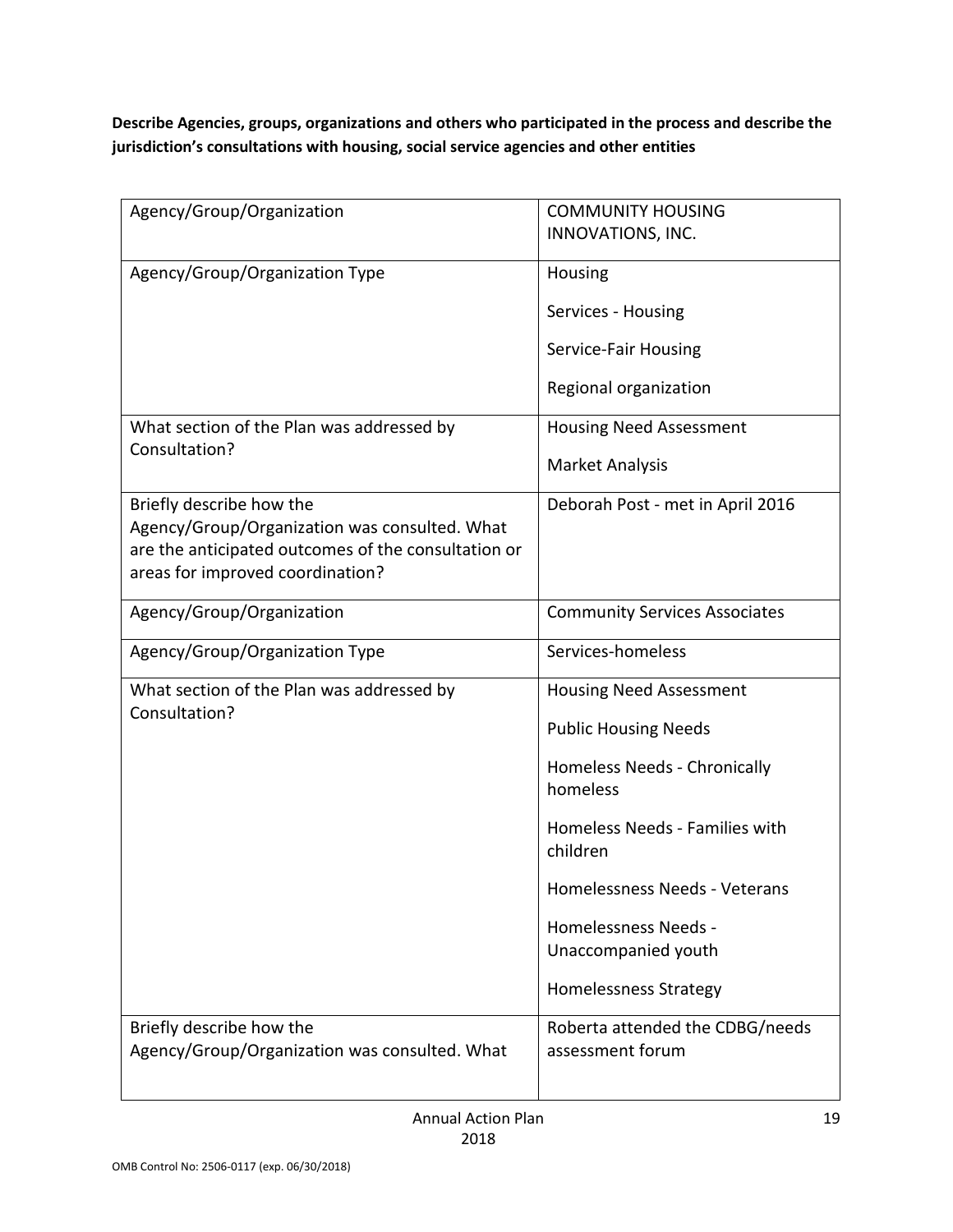**Describe Agencies, groups, organizations and others who participated in the process and describe the jurisdiction's consultations with housing, social service agencies and other entities**

| | |
|---|---|
| Agency/Group/Organization | COMMUNITY HOUSING INNOVATIONS, INC. |
| Agency/Group/Organization Type | Housing<br><br>Services - Housing<br><br>Service-Fair Housing<br><br>Regional organization |
| What section of the Plan was addressed by Consultation? | Housing Need Assessment<br><br>Market Analysis |
| Briefly describe how the Agency/Group/Organization was consulted. What are the anticipated outcomes of the consultation or areas for improved coordination? | Deborah Post - met in April 2016 |
| Agency/Group/Organization | Community Services Associates |
| Agency/Group/Organization Type | Services-homeless |
| What section of the Plan was addressed by Consultation? | Housing Need Assessment<br><br>Public Housing Needs<br><br>Homeless Needs - Chronically homeless<br><br>Homeless Needs - Families with children<br><br>Homelessness Needs - Veterans<br><br>Homelessness Needs - Unaccompanied youth<br><br>Homelessness Strategy |
| Briefly describe how the Agency/Group/Organization was consulted. What | Roberta attended the CDBG/needs assessment forum |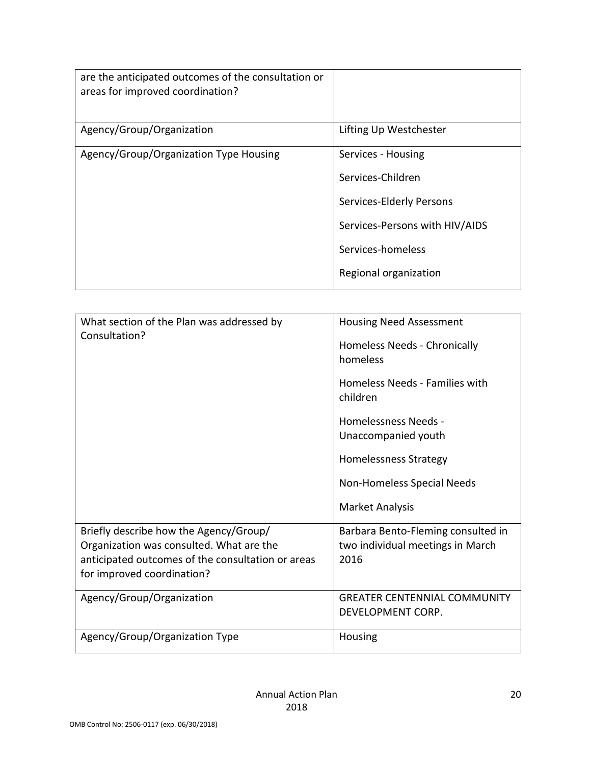| are the anticipated outcomes of the consultation or areas for improved coordination? | |
|---|---|
| Agency/Group/Organization | Lifting Up Westchester |
| Agency/Group/Organization Type Housing | Services - Housing<br><br>Services-Children<br><br>Services-Elderly Persons<br><br>Services-Persons with HIV/AIDS<br><br>Services-homeless<br><br>Regional organization |

| What section of the Plan was addressed by Consultation? | Housing Need Assessment<br><br>Homeless Needs - Chronically homeless<br><br>Homeless Needs - Families with children<br><br>Homelessness Needs - Unaccompanied youth<br><br>Homelessness Strategy<br><br>Non-Homeless Special Needs<br><br>Market Analysis |
|---|---|
| Briefly describe how the Agency/Group/ Organization was consulted. What are the anticipated outcomes of the consultation or areas for improved coordination? | Barbara Bento-Fleming consulted in two individual meetings in March 2016 |
| Agency/Group/Organization | GREATER CENTENNIAL COMMUNITY DEVELOPMENT CORP. |
| Agency/Group/Organization Type | Housing |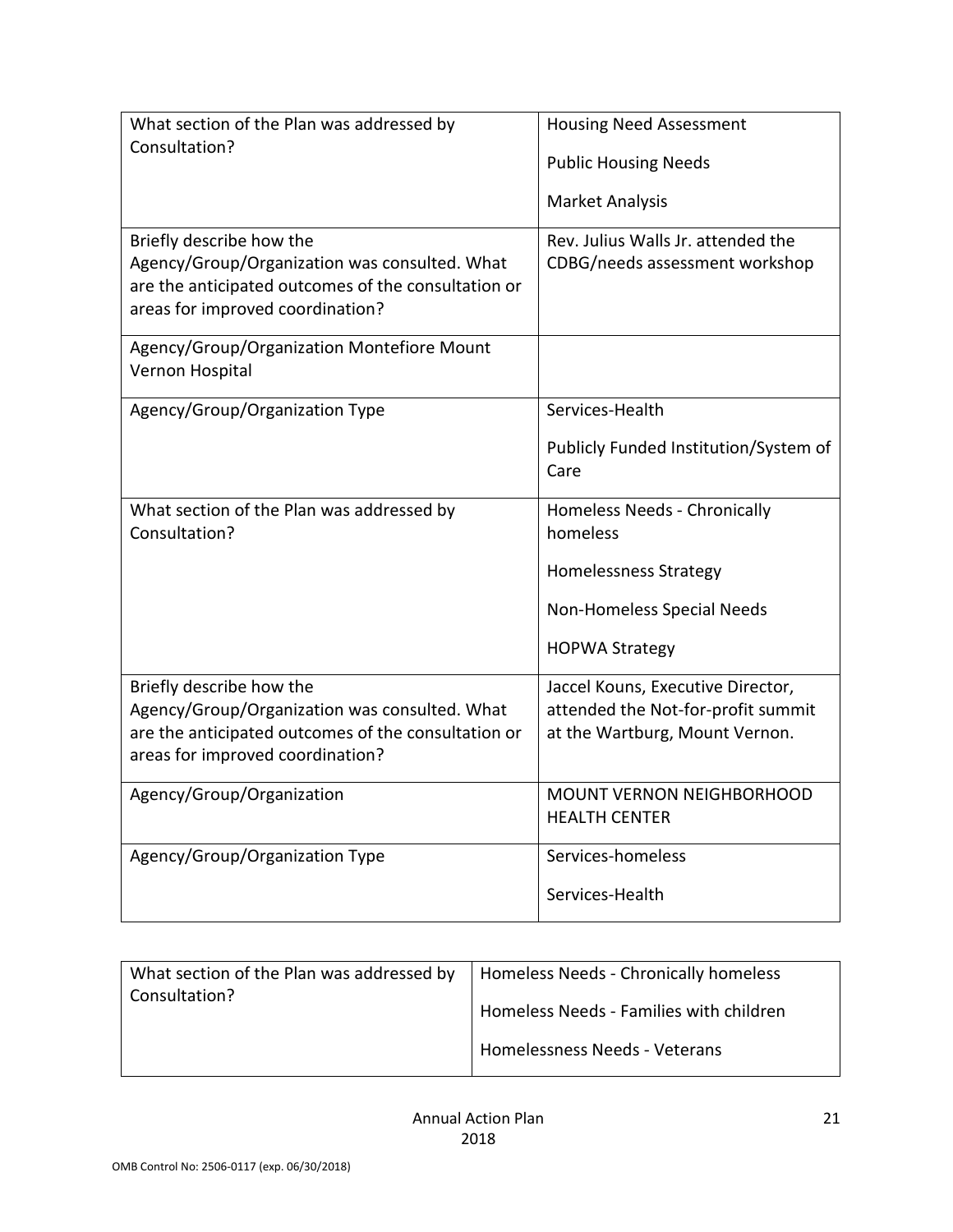| | |
|---|---|
| What section of the Plan was addressed by Consultation? | Housing Need Assessment<br>Public Housing Needs<br>Market Analysis |
| Briefly describe how the Agency/Group/Organization was consulted. What are the anticipated outcomes of the consultation or areas for improved coordination? | Rev. Julius Walls Jr. attended the CDBG/needs assessment workshop |
| Agency/Group/Organization Montefiore Mount Vernon Hospital | |
| Agency/Group/Organization Type | Services-Health<br>Publicly Funded Institution/System of Care |
| What section of the Plan was addressed by Consultation? | Homeless Needs - Chronically homeless<br>Homelessness Strategy<br>Non-Homeless Special Needs<br>HOPWA Strategy |
| Briefly describe how the Agency/Group/Organization was consulted. What are the anticipated outcomes of the consultation or areas for improved coordination? | Jaccel Kouns, Executive Director, attended the Not-for-profit summit at the Wartburg, Mount Vernon. |
| Agency/Group/Organization | MOUNT VERNON NEIGHBORHOOD HEALTH CENTER |
| Agency/Group/Organization Type | Services-homeless<br>Services-Health |
| What section of the Plan was addressed by Consultation? | Homeless Needs - Chronically homeless<br>Homeless Needs - Families with children<br>Homelessness Needs - Veterans |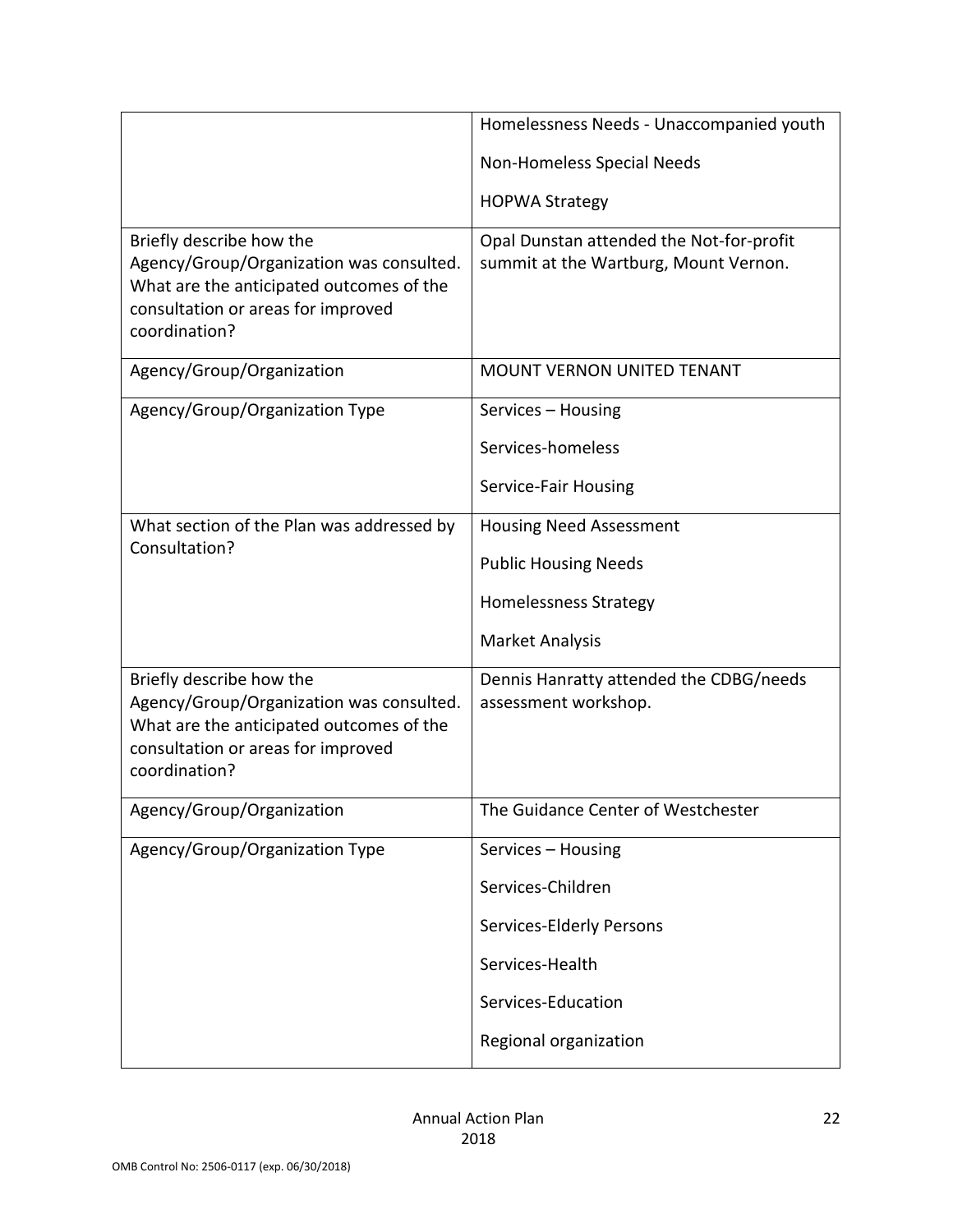| | |
|---|---|
| | Homelessness Needs - Unaccompanied youth<br><br>Non-Homeless Special Needs<br><br>HOPWA Strategy |
| Briefly describe how the Agency/Group/Organization was consulted. What are the anticipated outcomes of the consultation or areas for improved coordination? | Opal Dunstan attended the Not-for-profit summit at the Wartburg, Mount Vernon. |
| Agency/Group/Organization | MOUNT VERNON UNITED TENANT |
| Agency/Group/Organization Type | Services – Housing<br><br>Services-homeless<br><br>Service-Fair Housing |
| What section of the Plan was addressed by Consultation? | Housing Need Assessment<br><br>Public Housing Needs<br><br>Homelessness Strategy<br><br>Market Analysis |
| Briefly describe how the Agency/Group/Organization was consulted. What are the anticipated outcomes of the consultation or areas for improved coordination? | Dennis Hanratty attended the CDBG/needs assessment workshop. |
| Agency/Group/Organization | The Guidance Center of Westchester |
| Agency/Group/Organization Type | Services – Housing<br><br>Services-Children<br><br>Services-Elderly Persons<br><br>Services-Health<br><br>Services-Education<br><br>Regional organization |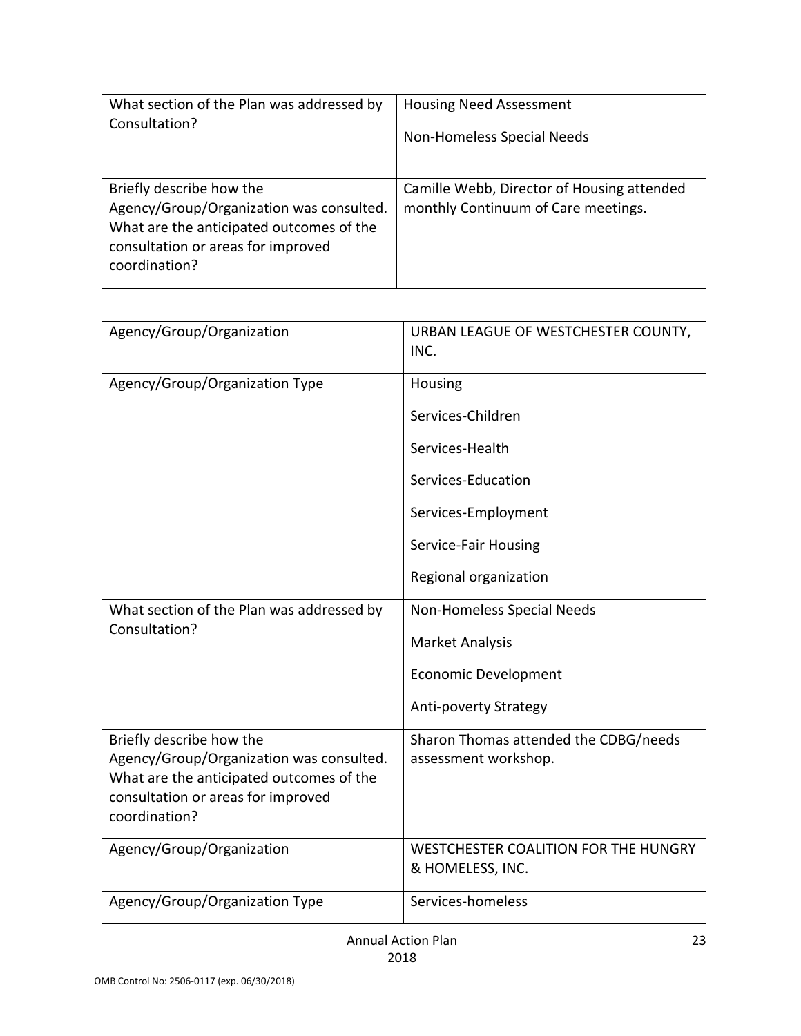| | |
|---|---|
| What section of the Plan was addressed by Consultation? | Housing Need Assessment<br><br>Non-Homeless Special Needs |
| Briefly describe how the Agency/Group/Organization was consulted. What are the anticipated outcomes of the consultation or areas for improved coordination? | Camille Webb, Director of Housing attended monthly Continuum of Care meetings. |

| | |
|---|---|
| Agency/Group/Organization | URBAN LEAGUE OF WESTCHESTER COUNTY, INC. |
| Agency/Group/Organization Type | Housing<br><br>Services-Children<br><br>Services-Health<br><br>Services-Education<br><br>Services-Employment<br><br>Service-Fair Housing<br><br>Regional organization |
| What section of the Plan was addressed by Consultation? | Non-Homeless Special Needs<br><br>Market Analysis<br><br>Economic Development<br><br>Anti-poverty Strategy |
| Briefly describe how the Agency/Group/Organization was consulted. What are the anticipated outcomes of the consultation or areas for improved coordination? | Sharon Thomas attended the CDBG/needs assessment workshop. |
| Agency/Group/Organization | WESTCHESTER COALITION FOR THE HUNGRY & HOMELESS, INC. |
| Agency/Group/Organization Type | Services-homeless |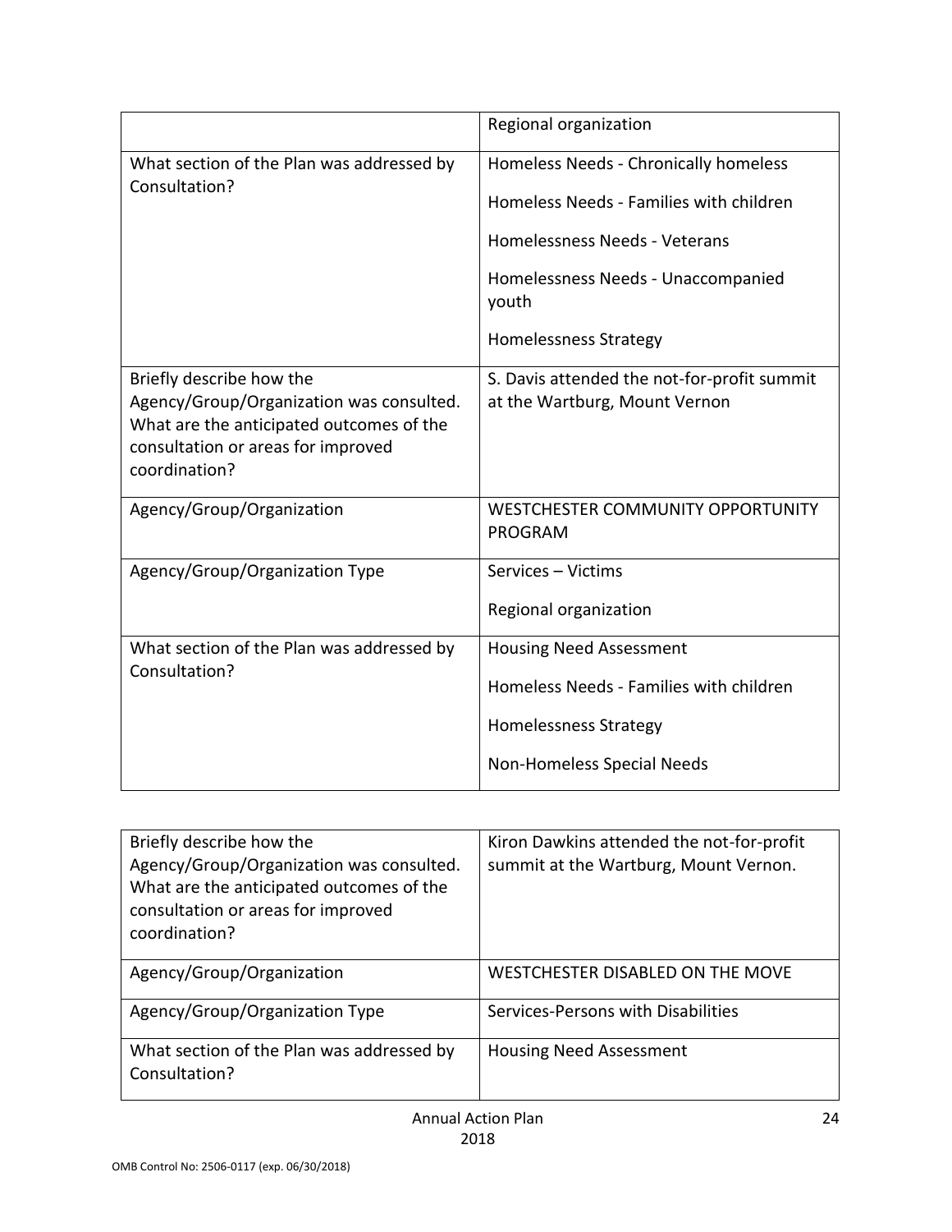| | |
|---|---|
| | Regional organization |
| What section of the Plan was addressed by Consultation? | Homeless Needs - Chronically homeless<br><br>Homeless Needs - Families with children<br><br>Homelessness Needs - Veterans<br><br>Homelessness Needs - Unaccompanied youth<br><br>Homelessness Strategy |
| Briefly describe how the Agency/Group/Organization was consulted. What are the anticipated outcomes of the consultation or areas for improved coordination? | S. Davis attended the not-for-profit summit at the Wartburg, Mount Vernon |
| Agency/Group/Organization | WESTCHESTER COMMUNITY OPPORTUNITY PROGRAM |
| Agency/Group/Organization Type | Services – Victims<br><br>Regional organization |
| What section of the Plan was addressed by Consultation? | Housing Need Assessment<br><br>Homeless Needs - Families with children<br><br>Homelessness Strategy<br><br>Non-Homeless Special Needs |
| Briefly describe how the Agency/Group/Organization was consulted. What are the anticipated outcomes of the consultation or areas for improved coordination? | Kiron Dawkins attended the not-for-profit summit at the Wartburg, Mount Vernon. |
| Agency/Group/Organization | WESTCHESTER DISABLED ON THE MOVE |
| Agency/Group/Organization Type | Services-Persons with Disabilities |
| What section of the Plan was addressed by Consultation? | Housing Need Assessment |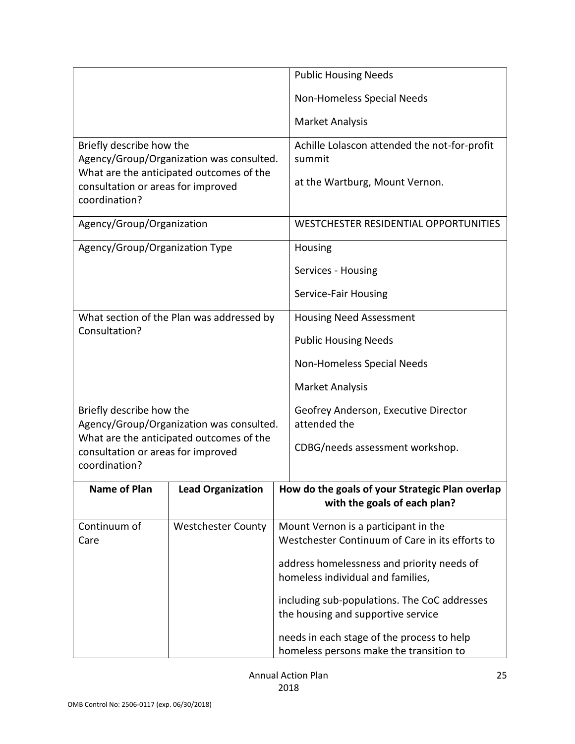| | |
|---|---|
| | Public Housing Needs<br><br>Non-Homeless Special Needs<br><br>Market Analysis |
| Briefly describe how the Agency/Group/Organization was consulted. What are the anticipated outcomes of the consultation or areas for improved coordination? | Achille Lolascon attended the not-for-profit summit<br><br>at the Wartburg, Mount Vernon. |
| Agency/Group/Organization | WESTCHESTER RESIDENTIAL OPPORTUNITIES |
| Agency/Group/Organization Type | Housing<br><br>Services - Housing<br><br>Service-Fair Housing |
| What section of the Plan was addressed by Consultation? | Housing Need Assessment<br><br>Public Housing Needs<br><br>Non-Homeless Special Needs<br><br>Market Analysis |
| Briefly describe how the Agency/Group/Organization was consulted. What are the anticipated outcomes of the consultation or areas for improved coordination? | Geofrey Anderson, Executive Director attended the<br><br>CDBG/needs assessment workshop. |

| Name of Plan | Lead Organization | How do the goals of your Strategic Plan overlap with the goals of each plan? |
|---|---|---|
| Continuum of Care | Westchester County | Mount Vernon is a participant in the Westchester Continuum of Care in its efforts to<br><br>address homelessness and priority needs of homeless individual and families,<br><br>including sub-populations. The CoC addresses the housing and supportive service<br><br>needs in each stage of the process to help homeless persons make the transition to |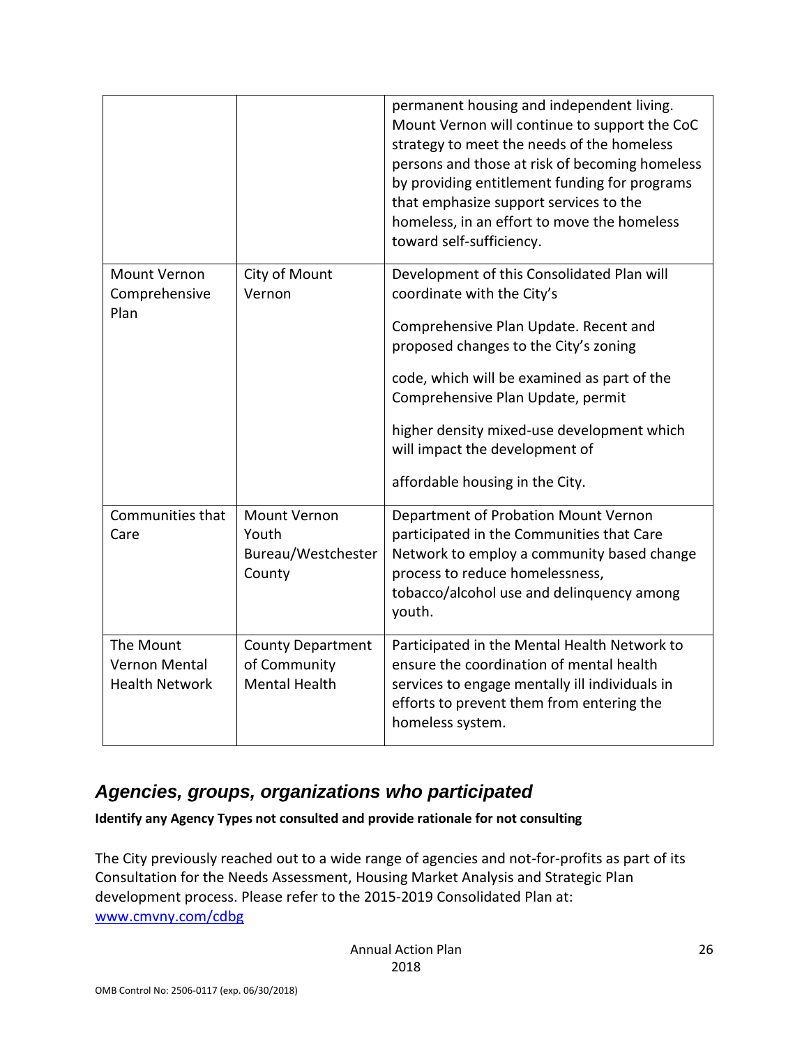| | | |
|---|---|---|
| | | permanent housing and independent living. Mount Vernon will continue to support the CoC strategy to meet the needs of the homeless persons and those at risk of becoming homeless by providing entitlement funding for programs that emphasize support services to the homeless, in an effort to move the homeless toward self-sufficiency. |
| Mount Vernon Comprehensive Plan | City of Mount Vernon | Development of this Consolidated Plan will coordinate with the City's Comprehensive Plan Update. Recent and proposed changes to the City's zoning code, which will be examined as part of the Comprehensive Plan Update, permit higher density mixed-use development which will impact the development of affordable housing in the City. |
| Communities that Care | Mount Vernon Youth Bureau/Westchester County | Department of Probation Mount Vernon participated in the Communities that Care Network to employ a community based change process to reduce homelessness, tobacco/alcohol use and delinquency among youth. |
| The Mount Vernon Mental Health Network | County Department of Community Mental Health | Participated in the Mental Health Network to ensure the coordination of mental health services to engage mentally ill individuals in efforts to prevent them from entering the homeless system. |

## *Agencies, groups, organizations who participated*

**Identify any Agency Types not consulted and provide rationale for not consulting**

The City previously reached out to a wide range of agencies and not-for-profits as part of its Consultation for the Needs Assessment, Housing Market Analysis and Strategic Plan development process. Please refer to the 2015-2019 Consolidated Plan at: www.cmvny.com/cdbg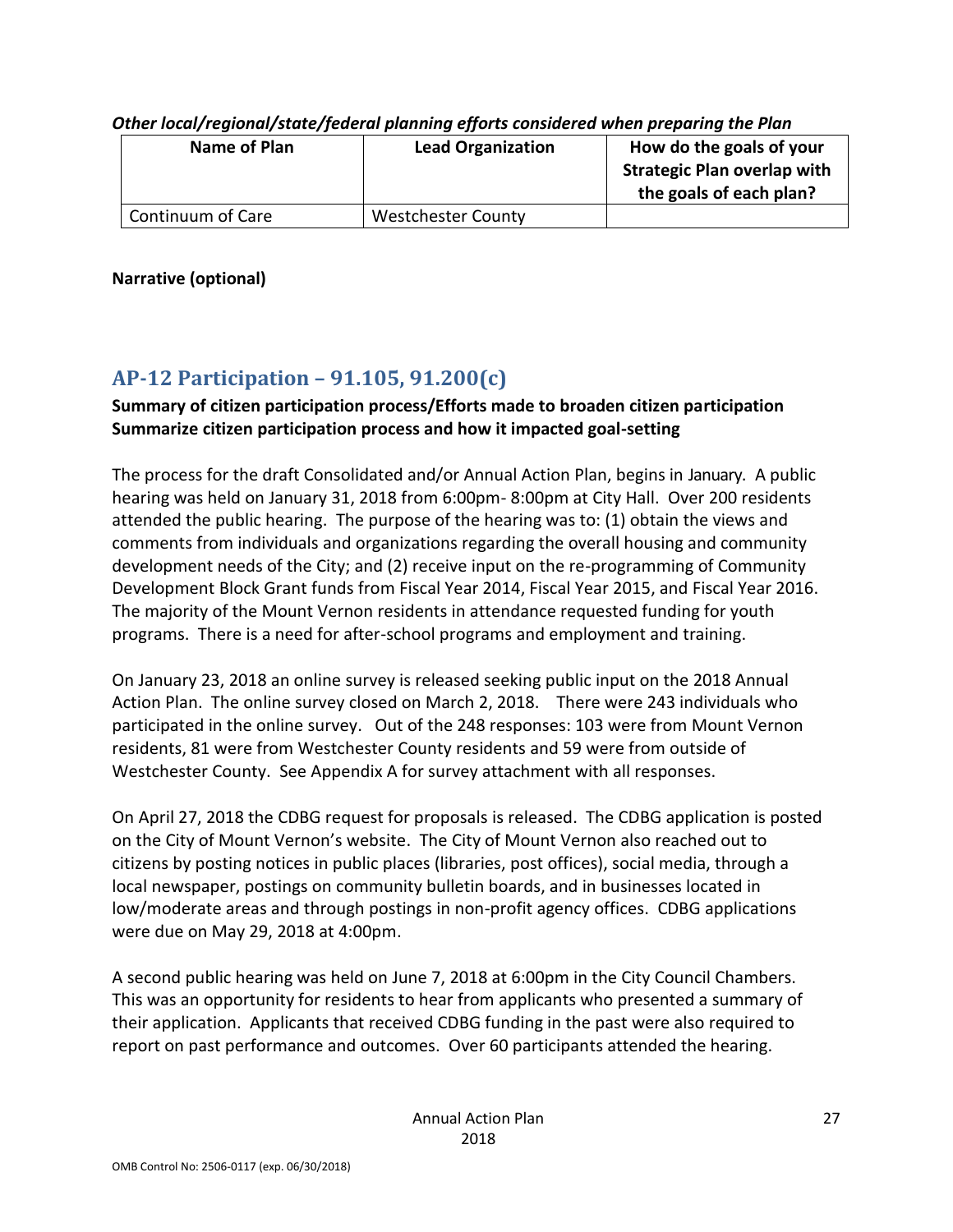***Other local/regional/state/federal planning efforts considered when preparing the Plan***

| Name of Plan | Lead Organization | How do the goals of your Strategic Plan overlap with the goals of each plan? |
|---|---|---|
| Continuum of Care | Westchester County | |

**Narrative (optional)**

## AP-12 Participation – 91.105, 91.200(c)

**Summary of citizen participation process/Efforts made to broaden citizen participation Summarize citizen participation process and how it impacted goal-setting**

The process for the draft Consolidated and/or Annual Action Plan, begins in January. A public hearing was held on January 31, 2018 from 6:00pm- 8:00pm at City Hall. Over 200 residents attended the public hearing. The purpose of the hearing was to: (1) obtain the views and comments from individuals and organizations regarding the overall housing and community development needs of the City; and (2) receive input on the re-programming of Community Development Block Grant funds from Fiscal Year 2014, Fiscal Year 2015, and Fiscal Year 2016. The majority of the Mount Vernon residents in attendance requested funding for youth programs. There is a need for after-school programs and employment and training.

On January 23, 2018 an online survey is released seeking public input on the 2018 Annual Action Plan. The online survey closed on March 2, 2018. There were 243 individuals who participated in the online survey. Out of the 248 responses: 103 were from Mount Vernon residents, 81 were from Westchester County residents and 59 were from outside of Westchester County. See Appendix A for survey attachment with all responses.

On April 27, 2018 the CDBG request for proposals is released. The CDBG application is posted on the City of Mount Vernon's website. The City of Mount Vernon also reached out to citizens by posting notices in public places (libraries, post offices), social media, through a local newspaper, postings on community bulletin boards, and in businesses located in low/moderate areas and through postings in non-profit agency offices. CDBG applications were due on May 29, 2018 at 4:00pm.

A second public hearing was held on June 7, 2018 at 6:00pm in the City Council Chambers. This was an opportunity for residents to hear from applicants who presented a summary of their application. Applicants that received CDBG funding in the past were also required to report on past performance and outcomes. Over 60 participants attended the hearing.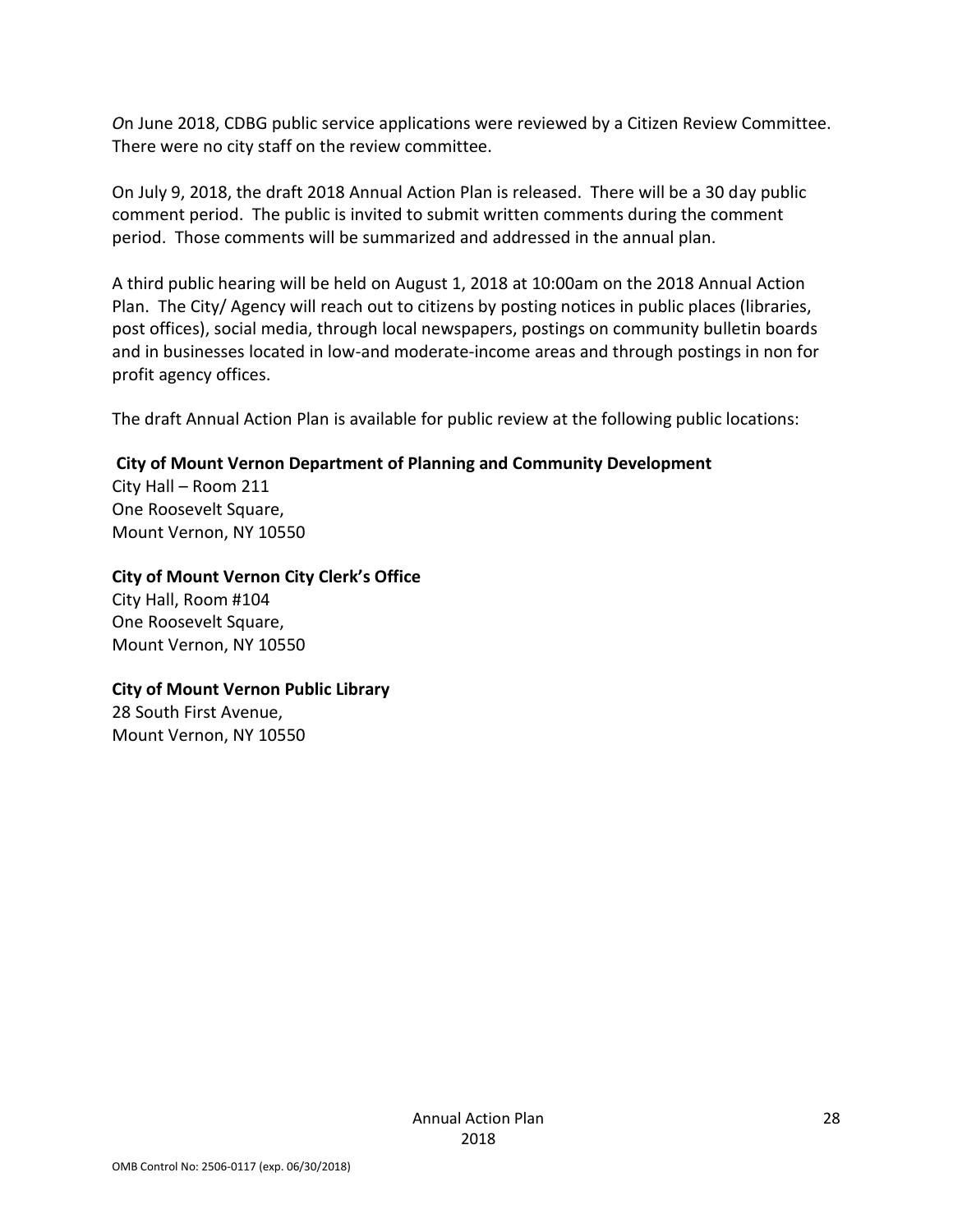*O*n June 2018, CDBG public service applications were reviewed by a Citizen Review Committee. There were no city staff on the review committee.

On July 9, 2018, the draft 2018 Annual Action Plan is released. There will be a 30 day public comment period. The public is invited to submit written comments during the comment period. Those comments will be summarized and addressed in the annual plan.

A third public hearing will be held on August 1, 2018 at 10:00am on the 2018 Annual Action Plan. The City/ Agency will reach out to citizens by posting notices in public places (libraries, post offices), social media, through local newspapers, postings on community bulletin boards and in businesses located in low-and moderate-income areas and through postings in non for profit agency offices.

The draft Annual Action Plan is available for public review at the following public locations:

**City of Mount Vernon Department of Planning and Community Development**
City Hall – Room 211
One Roosevelt Square,
Mount Vernon, NY 10550

**City of Mount Vernon City Clerk's Office**
City Hall, Room #104
One Roosevelt Square,
Mount Vernon, NY 10550

**City of Mount Vernon Public Library**
28 South First Avenue,
Mount Vernon, NY 10550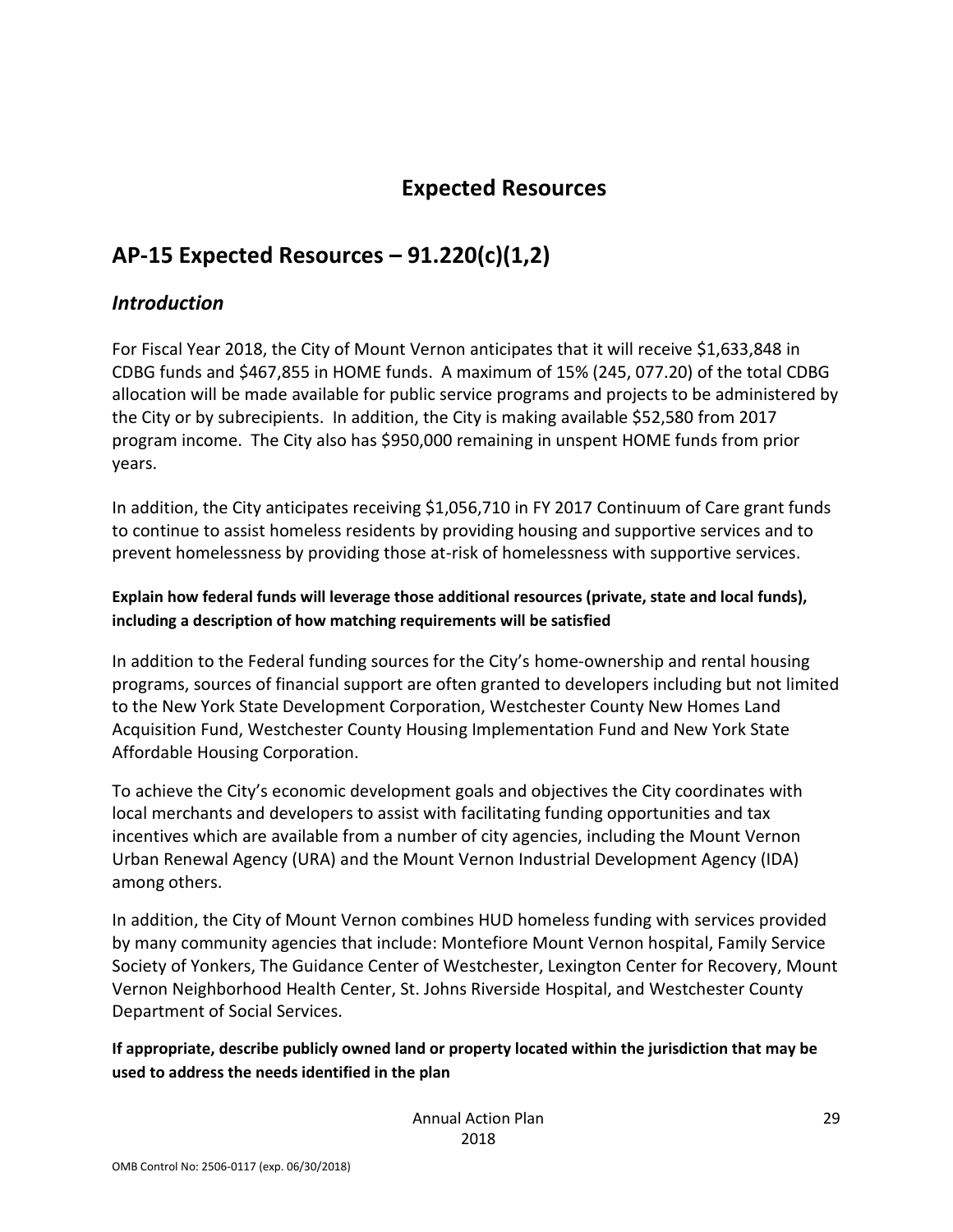# Expected Resources

## AP-15 Expected Resources – 91.220(c)(1,2)

### *Introduction*

For Fiscal Year 2018, the City of Mount Vernon anticipates that it will receive $1,633,848 in CDBG funds and $467,855 in HOME funds. A maximum of 15% (245, 077.20) of the total CDBG allocation will be made available for public service programs and projects to be administered by the City or by subrecipients. In addition, the City is making available $52,580 from 2017 program income. The City also has $950,000 remaining in unspent HOME funds from prior years.

In addition, the City anticipates receiving $1,056,710 in FY 2017 Continuum of Care grant funds to continue to assist homeless residents by providing housing and supportive services and to prevent homelessness by providing those at-risk of homelessness with supportive services.

**Explain how federal funds will leverage those additional resources (private, state and local funds), including a description of how matching requirements will be satisfied**

In addition to the Federal funding sources for the City's home-ownership and rental housing programs, sources of financial support are often granted to developers including but not limited to the New York State Development Corporation, Westchester County New Homes Land Acquisition Fund, Westchester County Housing Implementation Fund and New York State Affordable Housing Corporation.

To achieve the City's economic development goals and objectives the City coordinates with local merchants and developers to assist with facilitating funding opportunities and tax incentives which are available from a number of city agencies, including the Mount Vernon Urban Renewal Agency (URA) and the Mount Vernon Industrial Development Agency (IDA) among others.

In addition, the City of Mount Vernon combines HUD homeless funding with services provided by many community agencies that include: Montefiore Mount Vernon hospital, Family Service Society of Yonkers, The Guidance Center of Westchester, Lexington Center for Recovery, Mount Vernon Neighborhood Health Center, St. Johns Riverside Hospital, and Westchester County Department of Social Services.

**If appropriate, describe publicly owned land or property located within the jurisdiction that may be used to address the needs identified in the plan**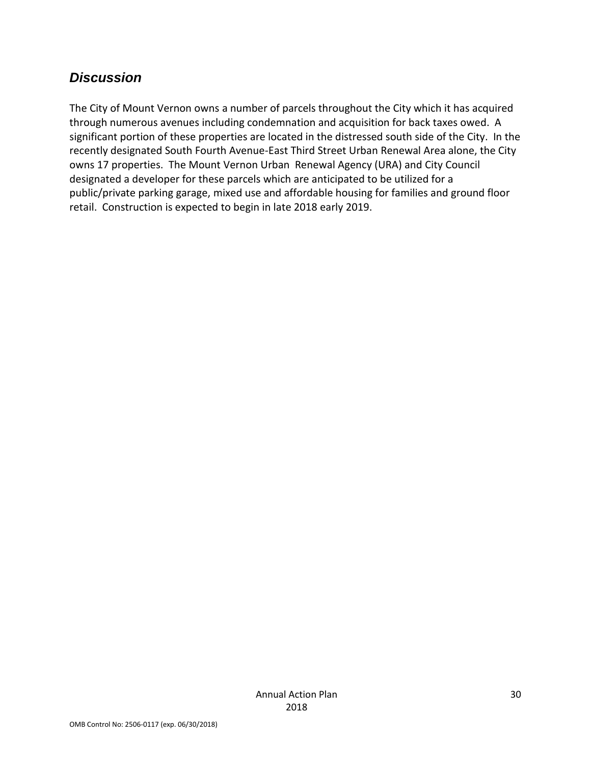## *Discussion*

The City of Mount Vernon owns a number of parcels throughout the City which it has acquired through numerous avenues including condemnation and acquisition for back taxes owed. A significant portion of these properties are located in the distressed south side of the City. In the recently designated South Fourth Avenue-East Third Street Urban Renewal Area alone, the City owns 17 properties. The Mount Vernon Urban Renewal Agency (URA) and City Council designated a developer for these parcels which are anticipated to be utilized for a public/private parking garage, mixed use and affordable housing for families and ground floor retail. Construction is expected to begin in late 2018 early 2019.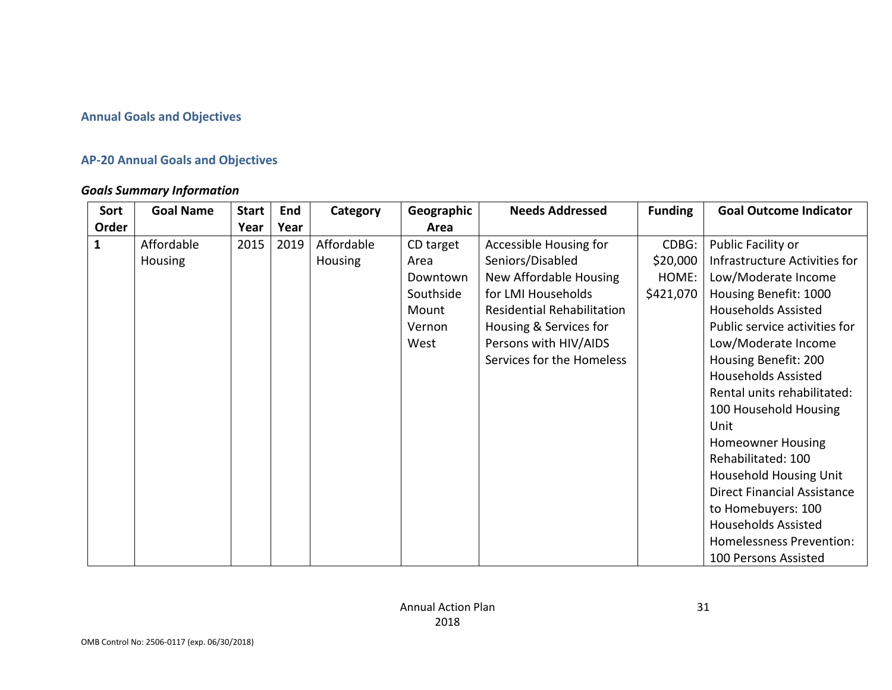## Annual Goals and Objectives

## AP-20 Annual Goals and Objectives

### *Goals Summary Information*

| Sort Order | Goal Name | Start Year | End Year | Category | Geographic Area | Needs Addressed | Funding | Goal Outcome Indicator |
|---|---|---|---|---|---|---|---|---|
| 1 | Affordable Housing | 2015 | 2019 | Affordable Housing | CD target Area<br>Downtown<br>Southside<br>Mount Vernon<br>West | Accessible Housing for Seniors/Disabled<br>New Affordable Housing for LMI Households<br>Residential Rehabilitation<br>Housing & Services for Persons with HIV/AIDS<br>Services for the Homeless | CDBG: $20,000<br>HOME: $421,070 | Public Facility or Infrastructure Activities for Low/Moderate Income Housing Benefit: 1000 Households Assisted<br>Public service activities for Low/Moderate Income Housing Benefit: 200 Households Assisted<br>Rental units rehabilitated: 100 Household Housing Unit<br>Homeowner Housing Rehabilitated: 100 Household Housing Unit<br>Direct Financial Assistance to Homebuyers: 100 Households Assisted<br>Homelessness Prevention: 100 Persons Assisted |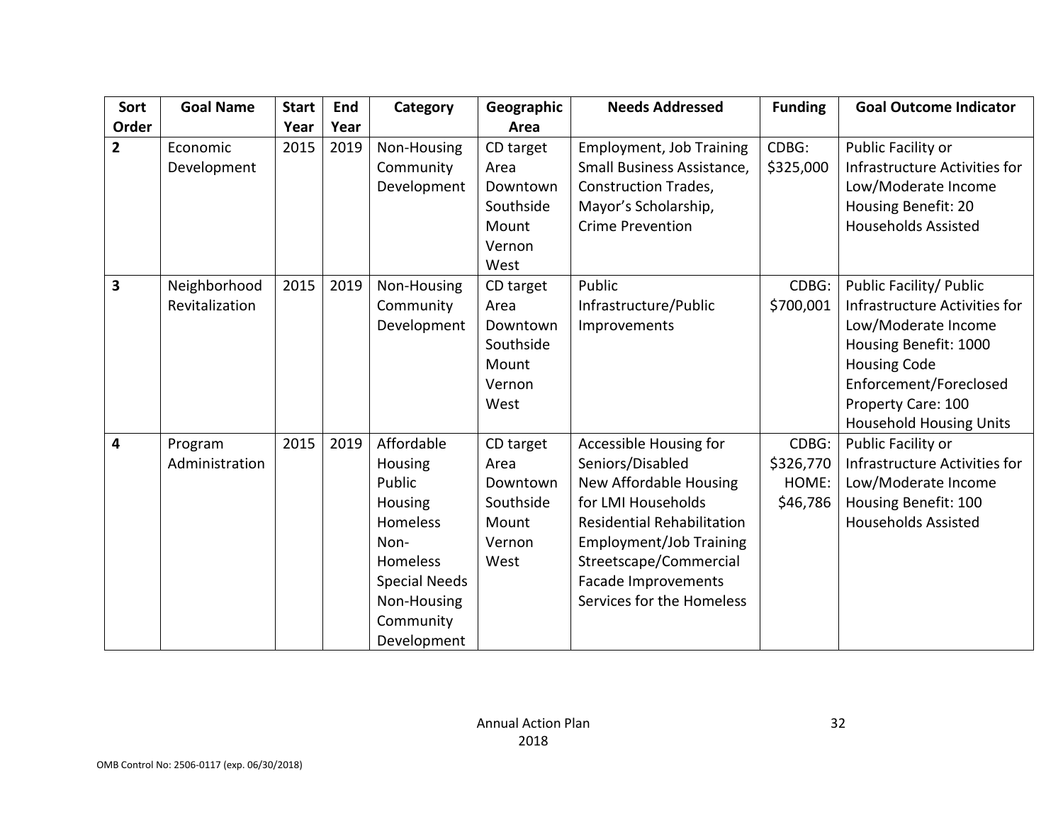| Sort Order | Goal Name | Start Year | End Year | Category | Geographic Area | Needs Addressed | Funding | Goal Outcome Indicator |
|---|---|---|---|---|---|---|---|---|
| **2** | Economic Development | 2015 | 2019 | Non-Housing Community Development | CD target Area Downtown Southside Mount Vernon West | Employment, Job Training Small Business Assistance, Construction Trades, Mayor's Scholarship, Crime Prevention | CDBG: $325,000 | Public Facility or Infrastructure Activities for Low/Moderate Income Housing Benefit: 20 Households Assisted |
| **3** | Neighborhood Revitalization | 2015 | 2019 | Non-Housing Community Development | CD target Area Downtown Southside Mount Vernon West | Public Infrastructure/Public Improvements | CDBG: $700,001 | Public Facility/ Public Infrastructure Activities for Low/Moderate Income Housing Benefit: 1000 Housing Code Enforcement/Foreclosed Property Care: 100 Household Housing Units |
| **4** | Program Administration | 2015 | 2019 | Affordable Housing Public Housing Homeless Non-Homeless Special Needs Non-Housing Community Development | CD target Area Downtown Southside Mount Vernon West | Accessible Housing for Seniors/Disabled New Affordable Housing for LMI Households Residential Rehabilitation Employment/Job Training Streetscape/Commercial Facade Improvements Services for the Homeless | CDBG: $326,770 HOME: $46,786 | Public Facility or Infrastructure Activities for Low/Moderate Income Housing Benefit: 100 Households Assisted |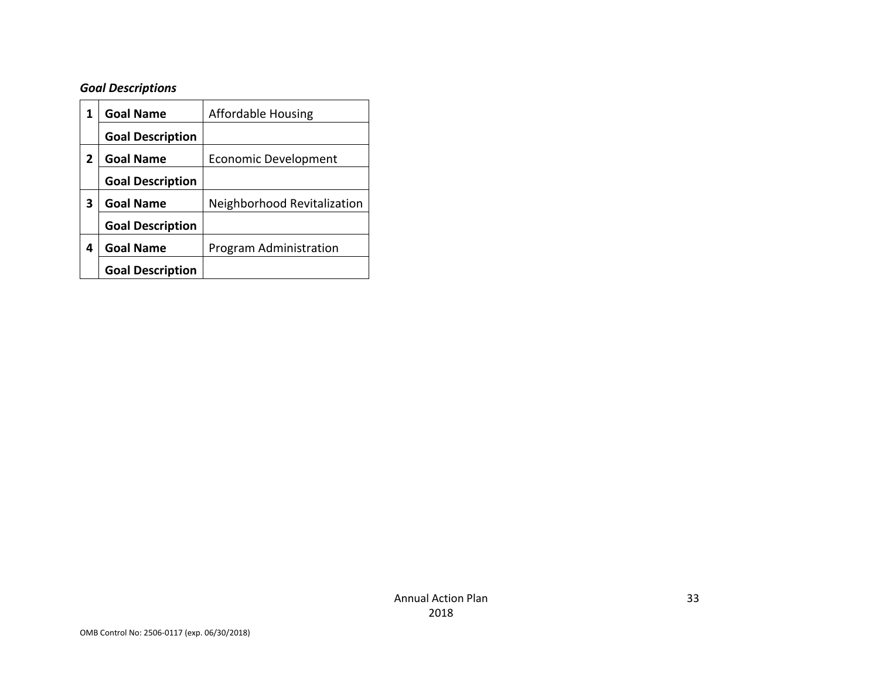***Goal Descriptions***

| | | |
|---|---|---|
| 1 | **Goal Name** | Affordable Housing |
| | **Goal Description** | |
| 2 | **Goal Name** | Economic Development |
| | **Goal Description** | |
| 3 | **Goal Name** | Neighborhood Revitalization |
| | **Goal Description** | |
| 4 | **Goal Name** | Program Administration |
| | **Goal Description** | |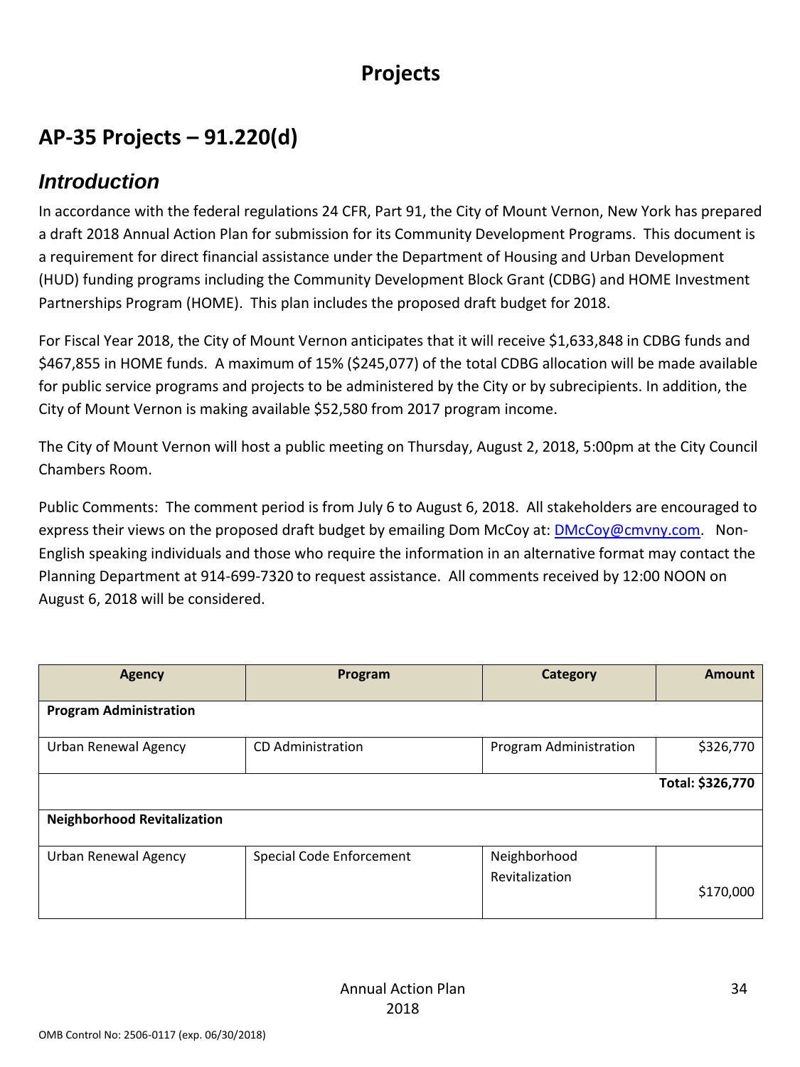# Projects

## AP-35 Projects – 91.220(d)

### *Introduction*

In accordance with the federal regulations 24 CFR, Part 91, the City of Mount Vernon, New York has prepared a draft 2018 Annual Action Plan for submission for its Community Development Programs. This document is a requirement for direct financial assistance under the Department of Housing and Urban Development (HUD) funding programs including the Community Development Block Grant (CDBG) and HOME Investment Partnerships Program (HOME). This plan includes the proposed draft budget for 2018.

For Fiscal Year 2018, the City of Mount Vernon anticipates that it will receive $1,633,848 in CDBG funds and $467,855 in HOME funds. A maximum of 15% ($245,077) of the total CDBG allocation will be made available for public service programs and projects to be administered by the City or by subrecipients. In addition, the City of Mount Vernon is making available $52,580 from 2017 program income.

The City of Mount Vernon will host a public meeting on Thursday, August 2, 2018, 5:00pm at the City Council Chambers Room.

Public Comments: The comment period is from July 6 to August 6, 2018. All stakeholders are encouraged to express their views on the proposed draft budget by emailing Dom McCoy at: DMcCoy@cmvny.com. Non-English speaking individuals and those who require the information in an alternative format may contact the Planning Department at 914-699-7320 to request assistance. All comments received by 12:00 NOON on August 6, 2018 will be considered.

| Agency | Program | Category | Amount |
|---|---|---|---|
| **Program Administration** | | | |
| Urban Renewal Agency | CD Administration | Program Administration | $326,770 |
| | | | **Total: $326,770** |
| **Neighborhood Revitalization** | | | |
| Urban Renewal Agency | Special Code Enforcement | Neighborhood Revitalization | $170,000 |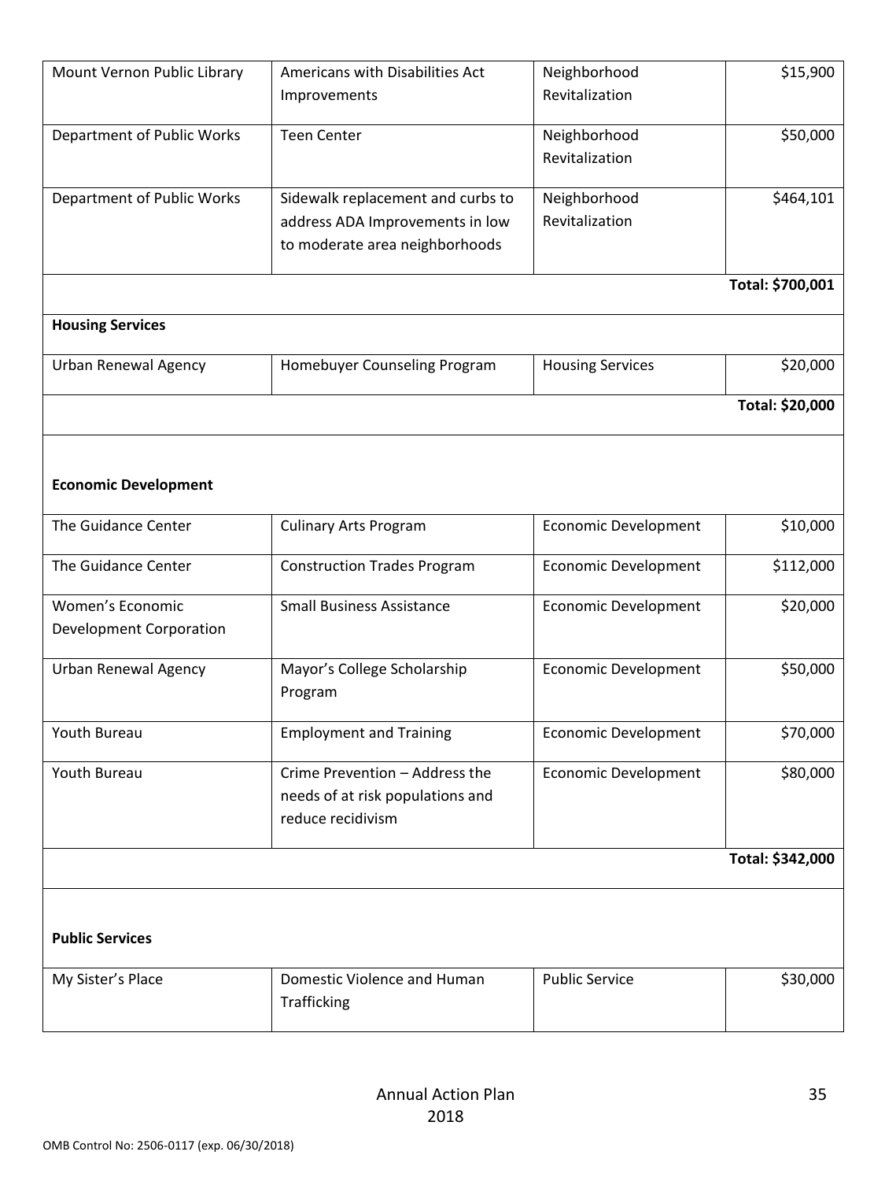| | | | |
|---|---|---|---|
| Mount Vernon Public Library | Americans with Disabilities Act Improvements | Neighborhood Revitalization | $15,900 |
| Department of Public Works | Teen Center | Neighborhood Revitalization | $50,000 |
| Department of Public Works | Sidewalk replacement and curbs to address ADA Improvements in low to moderate area neighborhoods | Neighborhood Revitalization | $464,101 |
| | | | **Total: $700,001** |
| **Housing Services** | | | |
| Urban Renewal Agency | Homebuyer Counseling Program | Housing Services | $20,000 |
| | | | **Total: $20,000** |
| **Economic Development** | | | |
| The Guidance Center | Culinary Arts Program | Economic Development | $10,000 |
| The Guidance Center | Construction Trades Program | Economic Development | $112,000 |
| Women's Economic Development Corporation | Small Business Assistance | Economic Development | $20,000 |
| Urban Renewal Agency | Mayor's College Scholarship Program | Economic Development | $50,000 |
| Youth Bureau | Employment and Training | Economic Development | $70,000 |
| Youth Bureau | Crime Prevention – Address the needs of at risk populations and reduce recidivism | Economic Development | $80,000 |
| | | | **Total: $342,000** |
| **Public Services** | | | |
| My Sister's Place | Domestic Violence and Human Trafficking | Public Service | $30,000 |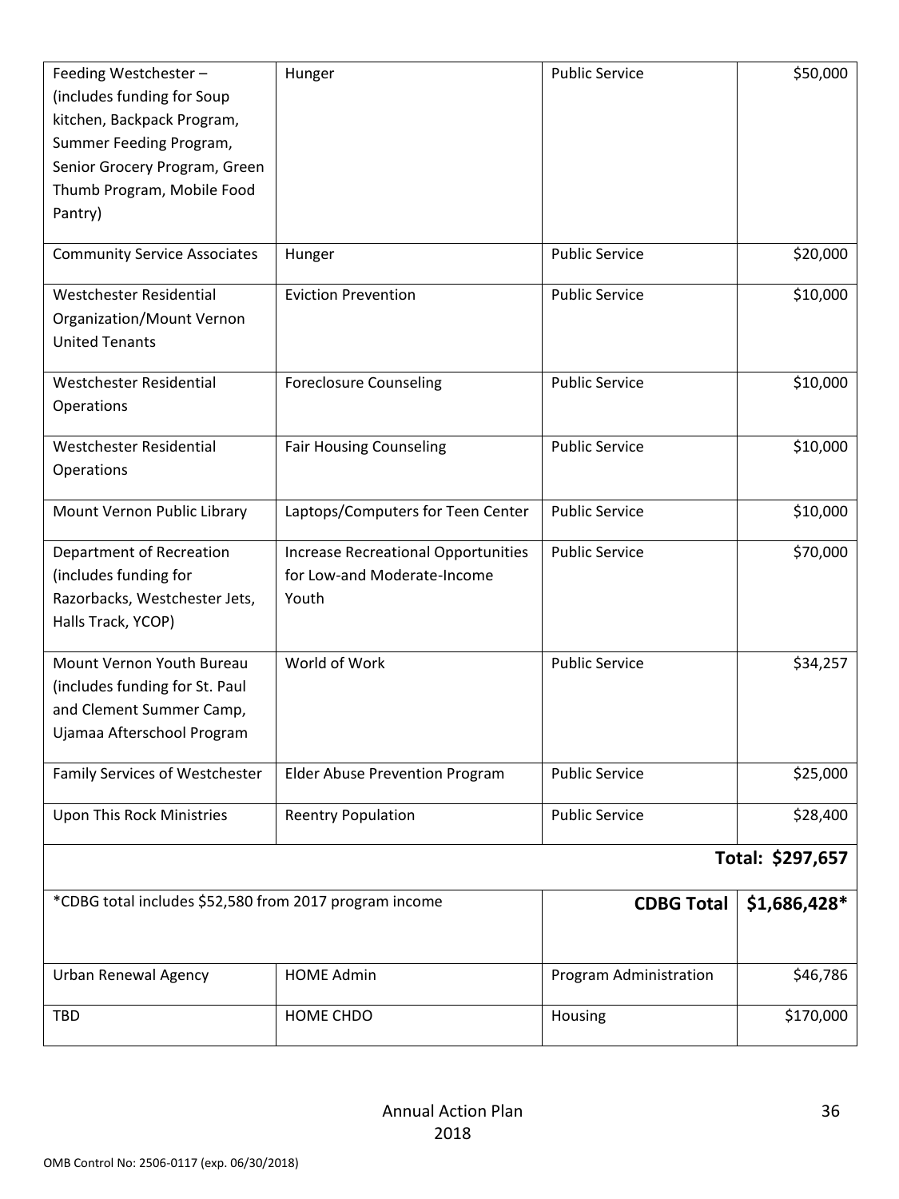| | | | |
|---|---|---|---|
| Feeding Westchester – (includes funding for Soup kitchen, Backpack Program, Summer Feeding Program, Senior Grocery Program, Green Thumb Program, Mobile Food Pantry) | Hunger | Public Service | $50,000 |
| Community Service Associates | Hunger | Public Service | $20,000 |
| Westchester Residential Organization/Mount Vernon United Tenants | Eviction Prevention | Public Service | $10,000 |
| Westchester Residential Operations | Foreclosure Counseling | Public Service | $10,000 |
| Westchester Residential Operations | Fair Housing Counseling | Public Service | $10,000 |
| Mount Vernon Public Library | Laptops/Computers for Teen Center | Public Service | $10,000 |
| Department of Recreation (includes funding for Razorbacks, Westchester Jets, Halls Track, YCOP) | Increase Recreational Opportunities for Low-and Moderate-Income Youth | Public Service | $70,000 |
| Mount Vernon Youth Bureau (includes funding for St. Paul and Clement Summer Camp, Ujamaa Afterschool Program | World of Work | Public Service | $34,257 |
| Family Services of Westchester | Elder Abuse Prevention Program | Public Service | $25,000 |
| Upon This Rock Ministries | Reentry Population | Public Service | $28,400 |
| | | | **Total: $297,657** |
| *CDBG total includes $52,580 from 2017 program income | | **CDBG Total** | **$1,686,428*** |
| Urban Renewal Agency | HOME Admin | Program Administration | $46,786 |
| TBD | HOME CHDO | Housing | $170,000 |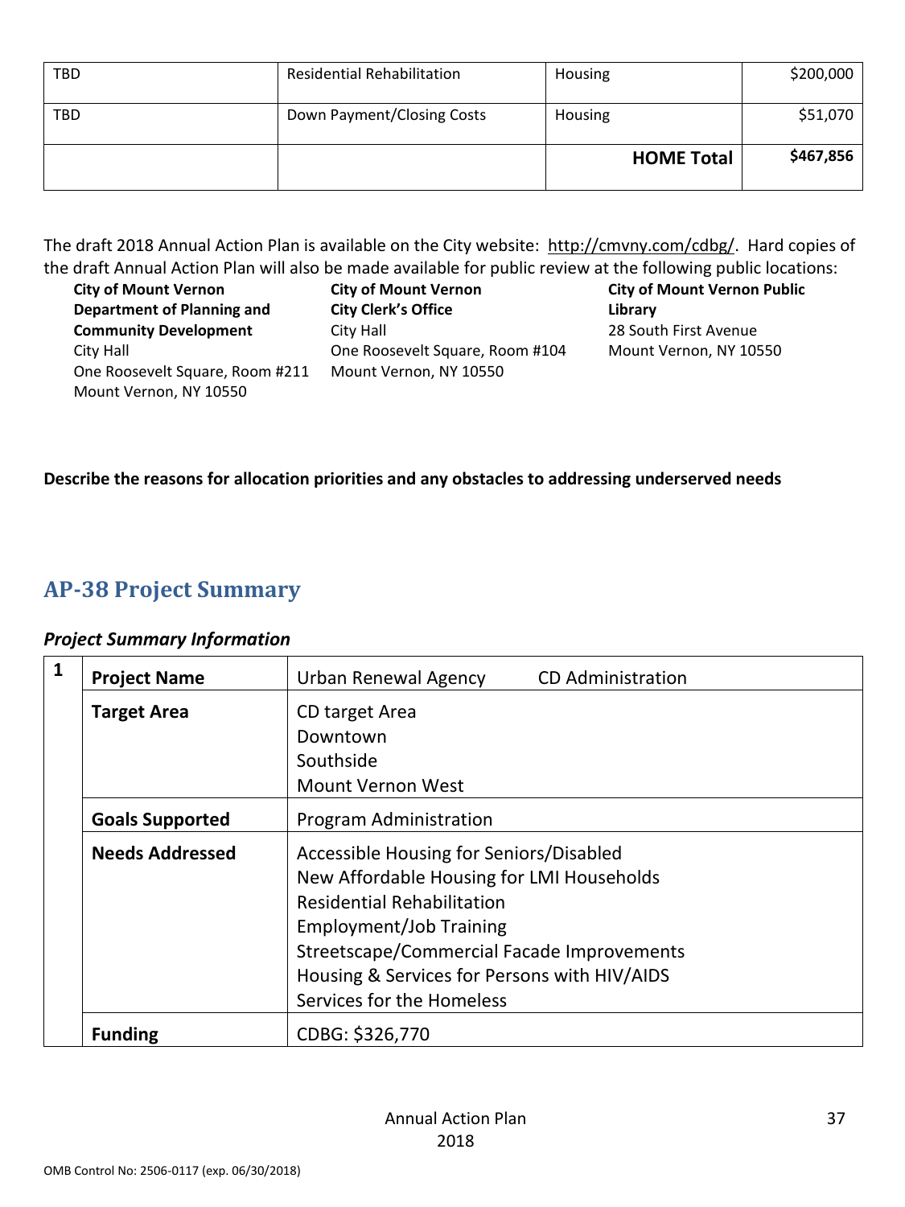| | | | |
|---|---|---|---|
| TBD | Residential Rehabilitation | Housing | $200,000 |
| TBD | Down Payment/Closing Costs | Housing | $51,070 |
| | | **HOME Total** | **$467,856** |

The draft 2018 Annual Action Plan is available on the City website: http://cmvny.com/cdbg/. Hard copies of the draft Annual Action Plan will also be made available for public review at the following public locations:

**City of Mount Vernon Department of Planning and Community Development**
City Hall
One Roosevelt Square, Room #211
Mount Vernon, NY 10550

**City of Mount Vernon City Clerk's Office**
City Hall
One Roosevelt Square, Room #104
Mount Vernon, NY 10550

**City of Mount Vernon Public Library**
28 South First Avenue
Mount Vernon, NY 10550

**Describe the reasons for allocation priorities and any obstacles to addressing underserved needs**

## AP-38 Project Summary

### *Project Summary Information*

| | | |
|---|---|---|
| 1 | **Project Name** | Urban Renewal Agency CD Administration |
| | **Target Area** | CD target Area<br>Downtown<br>Southside<br>Mount Vernon West |
| | **Goals Supported** | Program Administration |
| | **Needs Addressed** | Accessible Housing for Seniors/Disabled<br>New Affordable Housing for LMI Households<br>Residential Rehabilitation<br>Employment/Job Training<br>Streetscape/Commercial Facade Improvements<br>Housing & Services for Persons with HIV/AIDS<br>Services for the Homeless |
| | **Funding** | CDBG: $326,770 |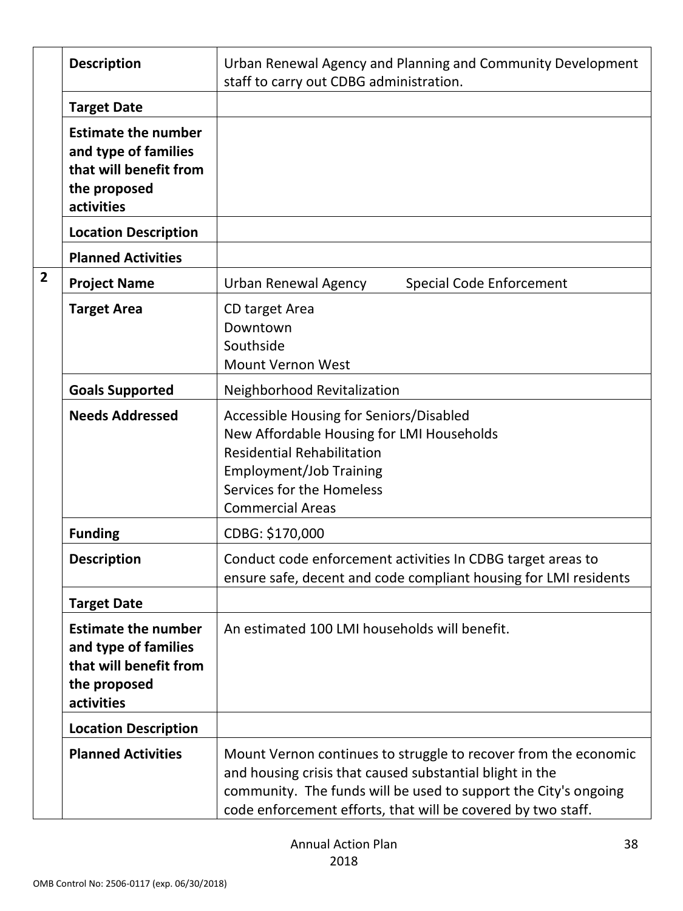| | | |
|---|---|---|
| | **Description** | Urban Renewal Agency and Planning and Community Development staff to carry out CDBG administration. |
| | **Target Date** | |
| | **Estimate the number and type of families that will benefit from the proposed activities** | |
| | **Location Description** | |
| | **Planned Activities** | |
| **2** | **Project Name** | Urban Renewal Agency Special Code Enforcement |
| | **Target Area** | CD target Area<br>Downtown<br>Southside<br>Mount Vernon West |
| | **Goals Supported** | Neighborhood Revitalization |
| | **Needs Addressed** | Accessible Housing for Seniors/Disabled<br>New Affordable Housing for LMI Households<br>Residential Rehabilitation<br>Employment/Job Training<br>Services for the Homeless<br>Commercial Areas |
| | **Funding** | CDBG: $170,000 |
| | **Description** | Conduct code enforcement activities In CDBG target areas to ensure safe, decent and code compliant housing for LMI residents |
| | **Target Date** | |
| | **Estimate the number and type of families that will benefit from the proposed activities** | An estimated 100 LMI households will benefit. |
| | **Location Description** | |
| | **Planned Activities** | Mount Vernon continues to struggle to recover from the economic and housing crisis that caused substantial blight in the community. The funds will be used to support the City's ongoing code enforcement efforts, that will be covered by two staff. |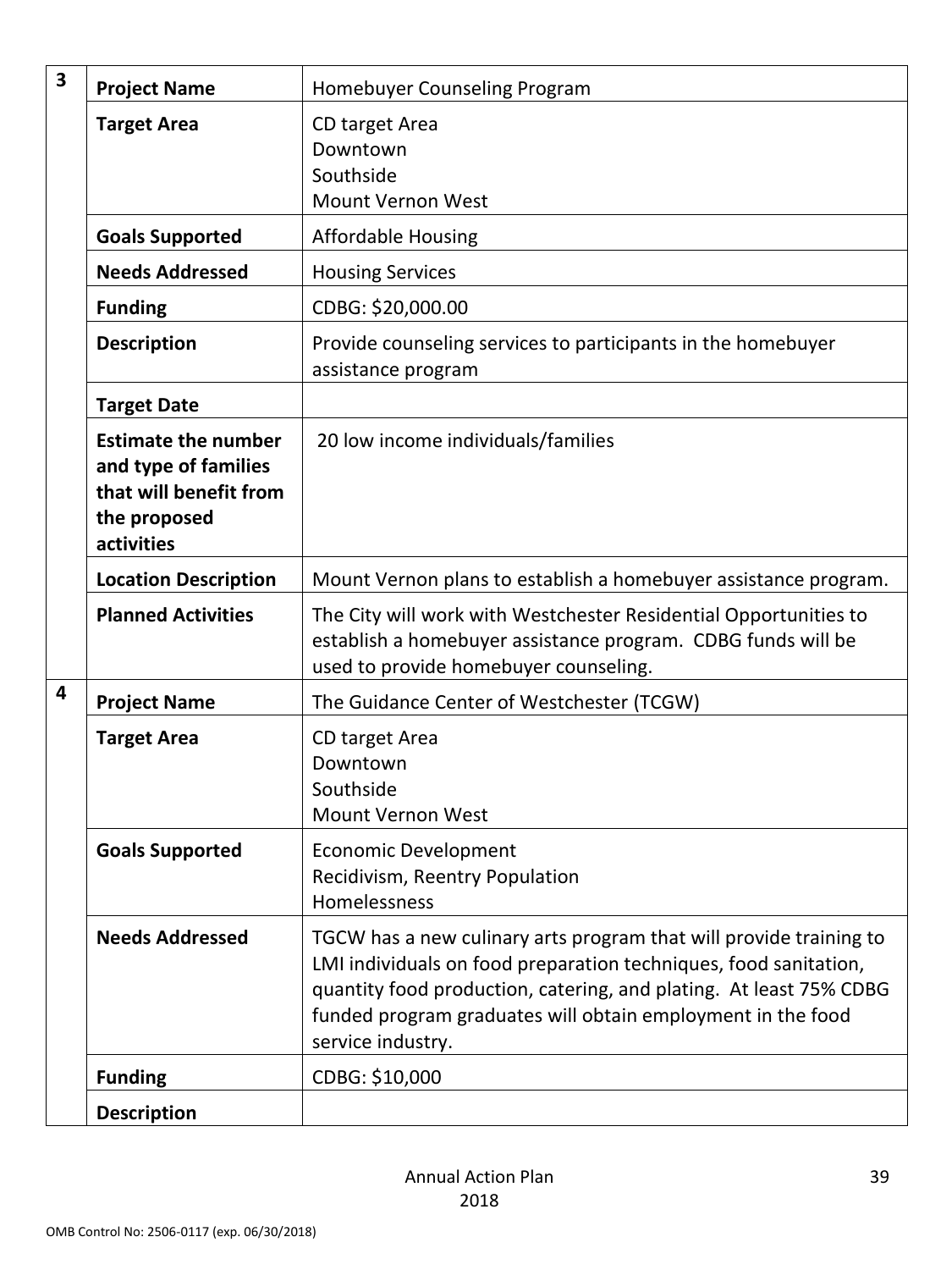| | | |
|---|---|---|
| 3 | **Project Name** | Homebuyer Counseling Program |
| | **Target Area** | CD target Area<br>Downtown<br>Southside<br>Mount Vernon West |
| | **Goals Supported** | Affordable Housing |
| | **Needs Addressed** | Housing Services |
| | **Funding** | CDBG: $20,000.00 |
| | **Description** | Provide counseling services to participants in the homebuyer assistance program |
| | **Target Date** | |
| | **Estimate the number and type of families that will benefit from the proposed activities** | 20 low income individuals/families |
| | **Location Description** | Mount Vernon plans to establish a homebuyer assistance program. |
| | **Planned Activities** | The City will work with Westchester Residential Opportunities to establish a homebuyer assistance program. CDBG funds will be used to provide homebuyer counseling. |
| 4 | **Project Name** | The Guidance Center of Westchester (TCGW) |
| | **Target Area** | CD target Area<br>Downtown<br>Southside<br>Mount Vernon West |
| | **Goals Supported** | Economic Development<br>Recidivism, Reentry Population<br>Homelessness |
| | **Needs Addressed** | TGCW has a new culinary arts program that will provide training to LMI individuals on food preparation techniques, food sanitation, quantity food production, catering, and plating. At least 75% CDBG funded program graduates will obtain employment in the food service industry. |
| | **Funding** | CDBG: $10,000 |
| | **Description** | |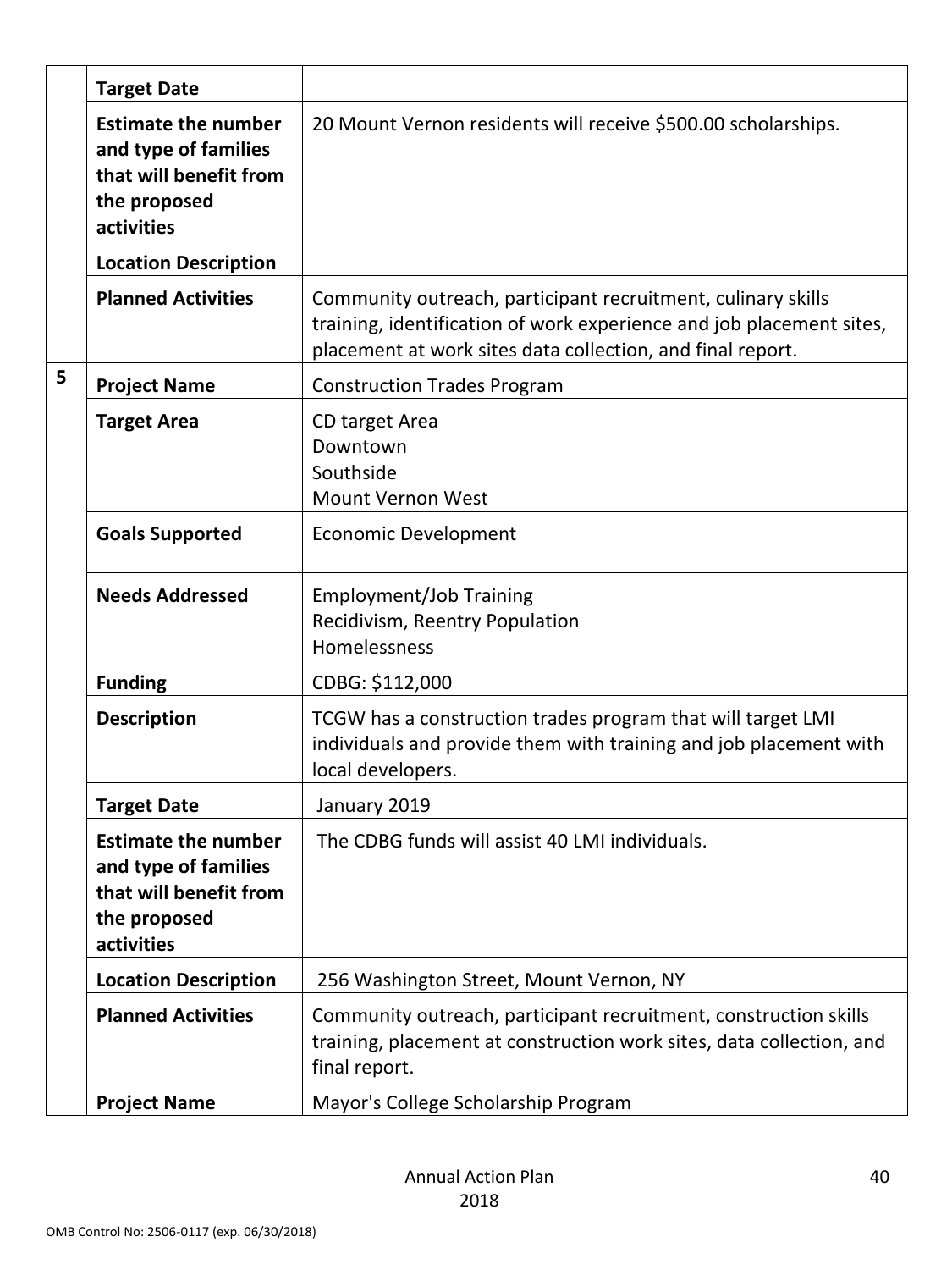| | | |
|---|---|---|
| | **Target Date** | |
| | **Estimate the number and type of families that will benefit from the proposed activities** | 20 Mount Vernon residents will receive $500.00 scholarships. |
| | **Location Description** | |
| | **Planned Activities** | Community outreach, participant recruitment, culinary skills training, identification of work experience and job placement sites, placement at work sites data collection, and final report. |
| 5 | **Project Name** | Construction Trades Program |
| | **Target Area** | CD target Area<br>Downtown<br>Southside<br>Mount Vernon West |
| | **Goals Supported** | Economic Development |
| | **Needs Addressed** | Employment/Job Training<br>Recidivism, Reentry Population<br>Homelessness |
| | **Funding** | CDBG: $112,000 |
| | **Description** | TCGW has a construction trades program that will target LMI individuals and provide them with training and job placement with local developers. |
| | **Target Date** | January 2019 |
| | **Estimate the number and type of families that will benefit from the proposed activities** | The CDBG funds will assist 40 LMI individuals. |
| | **Location Description** | 256 Washington Street, Mount Vernon, NY |
| | **Planned Activities** | Community outreach, participant recruitment, construction skills training, placement at construction work sites, data collection, and final report. |
| | **Project Name** | Mayor's College Scholarship Program |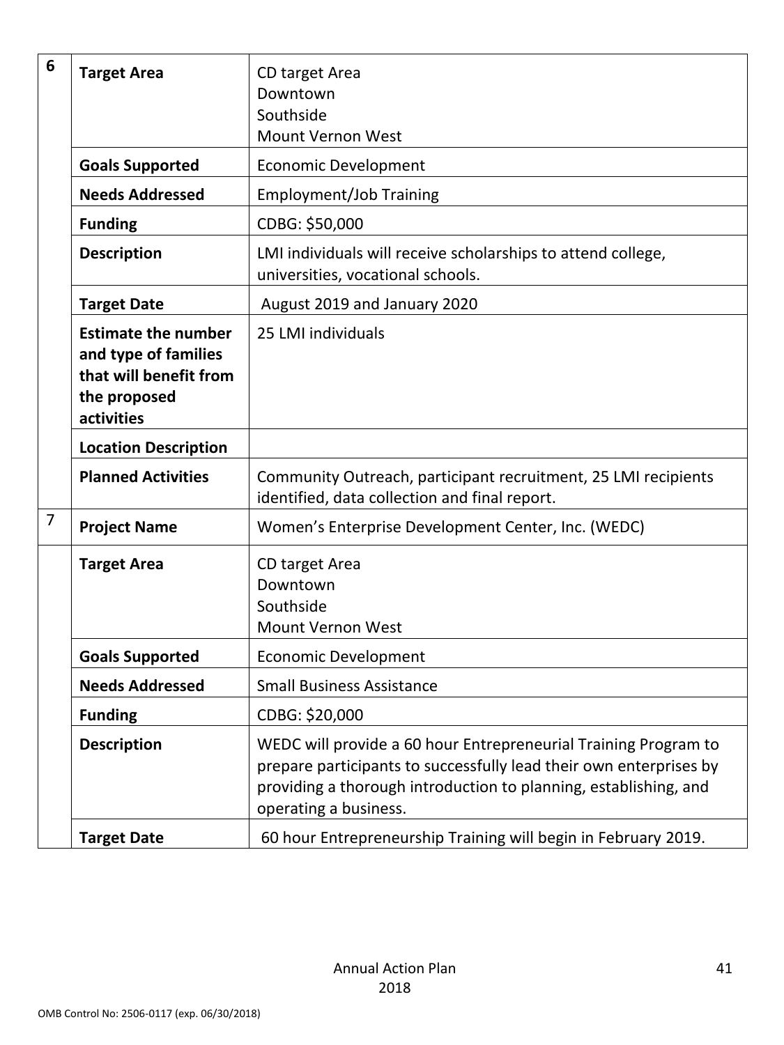| | | |
|---|---|---|
| 6 | **Target Area** | CD target Area<br>Downtown<br>Southside<br>Mount Vernon West |
| | **Goals Supported** | Economic Development |
| | **Needs Addressed** | Employment/Job Training |
| | **Funding** | CDBG: $50,000 |
| | **Description** | LMI individuals will receive scholarships to attend college, universities, vocational schools. |
| | **Target Date** | August 2019 and January 2020 |
| | **Estimate the number and type of families that will benefit from the proposed activities** | 25 LMI individuals |
| | **Location Description** | |
| | **Planned Activities** | Community Outreach, participant recruitment, 25 LMI recipients identified, data collection and final report. |
| 7 | **Project Name** | Women's Enterprise Development Center, Inc. (WEDC) |
| | **Target Area** | CD target Area<br>Downtown<br>Southside<br>Mount Vernon West |
| | **Goals Supported** | Economic Development |
| | **Needs Addressed** | Small Business Assistance |
| | **Funding** | CDBG: $20,000 |
| | **Description** | WEDC will provide a 60 hour Entrepreneurial Training Program to prepare participants to successfully lead their own enterprises by providing a thorough introduction to planning, establishing, and operating a business. |
| | **Target Date** | 60 hour Entrepreneurship Training will begin in February 2019. |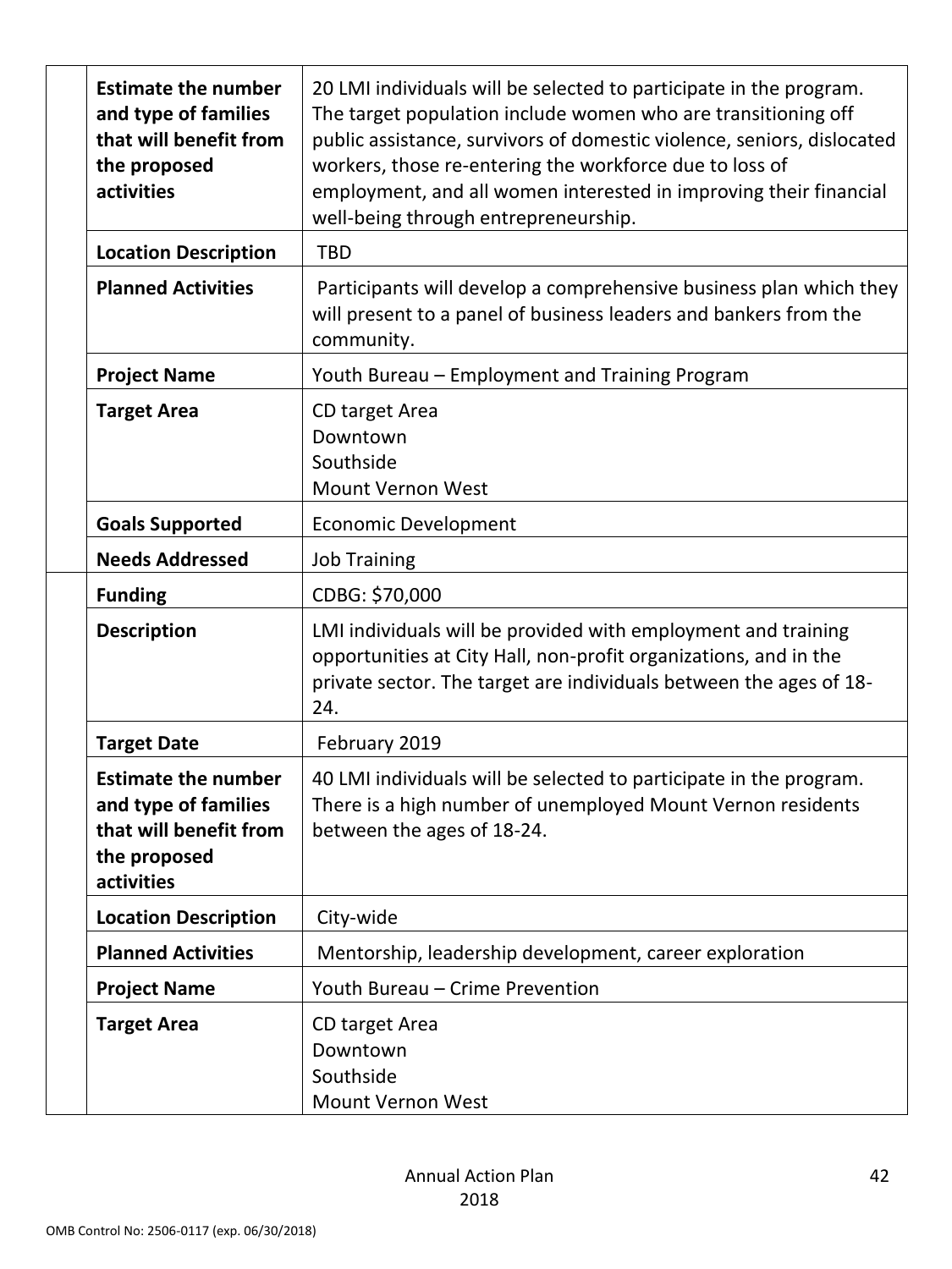| | | |
|---|---|---|
| | **Estimate the number and type of families that will benefit from the proposed activities** | 20 LMI individuals will be selected to participate in the program. The target population include women who are transitioning off public assistance, survivors of domestic violence, seniors, dislocated workers, those re-entering the workforce due to loss of employment, and all women interested in improving their financial well-being through entrepreneurship. |
| | **Location Description** | TBD |
| | **Planned Activities** | Participants will develop a comprehensive business plan which they will present to a panel of business leaders and bankers from the community. |
| | **Project Name** | Youth Bureau – Employment and Training Program |
| | **Target Area** | CD target Area<br>Downtown<br>Southside<br>Mount Vernon West |
| | **Goals Supported** | Economic Development |
| | **Needs Addressed** | Job Training |
| | **Funding** | CDBG: $70,000 |
| | **Description** | LMI individuals will be provided with employment and training opportunities at City Hall, non-profit organizations, and in the private sector. The target are individuals between the ages of 18-24. |
| | **Target Date** | February 2019 |
| | **Estimate the number and type of families that will benefit from the proposed activities** | 40 LMI individuals will be selected to participate in the program. There is a high number of unemployed Mount Vernon residents between the ages of 18-24. |
| | **Location Description** | City-wide |
| | **Planned Activities** | Mentorship, leadership development, career exploration |
| | **Project Name** | Youth Bureau – Crime Prevention |
| | **Target Area** | CD target Area<br>Downtown<br>Southside<br>Mount Vernon West |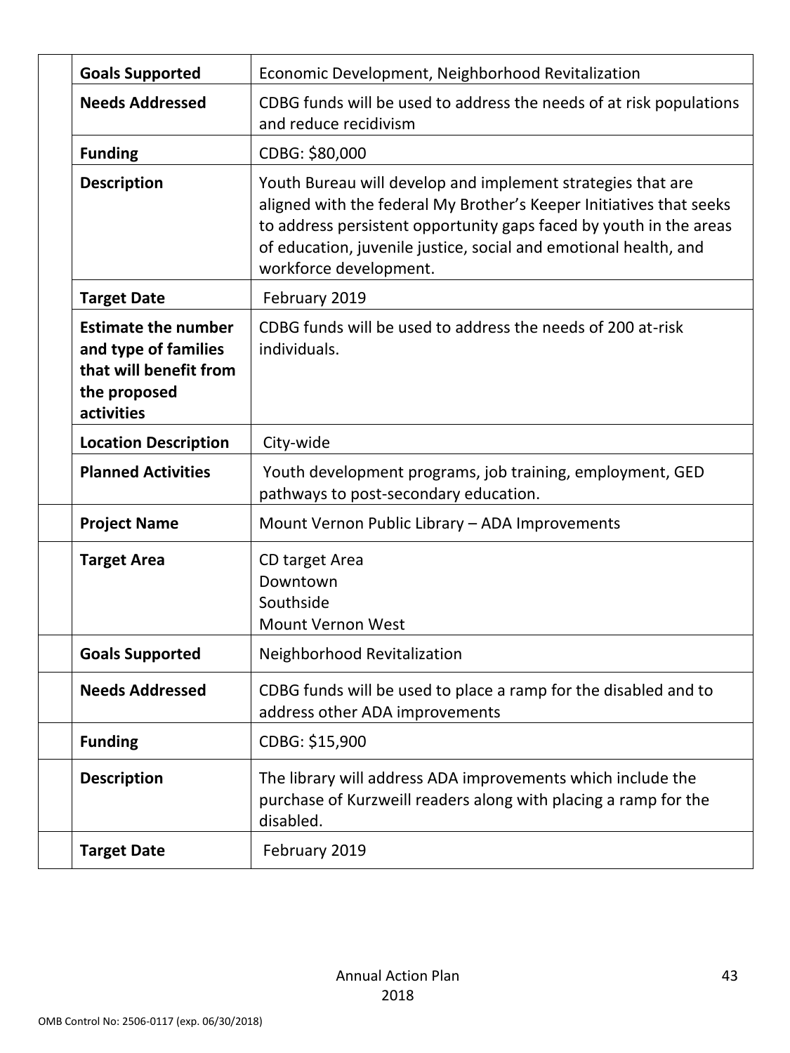| | | |
|---|---|---|
| | **Goals Supported** | Economic Development, Neighborhood Revitalization |
| | **Needs Addressed** | CDBG funds will be used to address the needs of at risk populations and reduce recidivism |
| | **Funding** | CDBG: $80,000 |
| | **Description** | Youth Bureau will develop and implement strategies that are aligned with the federal My Brother's Keeper Initiatives that seeks to address persistent opportunity gaps faced by youth in the areas of education, juvenile justice, social and emotional health, and workforce development. |
| | **Target Date** | February 2019 |
| | **Estimate the number and type of families that will benefit from the proposed activities** | CDBG funds will be used to address the needs of 200 at-risk individuals. |
| | **Location Description** | City-wide |
| | **Planned Activities** | Youth development programs, job training, employment, GED pathways to post-secondary education. |
| | **Project Name** | Mount Vernon Public Library – ADA Improvements |
| | **Target Area** | CD target Area<br>Downtown<br>Southside<br>Mount Vernon West |
| | **Goals Supported** | Neighborhood Revitalization |
| | **Needs Addressed** | CDBG funds will be used to place a ramp for the disabled and to address other ADA improvements |
| | **Funding** | CDBG: $15,900 |
| | **Description** | The library will address ADA improvements which include the purchase of Kurzweill readers along with placing a ramp for the disabled. |
| | **Target Date** | February 2019 |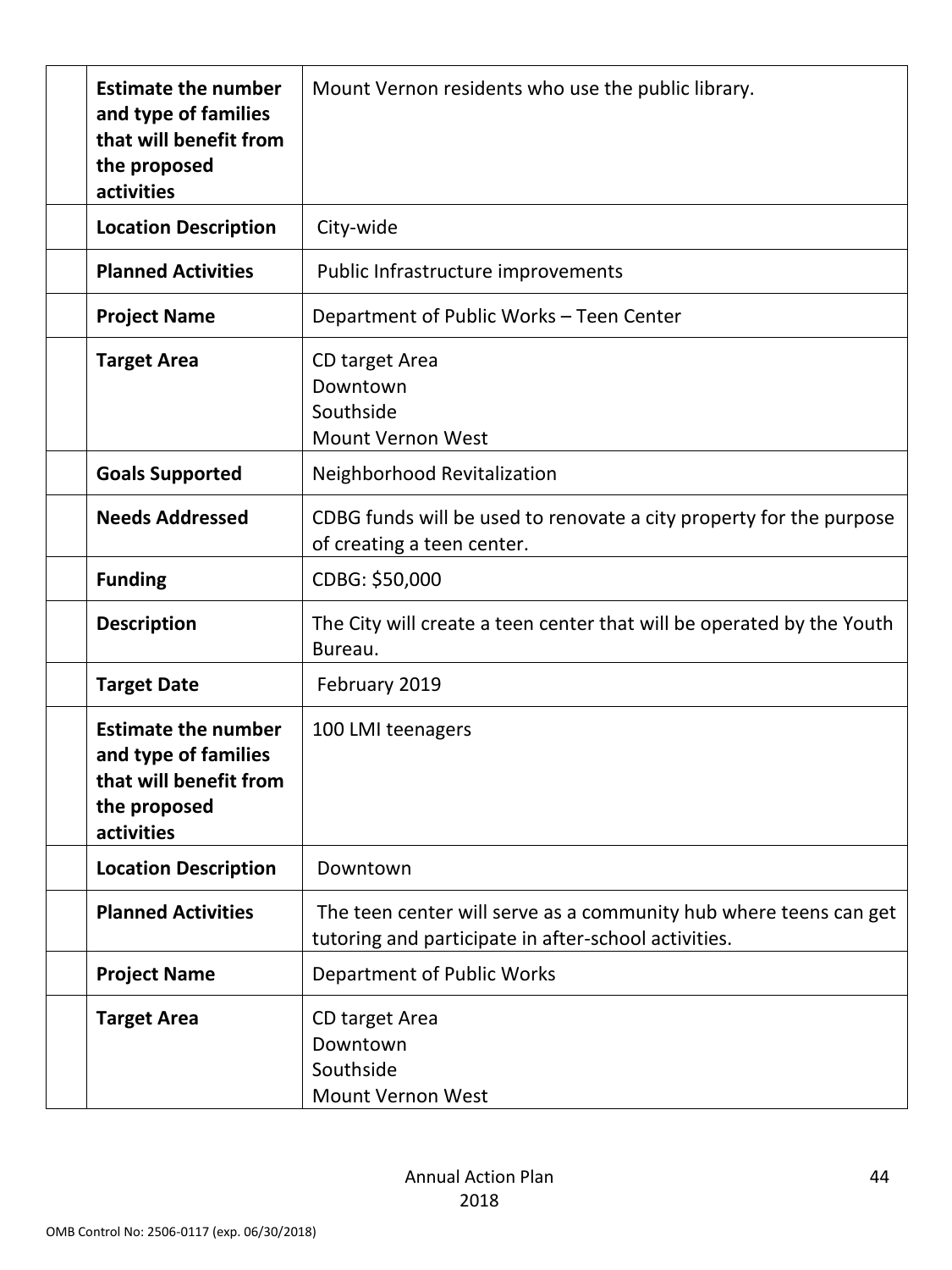| | | |
|---|---|---|
| | **Estimate the number and type of families that will benefit from the proposed activities** | Mount Vernon residents who use the public library. |
| | **Location Description** | City-wide |
| | **Planned Activities** | Public Infrastructure improvements |
| | **Project Name** | Department of Public Works – Teen Center |
| | **Target Area** | CD target Area<br>Downtown<br>Southside<br>Mount Vernon West |
| | **Goals Supported** | Neighborhood Revitalization |
| | **Needs Addressed** | CDBG funds will be used to renovate a city property for the purpose of creating a teen center. |
| | **Funding** | CDBG: $50,000 |
| | **Description** | The City will create a teen center that will be operated by the Youth Bureau. |
| | **Target Date** | February 2019 |
| | **Estimate the number and type of families that will benefit from the proposed activities** | 100 LMI teenagers |
| | **Location Description** | Downtown |
| | **Planned Activities** | The teen center will serve as a community hub where teens can get tutoring and participate in after-school activities. |
| | **Project Name** | Department of Public Works |
| | **Target Area** | CD target Area<br>Downtown<br>Southside<br>Mount Vernon West |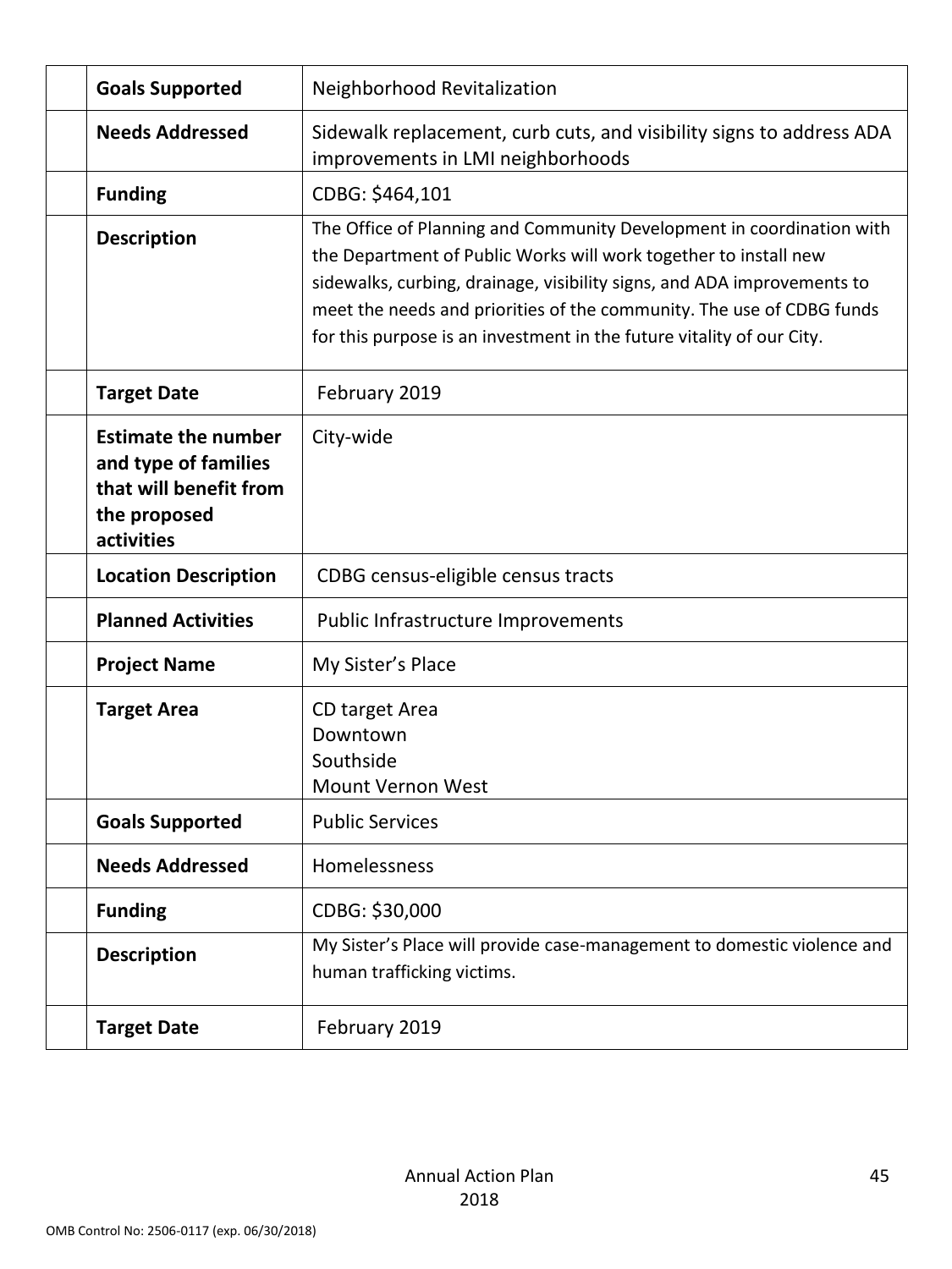| | | |
|---|---|---|
| | **Goals Supported** | Neighborhood Revitalization |
| | **Needs Addressed** | Sidewalk replacement, curb cuts, and visibility signs to address ADA improvements in LMI neighborhoods |
| | **Funding** | CDBG: $464,101 |
| | **Description** | The Office of Planning and Community Development in coordination with the Department of Public Works will work together to install new sidewalks, curbing, drainage, visibility signs, and ADA improvements to meet the needs and priorities of the community. The use of CDBG funds for this purpose is an investment in the future vitality of our City. |
| | **Target Date** | February 2019 |
| | **Estimate the number and type of families that will benefit from the proposed activities** | City-wide |
| | **Location Description** | CDBG census-eligible census tracts |
| | **Planned Activities** | Public Infrastructure Improvements |
| | **Project Name** | My Sister's Place |
| | **Target Area** | CD target Area<br>Downtown<br>Southside<br>Mount Vernon West |
| | **Goals Supported** | Public Services |
| | **Needs Addressed** | Homelessness |
| | **Funding** | CDBG: $30,000 |
| | **Description** | My Sister's Place will provide case-management to domestic violence and human trafficking victims. |
| | **Target Date** | February 2019 |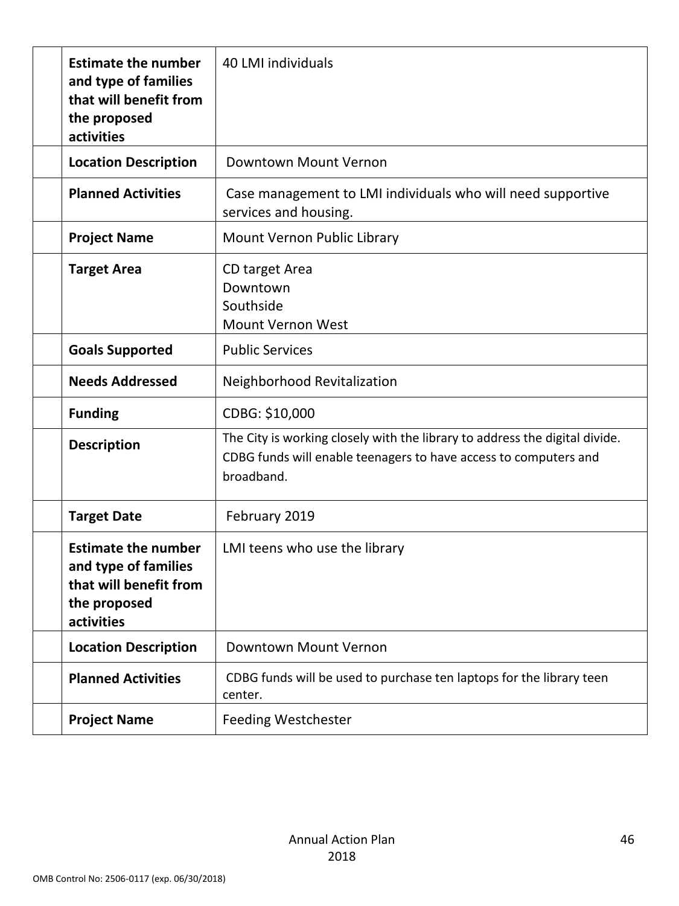| | | |
|---|---|---|
| | **Estimate the number and type of families that will benefit from the proposed activities** | 40 LMI individuals |
| | **Location Description** | Downtown Mount Vernon |
| | **Planned Activities** | Case management to LMI individuals who will need supportive services and housing. |
| | **Project Name** | Mount Vernon Public Library |
| | **Target Area** | CD target Area<br>Downtown<br>Southside<br>Mount Vernon West |
| | **Goals Supported** | Public Services |
| | **Needs Addressed** | Neighborhood Revitalization |
| | **Funding** | CDBG: $10,000 |
| | **Description** | The City is working closely with the library to address the digital divide. CDBG funds will enable teenagers to have access to computers and broadband. |
| | **Target Date** | February 2019 |
| | **Estimate the number and type of families that will benefit from the proposed activities** | LMI teens who use the library |
| | **Location Description** | Downtown Mount Vernon |
| | **Planned Activities** | CDBG funds will be used to purchase ten laptops for the library teen center. |
| | **Project Name** | Feeding Westchester |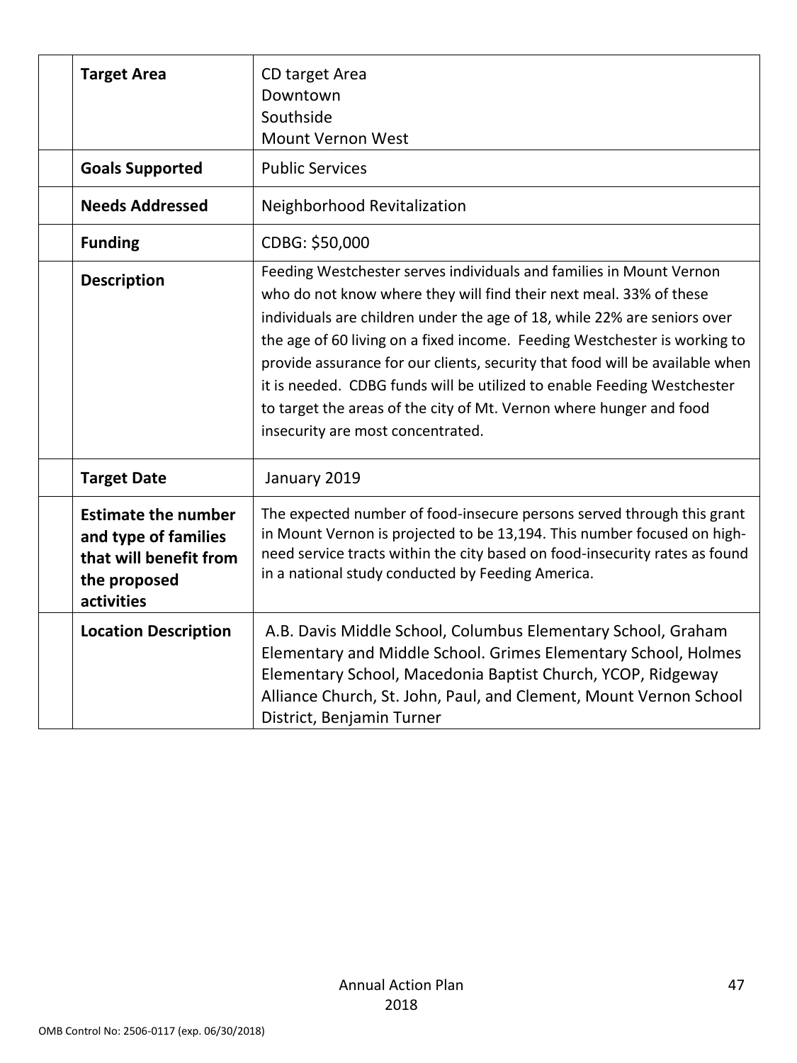| | | |
|---|---|---|
| | **Target Area** | CD target Area<br>Downtown<br>Southside<br>Mount Vernon West |
| | **Goals Supported** | Public Services |
| | **Needs Addressed** | Neighborhood Revitalization |
| | **Funding** | CDBG: $50,000 |
| | **Description** | Feeding Westchester serves individuals and families in Mount Vernon who do not know where they will find their next meal. 33% of these individuals are children under the age of 18, while 22% are seniors over the age of 60 living on a fixed income. Feeding Westchester is working to provide assurance for our clients, security that food will be available when it is needed. CDBG funds will be utilized to enable Feeding Westchester to target the areas of the city of Mt. Vernon where hunger and food insecurity are most concentrated. |
| | **Target Date** | January 2019 |
| | **Estimate the number and type of families that will benefit from the proposed activities** | The expected number of food-insecure persons served through this grant in Mount Vernon is projected to be 13,194. This number focused on high-need service tracts within the city based on food-insecurity rates as found in a national study conducted by Feeding America. |
| | **Location Description** | A.B. Davis Middle School, Columbus Elementary School, Graham Elementary and Middle School. Grimes Elementary School, Holmes Elementary School, Macedonia Baptist Church, YCOP, Ridgeway Alliance Church, St. John, Paul, and Clement, Mount Vernon School District, Benjamin Turner |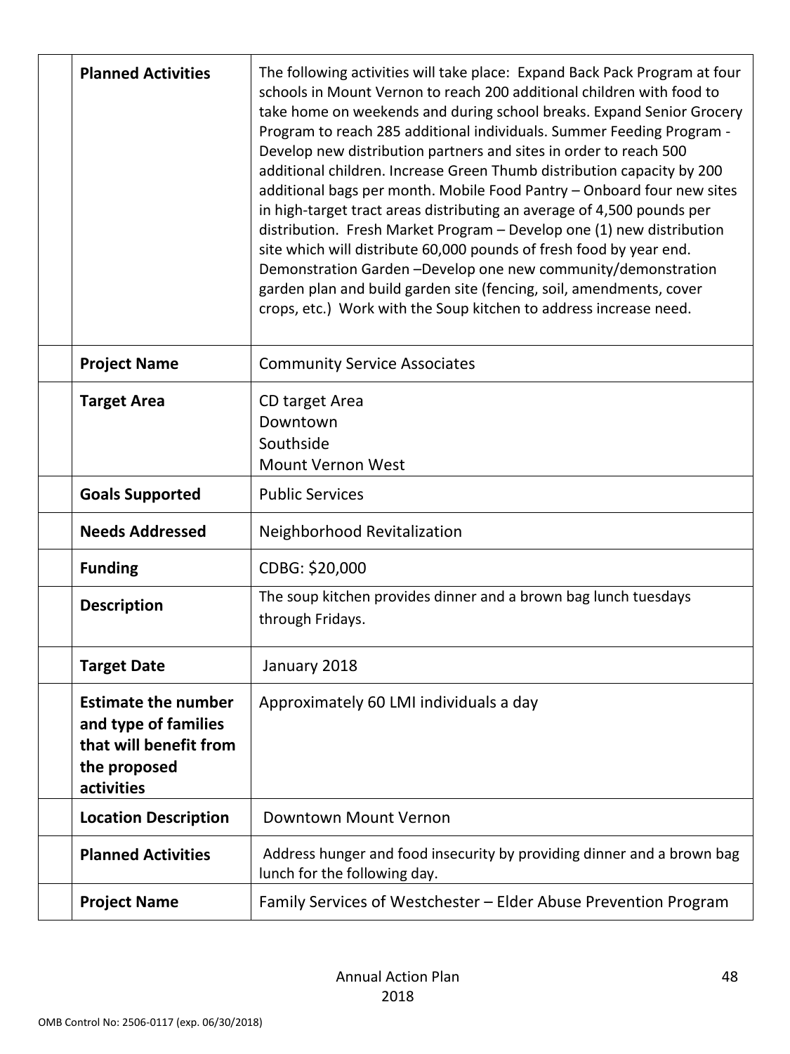| | | |
|---|---|---|
| | **Planned Activities** | The following activities will take place: Expand Back Pack Program at four schools in Mount Vernon to reach 200 additional children with food to take home on weekends and during school breaks. Expand Senior Grocery Program to reach 285 additional individuals. Summer Feeding Program - Develop new distribution partners and sites in order to reach 500 additional children. Increase Green Thumb distribution capacity by 200 additional bags per month. Mobile Food Pantry – Onboard four new sites in high-target tract areas distributing an average of 4,500 pounds per distribution. Fresh Market Program – Develop one (1) new distribution site which will distribute 60,000 pounds of fresh food by year end. Demonstration Garden –Develop one new community/demonstration garden plan and build garden site (fencing, soil, amendments, cover crops, etc.) Work with the Soup kitchen to address increase need. |
| | **Project Name** | Community Service Associates |
| | **Target Area** | CD target Area<br>Downtown<br>Southside<br>Mount Vernon West |
| | **Goals Supported** | Public Services |
| | **Needs Addressed** | Neighborhood Revitalization |
| | **Funding** | CDBG: $20,000 |
| | **Description** | The soup kitchen provides dinner and a brown bag lunch tuesdays through Fridays. |
| | **Target Date** | January 2018 |
| | **Estimate the number and type of families that will benefit from the proposed activities** | Approximately 60 LMI individuals a day |
| | **Location Description** | Downtown Mount Vernon |
| | **Planned Activities** | Address hunger and food insecurity by providing dinner and a brown bag lunch for the following day. |
| | **Project Name** | Family Services of Westchester – Elder Abuse Prevention Program |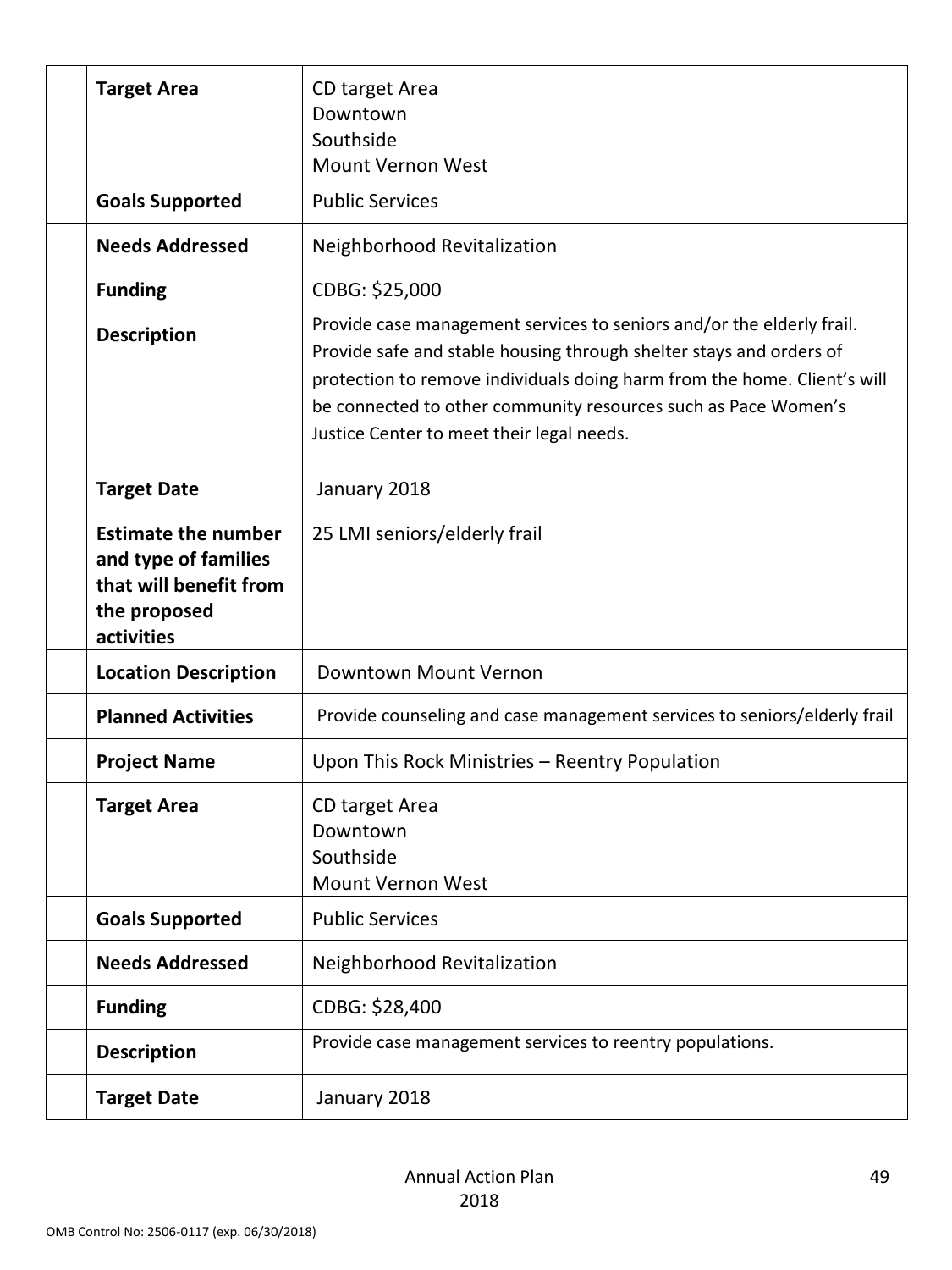| | | |
|---|---|---|
| | **Target Area** | CD target Area<br>Downtown<br>Southside<br>Mount Vernon West |
| | **Goals Supported** | Public Services |
| | **Needs Addressed** | Neighborhood Revitalization |
| | **Funding** | CDBG: $25,000 |
| | **Description** | Provide case management services to seniors and/or the elderly frail. Provide safe and stable housing through shelter stays and orders of protection to remove individuals doing harm from the home. Client's will be connected to other community resources such as Pace Women's Justice Center to meet their legal needs. |
| | **Target Date** | January 2018 |
| | **Estimate the number and type of families that will benefit from the proposed activities** | 25 LMI seniors/elderly frail |
| | **Location Description** | Downtown Mount Vernon |
| | **Planned Activities** | Provide counseling and case management services to seniors/elderly frail |
| | **Project Name** | Upon This Rock Ministries – Reentry Population |
| | **Target Area** | CD target Area<br>Downtown<br>Southside<br>Mount Vernon West |
| | **Goals Supported** | Public Services |
| | **Needs Addressed** | Neighborhood Revitalization |
| | **Funding** | CDBG: $28,400 |
| | **Description** | Provide case management services to reentry populations. |
| | **Target Date** | January 2018 |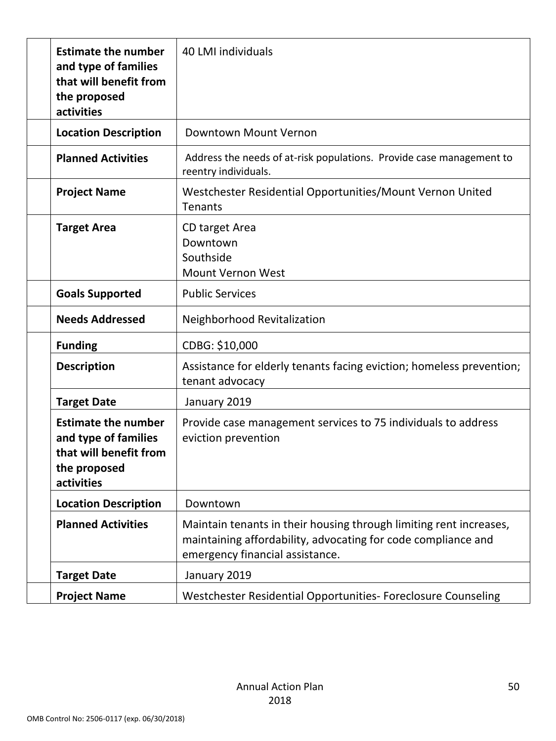| | | |
|---|---|---|
| | **Estimate the number and type of families that will benefit from the proposed activities** | 40 LMI individuals |
| | **Location Description** | Downtown Mount Vernon |
| | **Planned Activities** | Address the needs of at-risk populations. Provide case management to reentry individuals. |
| | **Project Name** | Westchester Residential Opportunities/Mount Vernon United Tenants |
| | **Target Area** | CD target Area<br>Downtown<br>Southside<br>Mount Vernon West |
| | **Goals Supported** | Public Services |
| | **Needs Addressed** | Neighborhood Revitalization |
| | **Funding** | CDBG: $10,000 |
| | **Description** | Assistance for elderly tenants facing eviction; homeless prevention; tenant advocacy |
| | **Target Date** | January 2019 |
| | **Estimate the number and type of families that will benefit from the proposed activities** | Provide case management services to 75 individuals to address eviction prevention |
| | **Location Description** | Downtown |
| | **Planned Activities** | Maintain tenants in their housing through limiting rent increases, maintaining affordability, advocating for code compliance and emergency financial assistance. |
| | **Target Date** | January 2019 |
| | **Project Name** | Westchester Residential Opportunities- Foreclosure Counseling |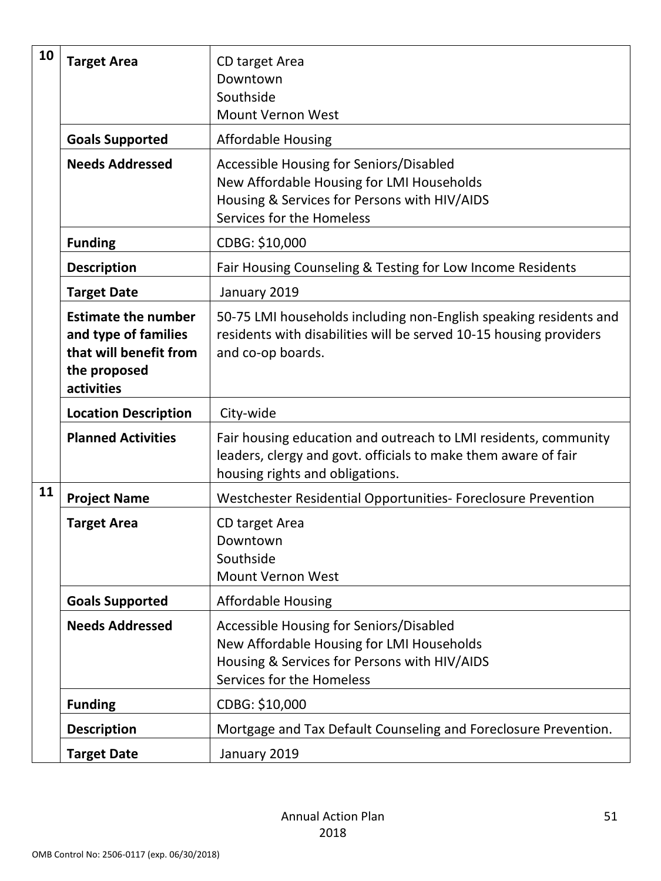| | | |
|---|---|---|
| 10 | **Target Area** | CD target Area<br>Downtown<br>Southside<br>Mount Vernon West |
| | **Goals Supported** | Affordable Housing |
| | **Needs Addressed** | Accessible Housing for Seniors/Disabled<br>New Affordable Housing for LMI Households<br>Housing & Services for Persons with HIV/AIDS<br>Services for the Homeless |
| | **Funding** | CDBG: $10,000 |
| | **Description** | Fair Housing Counseling & Testing for Low Income Residents |
| | **Target Date** | January 2019 |
| | **Estimate the number and type of families that will benefit from the proposed activities** | 50-75 LMI households including non-English speaking residents and residents with disabilities will be served 10-15 housing providers and co-op boards. |
| | **Location Description** | City-wide |
| | **Planned Activities** | Fair housing education and outreach to LMI residents, community leaders, clergy and govt. officials to make them aware of fair housing rights and obligations. |
| 11 | **Project Name** | Westchester Residential Opportunities- Foreclosure Prevention |
| | **Target Area** | CD target Area<br>Downtown<br>Southside<br>Mount Vernon West |
| | **Goals Supported** | Affordable Housing |
| | **Needs Addressed** | Accessible Housing for Seniors/Disabled<br>New Affordable Housing for LMI Households<br>Housing & Services for Persons with HIV/AIDS<br>Services for the Homeless |
| | **Funding** | CDBG: $10,000 |
| | **Description** | Mortgage and Tax Default Counseling and Foreclosure Prevention. |
| | **Target Date** | January 2019 |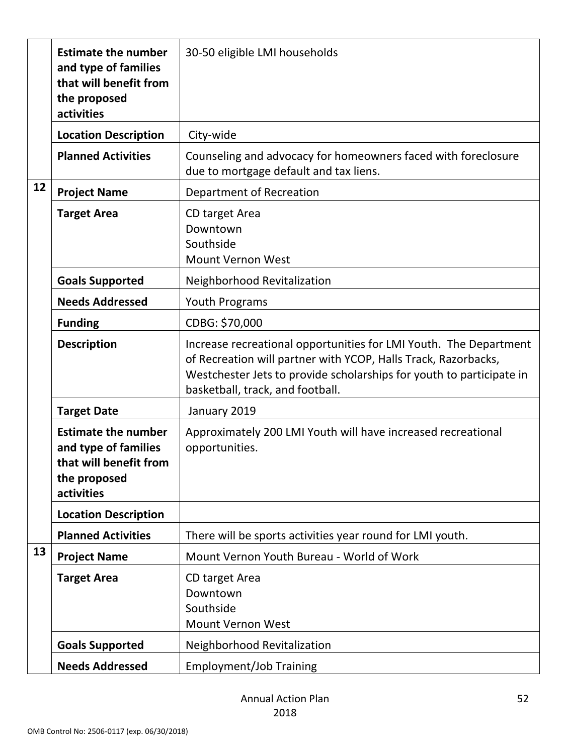| | | |
|---|---|---|
| | **Estimate the number and type of families that will benefit from the proposed activities** | 30-50 eligible LMI households |
| | **Location Description** | City-wide |
| | **Planned Activities** | Counseling and advocacy for homeowners faced with foreclosure due to mortgage default and tax liens. |
| 12 | **Project Name** | Department of Recreation |
| | **Target Area** | CD target Area<br>Downtown<br>Southside<br>Mount Vernon West |
| | **Goals Supported** | Neighborhood Revitalization |
| | **Needs Addressed** | Youth Programs |
| | **Funding** | CDBG: $70,000 |
| | **Description** | Increase recreational opportunities for LMI Youth. The Department of Recreation will partner with YCOP, Halls Track, Razorbacks, Westchester Jets to provide scholarships for youth to participate in basketball, track, and football. |
| | **Target Date** | January 2019 |
| | **Estimate the number and type of families that will benefit from the proposed activities** | Approximately 200 LMI Youth will have increased recreational opportunities. |
| | **Location Description** | |
| | **Planned Activities** | There will be sports activities year round for LMI youth. |
| 13 | **Project Name** | Mount Vernon Youth Bureau - World of Work |
| | **Target Area** | CD target Area<br>Downtown<br>Southside<br>Mount Vernon West |
| | **Goals Supported** | Neighborhood Revitalization |
| | **Needs Addressed** | Employment/Job Training |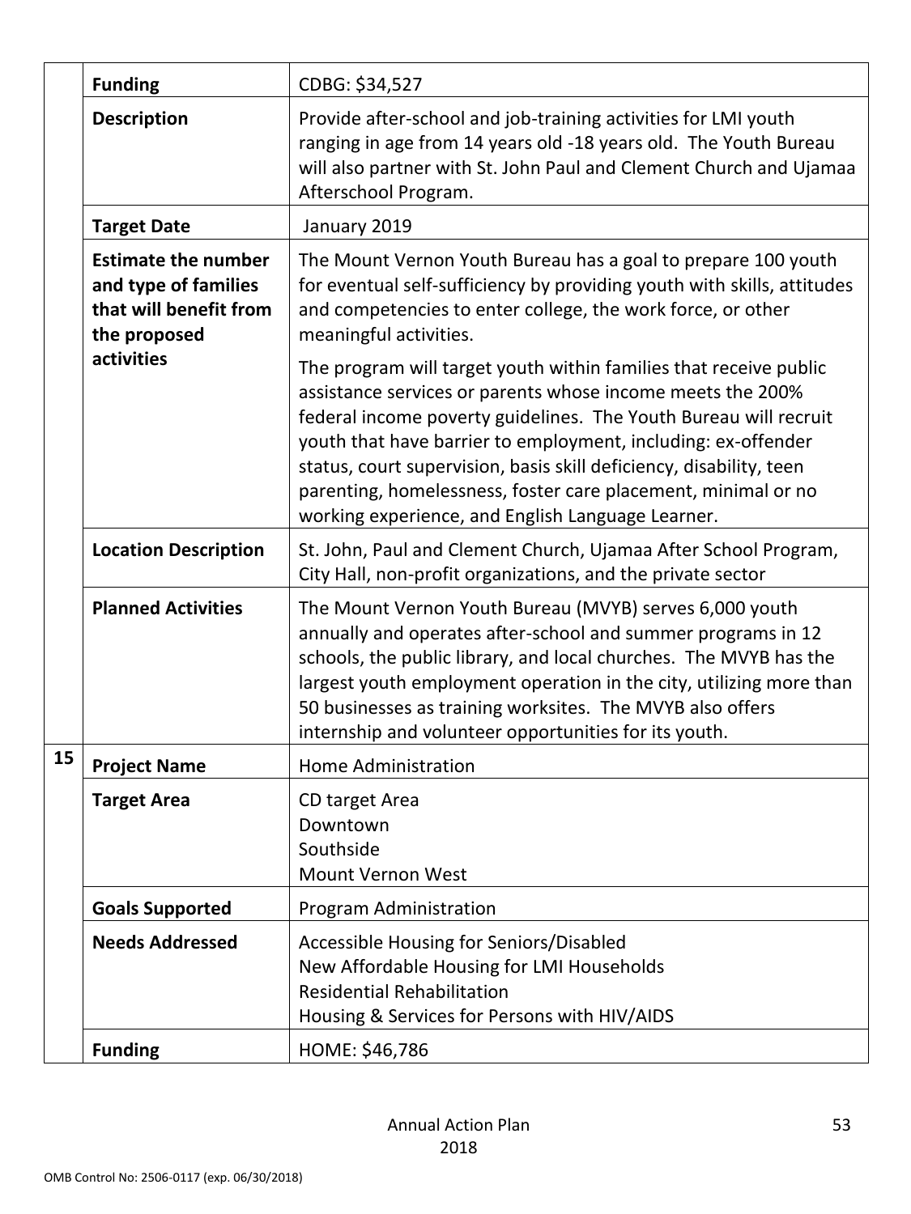| | | |
|---|---|---|
| | **Funding** | CDBG: $34,527 |
| | **Description** | Provide after-school and job-training activities for LMI youth ranging in age from 14 years old -18 years old. The Youth Bureau will also partner with St. John Paul and Clement Church and Ujamaa Afterschool Program. |
| | **Target Date** | January 2019 |
| | **Estimate the number and type of families that will benefit from the proposed activities** | The Mount Vernon Youth Bureau has a goal to prepare 100 youth for eventual self-sufficiency by providing youth with skills, attitudes and competencies to enter college, the work force, or other meaningful activities.<br><br>The program will target youth within families that receive public assistance services or parents whose income meets the 200% federal income poverty guidelines. The Youth Bureau will recruit youth that have barrier to employment, including: ex-offender status, court supervision, basis skill deficiency, disability, teen parenting, homelessness, foster care placement, minimal or no working experience, and English Language Learner. |
| | **Location Description** | St. John, Paul and Clement Church, Ujamaa After School Program, City Hall, non-profit organizations, and the private sector |
| | **Planned Activities** | The Mount Vernon Youth Bureau (MVYB) serves 6,000 youth annually and operates after-school and summer programs in 12 schools, the public library, and local churches. The MVYB has the largest youth employment operation in the city, utilizing more than 50 businesses as training worksites. The MVYB also offers internship and volunteer opportunities for its youth. |
| **15** | **Project Name** | Home Administration |
| | **Target Area** | CD target Area<br>Downtown<br>Southside<br>Mount Vernon West |
| | **Goals Supported** | Program Administration |
| | **Needs Addressed** | Accessible Housing for Seniors/Disabled<br>New Affordable Housing for LMI Households<br>Residential Rehabilitation<br>Housing & Services for Persons with HIV/AIDS |
| | **Funding** | HOME: $46,786 |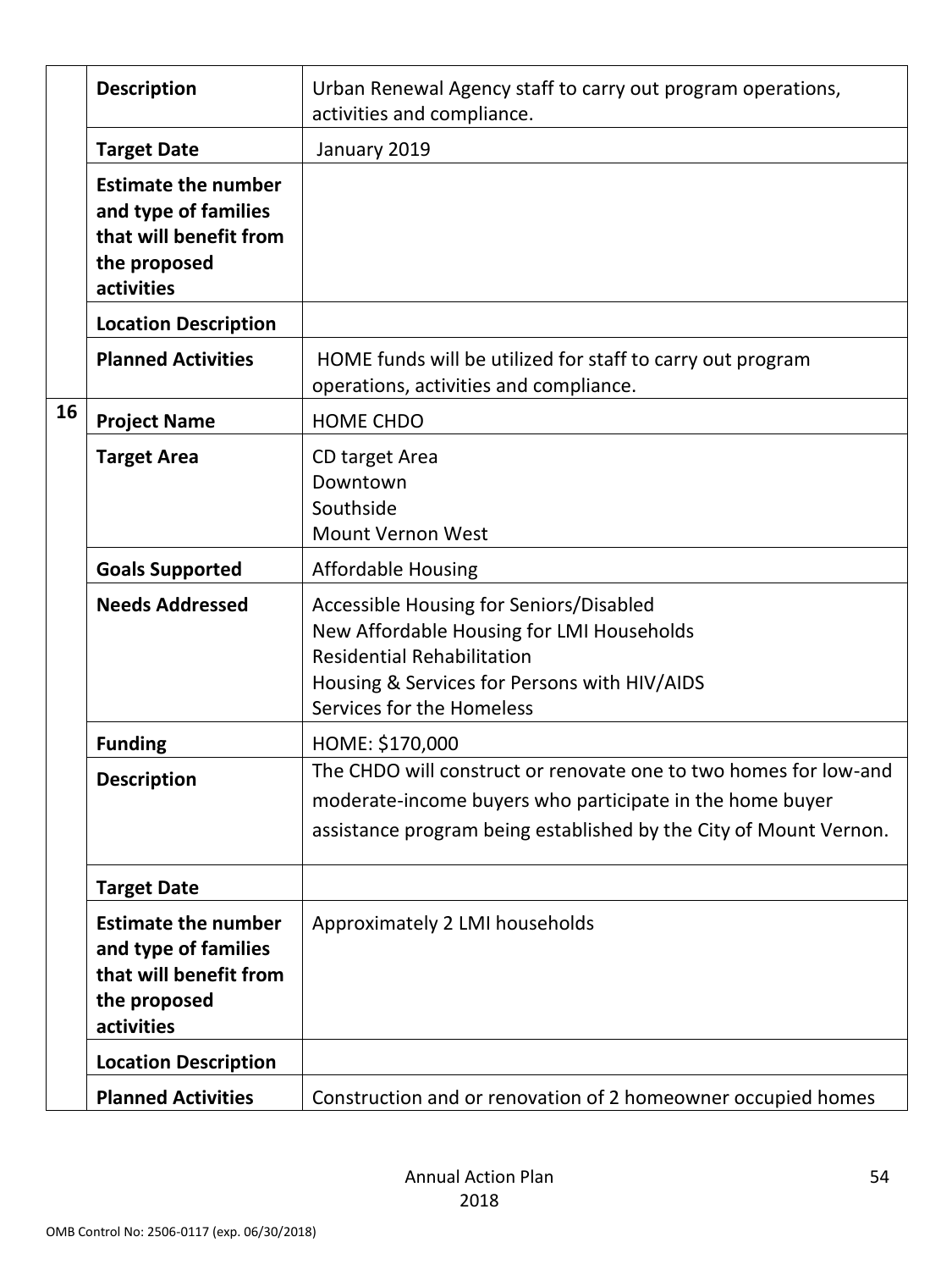| | | |
|---|---|---|
| | **Description** | Urban Renewal Agency staff to carry out program operations, activities and compliance. |
| | **Target Date** | January 2019 |
| | **Estimate the number and type of families that will benefit from the proposed activities** | |
| | **Location Description** | |
| | **Planned Activities** | HOME funds will be utilized for staff to carry out program operations, activities and compliance. |
| 16 | **Project Name** | HOME CHDO |
| | **Target Area** | CD target Area<br>Downtown<br>Southside<br>Mount Vernon West |
| | **Goals Supported** | Affordable Housing |
| | **Needs Addressed** | Accessible Housing for Seniors/Disabled<br>New Affordable Housing for LMI Households<br>Residential Rehabilitation<br>Housing & Services for Persons with HIV/AIDS<br>Services for the Homeless |
| | **Funding** | HOME: $170,000 |
| | **Description** | The CHDO will construct or renovate one to two homes for low-and moderate-income buyers who participate in the home buyer assistance program being established by the City of Mount Vernon. |
| | **Target Date** | |
| | **Estimate the number and type of families that will benefit from the proposed activities** | Approximately 2 LMI households |
| | **Location Description** | |
| | **Planned Activities** | Construction and or renovation of 2 homeowner occupied homes |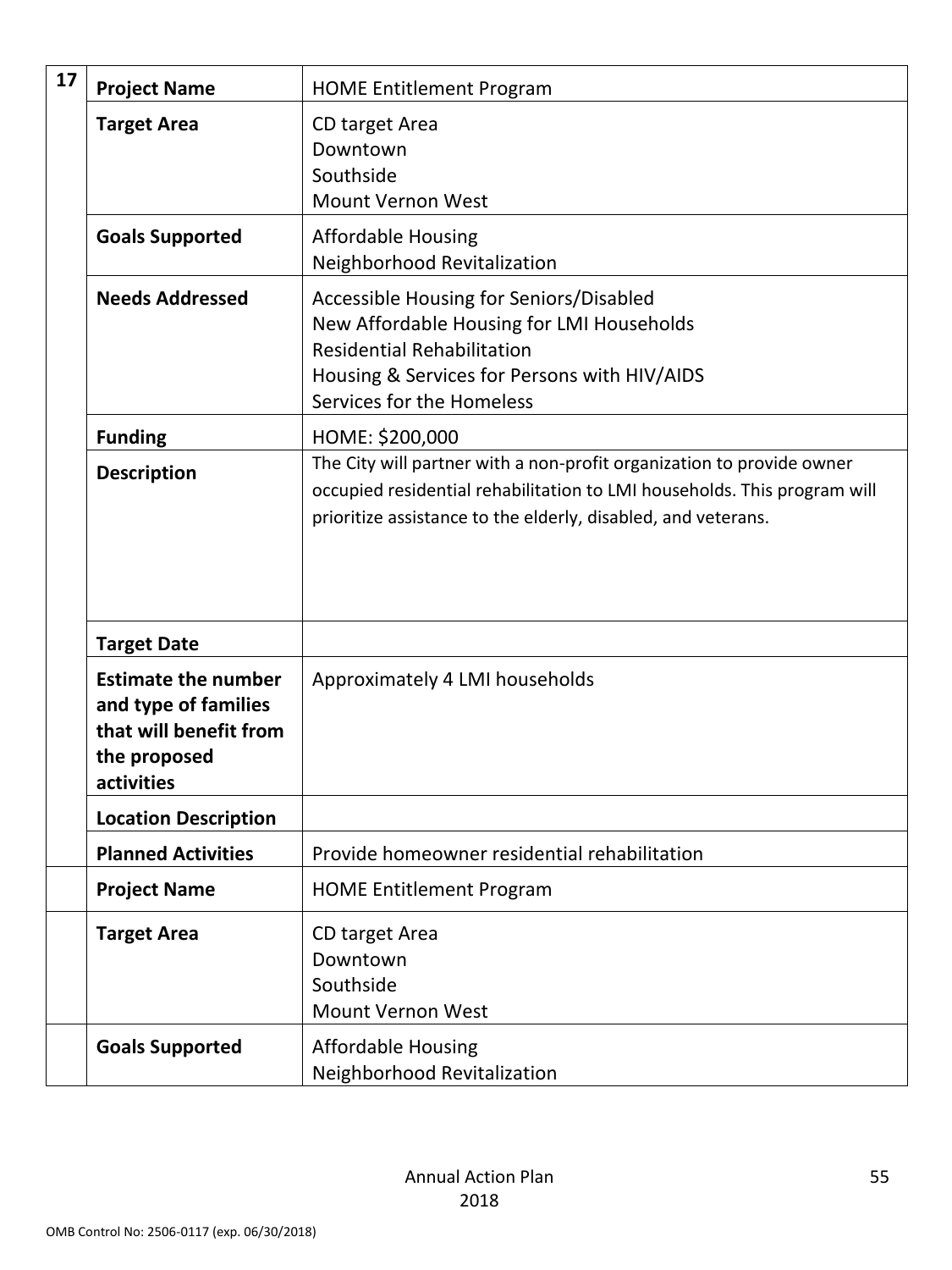| 17 | | |
|---|---|---|
| | **Project Name** | HOME Entitlement Program |
| | **Target Area** | CD target Area<br>Downtown<br>Southside<br>Mount Vernon West |
| | **Goals Supported** | Affordable Housing<br>Neighborhood Revitalization |
| | **Needs Addressed** | Accessible Housing for Seniors/Disabled<br>New Affordable Housing for LMI Households<br>Residential Rehabilitation<br>Housing & Services for Persons with HIV/AIDS<br>Services for the Homeless |
| | **Funding** | HOME: $200,000 |
| | **Description** | The City will partner with a non-profit organization to provide owner occupied residential rehabilitation to LMI households. This program will prioritize assistance to the elderly, disabled, and veterans. |
| | **Target Date** | |
| | **Estimate the number and type of families that will benefit from the proposed activities** | Approximately 4 LMI households |
| | **Location Description** | |
| | **Planned Activities** | Provide homeowner residential rehabilitation |
| | **Project Name** | HOME Entitlement Program |
| | **Target Area** | CD target Area<br>Downtown<br>Southside<br>Mount Vernon West |
| | **Goals Supported** | Affordable Housing<br>Neighborhood Revitalization |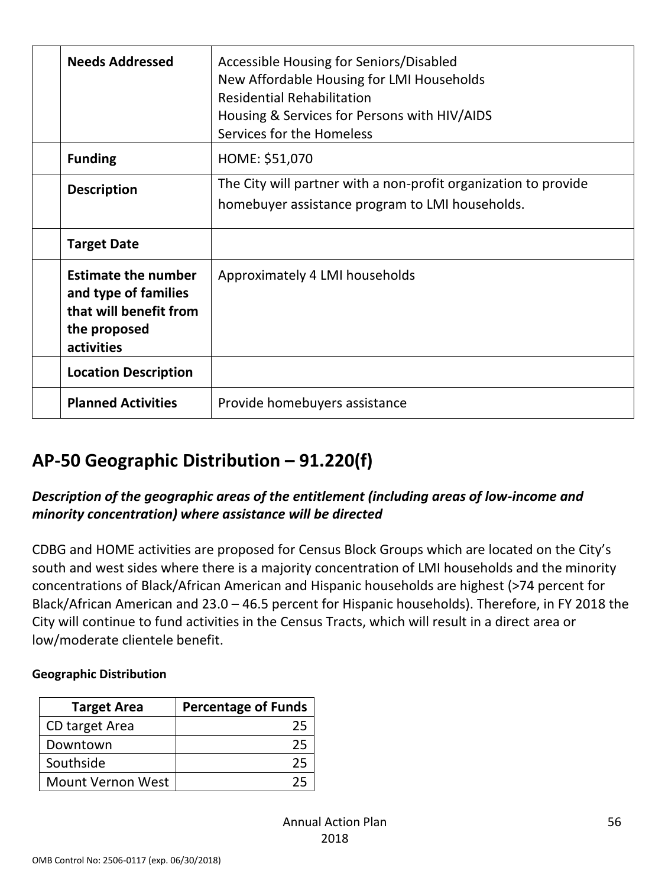| | | |
|---|---|---|
| | **Needs Addressed** | Accessible Housing for Seniors/Disabled<br>New Affordable Housing for LMI Households<br>Residential Rehabilitation<br>Housing & Services for Persons with HIV/AIDS<br>Services for the Homeless |
| | **Funding** | HOME: $51,070 |
| | **Description** | The City will partner with a non-profit organization to provide homebuyer assistance program to LMI households. |
| | **Target Date** | |
| | **Estimate the number and type of families that will benefit from the proposed activities** | Approximately 4 LMI households |
| | **Location Description** | |
| | **Planned Activities** | Provide homebuyers assistance |

## AP-50 Geographic Distribution – 91.220(f)

### *Description of the geographic areas of the entitlement (including areas of low-income and minority concentration) where assistance will be directed*

CDBG and HOME activities are proposed for Census Block Groups which are located on the City's south and west sides where there is a majority concentration of LMI households and the minority concentrations of Black/African American and Hispanic households are highest (>74 percent for Black/African American and 23.0 – 46.5 percent for Hispanic households). Therefore, in FY 2018 the City will continue to fund activities in the Census Tracts, which will result in a direct area or low/moderate clientele benefit.

**Geographic Distribution**

| Target Area | Percentage of Funds |
|---|---|
| CD target Area | 25 |
| Downtown | 25 |
| Southside | 25 |
| Mount Vernon West | 25 |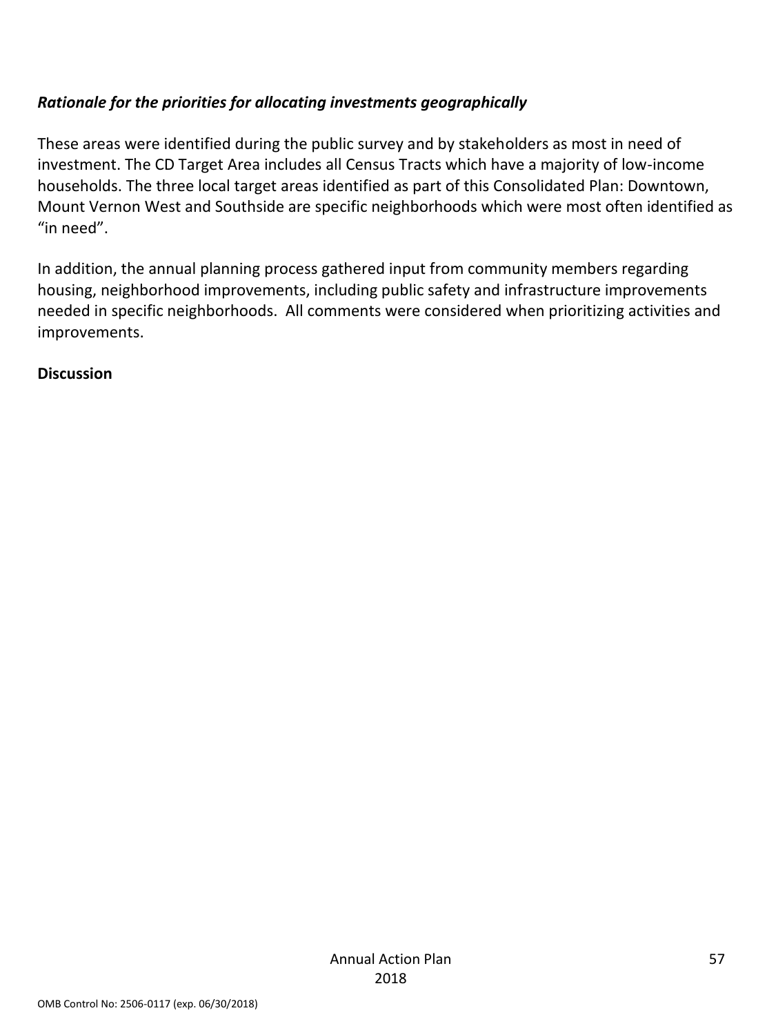***Rationale for the priorities for allocating investments geographically***

These areas were identified during the public survey and by stakeholders as most in need of investment. The CD Target Area includes all Census Tracts which have a majority of low-income households. The three local target areas identified as part of this Consolidated Plan: Downtown, Mount Vernon West and Southside are specific neighborhoods which were most often identified as "in need".

In addition, the annual planning process gathered input from community members regarding housing, neighborhood improvements, including public safety and infrastructure improvements needed in specific neighborhoods.  All comments were considered when prioritizing activities and improvements.

**Discussion**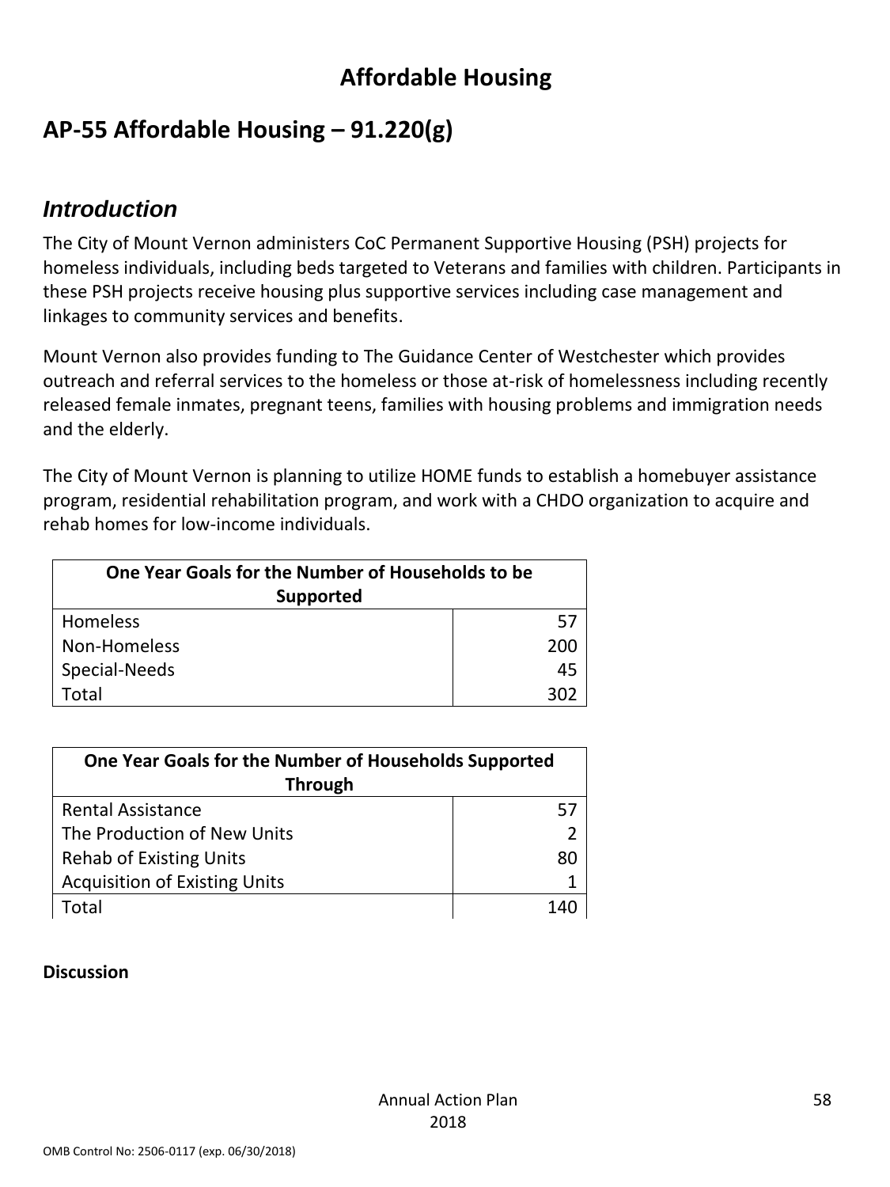# Affordable Housing

## AP-55 Affordable Housing – 91.220(g)

### *Introduction*

The City of Mount Vernon administers CoC Permanent Supportive Housing (PSH) projects for homeless individuals, including beds targeted to Veterans and families with children. Participants in these PSH projects receive housing plus supportive services including case management and linkages to community services and benefits.

Mount Vernon also provides funding to The Guidance Center of Westchester which provides outreach and referral services to the homeless or those at-risk of homelessness including recently released female inmates, pregnant teens, families with housing problems and immigration needs and the elderly.

The City of Mount Vernon is planning to utilize HOME funds to establish a homebuyer assistance program, residential rehabilitation program, and work with a CHDO organization to acquire and rehab homes for low-income individuals.

| One Year Goals for the Number of Households to be Supported | |
|---|---|
| Homeless | 57 |
| Non-Homeless | 200 |
| Special-Needs | 45 |
| Total | 302 |

| One Year Goals for the Number of Households Supported Through | |
|---|---|
| Rental Assistance | 57 |
| The Production of New Units | 2 |
| Rehab of Existing Units | 80 |
| Acquisition of Existing Units | 1 |
| Total | 140 |

**Discussion**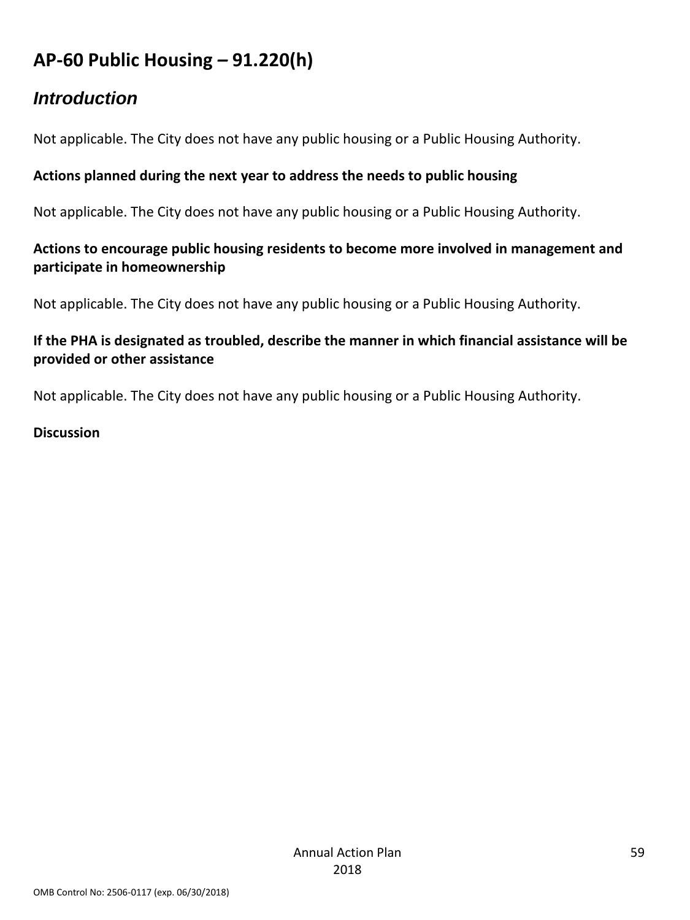# AP-60 Public Housing – 91.220(h)

## *Introduction*

Not applicable. The City does not have any public housing or a Public Housing Authority.

**Actions planned during the next year to address the needs to public housing**

Not applicable. The City does not have any public housing or a Public Housing Authority.

**Actions to encourage public housing residents to become more involved in management and participate in homeownership**

Not applicable. The City does not have any public housing or a Public Housing Authority.

**If the PHA is designated as troubled, describe the manner in which financial assistance will be provided or other assistance**

Not applicable. The City does not have any public housing or a Public Housing Authority.

**Discussion**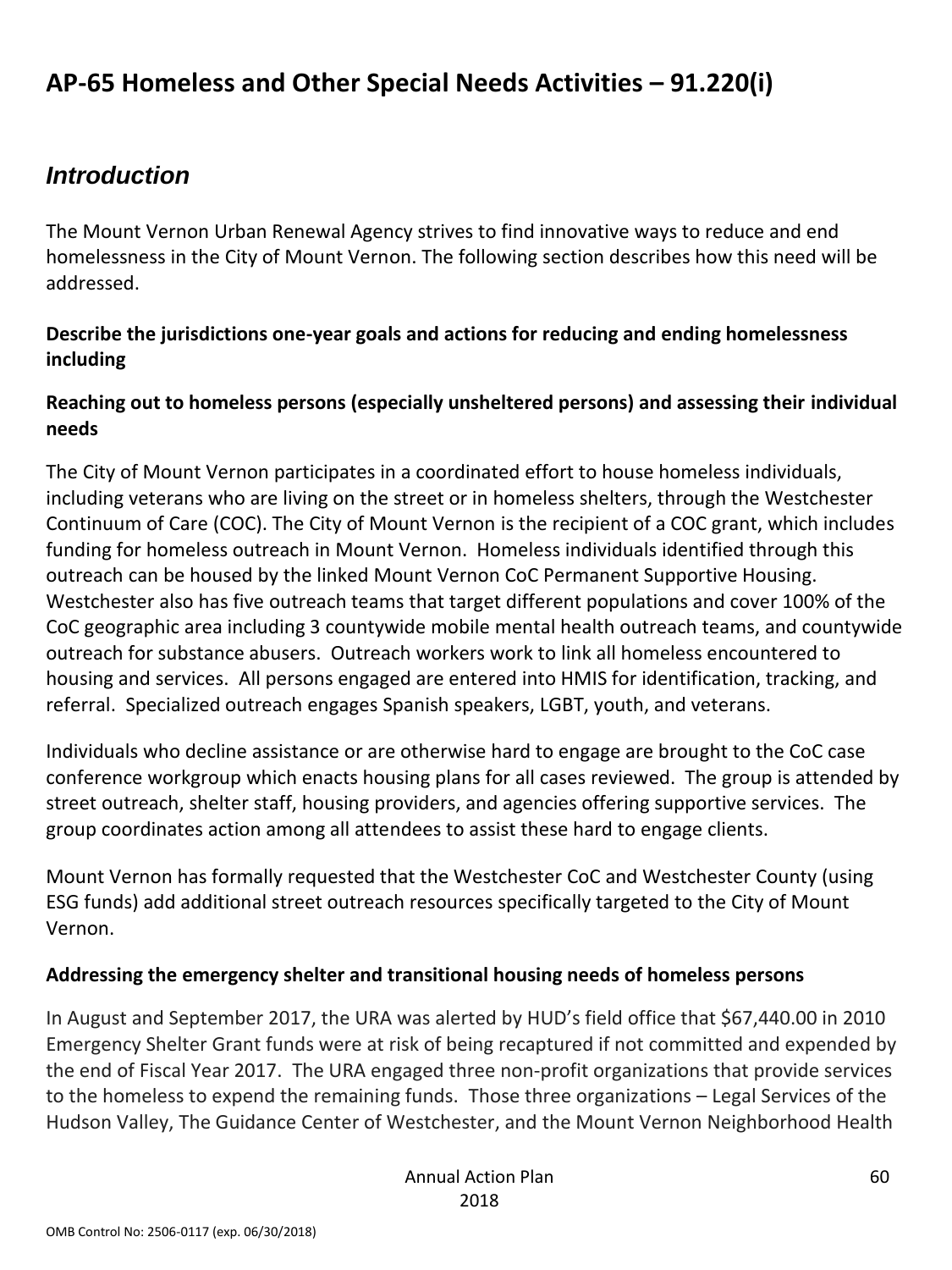## AP-65 Homeless and Other Special Needs Activities – 91.220(i)

### *Introduction*

The Mount Vernon Urban Renewal Agency strives to find innovative ways to reduce and end homelessness in the City of Mount Vernon. The following section describes how this need will be addressed.

**Describe the jurisdictions one-year goals and actions for reducing and ending homelessness including**

**Reaching out to homeless persons (especially unsheltered persons) and assessing their individual needs**

The City of Mount Vernon participates in a coordinated effort to house homeless individuals, including veterans who are living on the street or in homeless shelters, through the Westchester Continuum of Care (COC). The City of Mount Vernon is the recipient of a COC grant, which includes funding for homeless outreach in Mount Vernon. Homeless individuals identified through this outreach can be housed by the linked Mount Vernon CoC Permanent Supportive Housing. Westchester also has five outreach teams that target different populations and cover 100% of the CoC geographic area including 3 countywide mobile mental health outreach teams, and countywide outreach for substance abusers. Outreach workers work to link all homeless encountered to housing and services. All persons engaged are entered into HMIS for identification, tracking, and referral. Specialized outreach engages Spanish speakers, LGBT, youth, and veterans.

Individuals who decline assistance or are otherwise hard to engage are brought to the CoC case conference workgroup which enacts housing plans for all cases reviewed. The group is attended by street outreach, shelter staff, housing providers, and agencies offering supportive services. The group coordinates action among all attendees to assist these hard to engage clients.

Mount Vernon has formally requested that the Westchester CoC and Westchester County (using ESG funds) add additional street outreach resources specifically targeted to the City of Mount Vernon.

**Addressing the emergency shelter and transitional housing needs of homeless persons**

In August and September 2017, the URA was alerted by HUD's field office that $67,440.00 in 2010 Emergency Shelter Grant funds were at risk of being recaptured if not committed and expended by the end of Fiscal Year 2017. The URA engaged three non-profit organizations that provide services to the homeless to expend the remaining funds. Those three organizations – Legal Services of the Hudson Valley, The Guidance Center of Westchester, and the Mount Vernon Neighborhood Health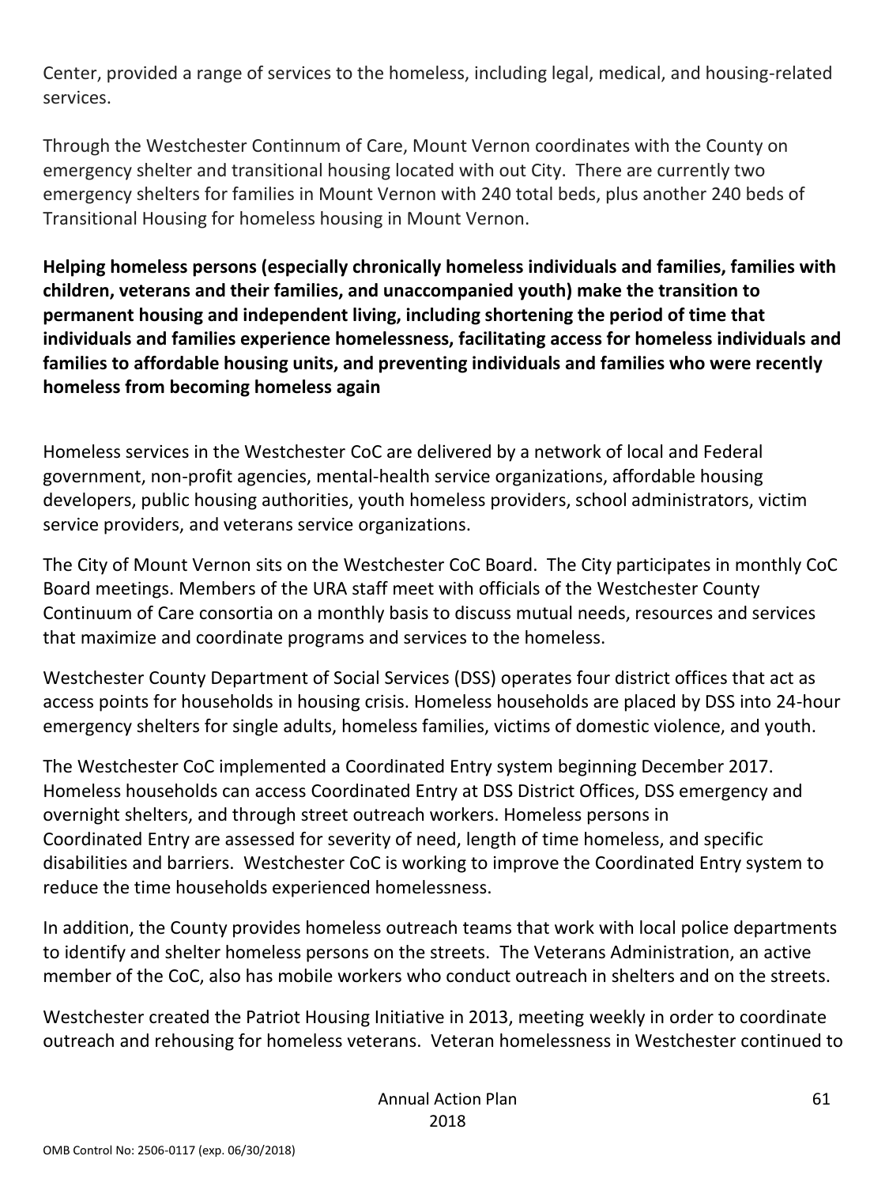Center, provided a range of services to the homeless, including legal, medical, and housing-related services.

Through the Westchester Continnum of Care, Mount Vernon coordinates with the County on emergency shelter and transitional housing located with out City. There are currently two emergency shelters for families in Mount Vernon with 240 total beds, plus another 240 beds of Transitional Housing for homeless housing in Mount Vernon.

**Helping homeless persons (especially chronically homeless individuals and families, families with children, veterans and their families, and unaccompanied youth) make the transition to permanent housing and independent living, including shortening the period of time that individuals and families experience homelessness, facilitating access for homeless individuals and families to affordable housing units, and preventing individuals and families who were recently homeless from becoming homeless again**

Homeless services in the Westchester CoC are delivered by a network of local and Federal government, non-profit agencies, mental-health service organizations, affordable housing developers, public housing authorities, youth homeless providers, school administrators, victim service providers, and veterans service organizations.

The City of Mount Vernon sits on the Westchester CoC Board. The City participates in monthly CoC Board meetings. Members of the URA staff meet with officials of the Westchester County Continuum of Care consortia on a monthly basis to discuss mutual needs, resources and services that maximize and coordinate programs and services to the homeless.

Westchester County Department of Social Services (DSS) operates four district offices that act as access points for households in housing crisis. Homeless households are placed by DSS into 24-hour emergency shelters for single adults, homeless families, victims of domestic violence, and youth.

The Westchester CoC implemented a Coordinated Entry system beginning December 2017. Homeless households can access Coordinated Entry at DSS District Offices, DSS emergency and overnight shelters, and through street outreach workers. Homeless persons in Coordinated Entry are assessed for severity of need, length of time homeless, and specific disabilities and barriers. Westchester CoC is working to improve the Coordinated Entry system to reduce the time households experienced homelessness.

In addition, the County provides homeless outreach teams that work with local police departments to identify and shelter homeless persons on the streets. The Veterans Administration, an active member of the CoC, also has mobile workers who conduct outreach in shelters and on the streets.

Westchester created the Patriot Housing Initiative in 2013, meeting weekly in order to coordinate outreach and rehousing for homeless veterans. Veteran homelessness in Westchester continued to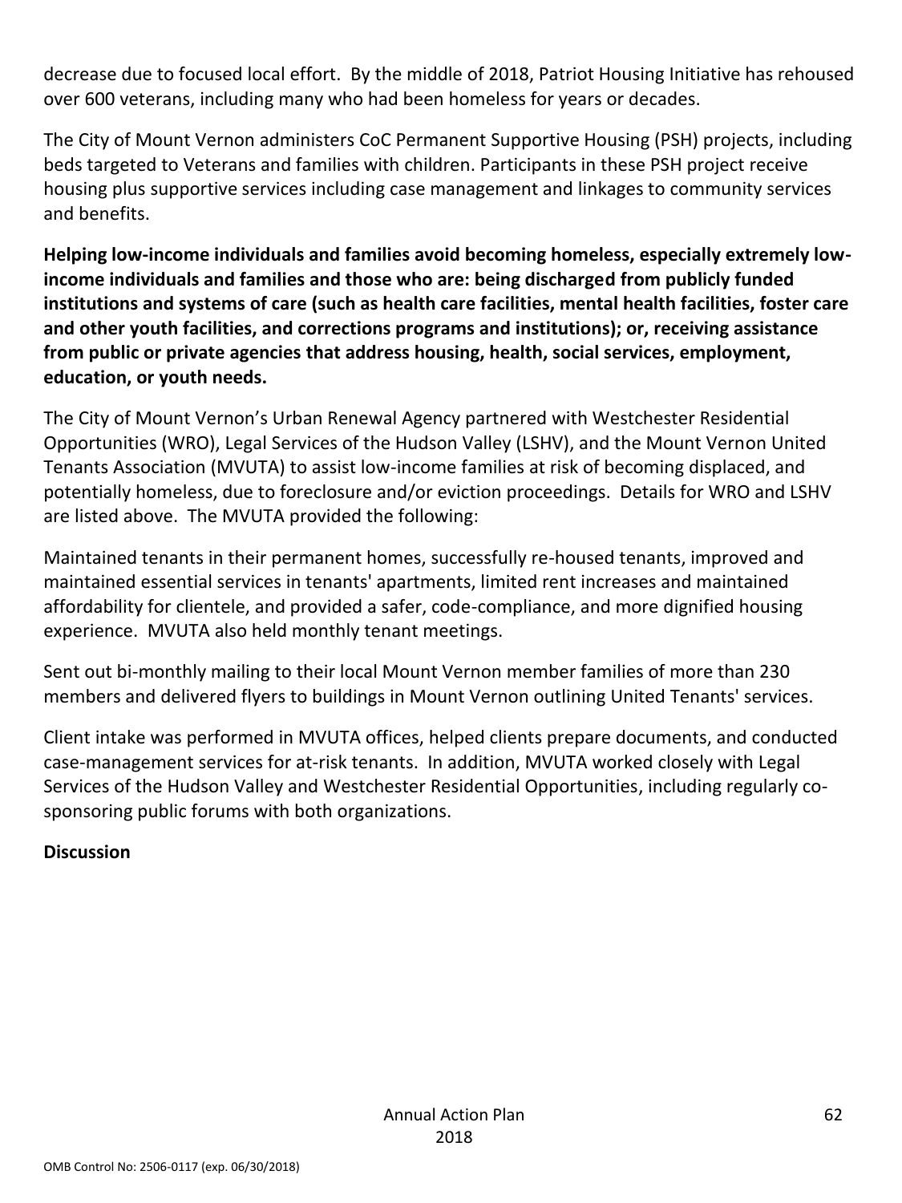decrease due to focused local effort. By the middle of 2018, Patriot Housing Initiative has rehoused over 600 veterans, including many who had been homeless for years or decades.

The City of Mount Vernon administers CoC Permanent Supportive Housing (PSH) projects, including beds targeted to Veterans and families with children. Participants in these PSH project receive housing plus supportive services including case management and linkages to community services and benefits.

**Helping low-income individuals and families avoid becoming homeless, especially extremely low-income individuals and families and those who are: being discharged from publicly funded institutions and systems of care (such as health care facilities, mental health facilities, foster care and other youth facilities, and corrections programs and institutions); or, receiving assistance from public or private agencies that address housing, health, social services, employment, education, or youth needs.**

The City of Mount Vernon's Urban Renewal Agency partnered with Westchester Residential Opportunities (WRO), Legal Services of the Hudson Valley (LSHV), and the Mount Vernon United Tenants Association (MVUTA) to assist low-income families at risk of becoming displaced, and potentially homeless, due to foreclosure and/or eviction proceedings. Details for WRO and LSHV are listed above. The MVUTA provided the following:

Maintained tenants in their permanent homes, successfully re-housed tenants, improved and maintained essential services in tenants' apartments, limited rent increases and maintained affordability for clientele, and provided a safer, code-compliance, and more dignified housing experience. MVUTA also held monthly tenant meetings.

Sent out bi-monthly mailing to their local Mount Vernon member families of more than 230 members and delivered flyers to buildings in Mount Vernon outlining United Tenants' services.

Client intake was performed in MVUTA offices, helped clients prepare documents, and conducted case-management services for at-risk tenants. In addition, MVUTA worked closely with Legal Services of the Hudson Valley and Westchester Residential Opportunities, including regularly co-sponsoring public forums with both organizations.

**Discussion**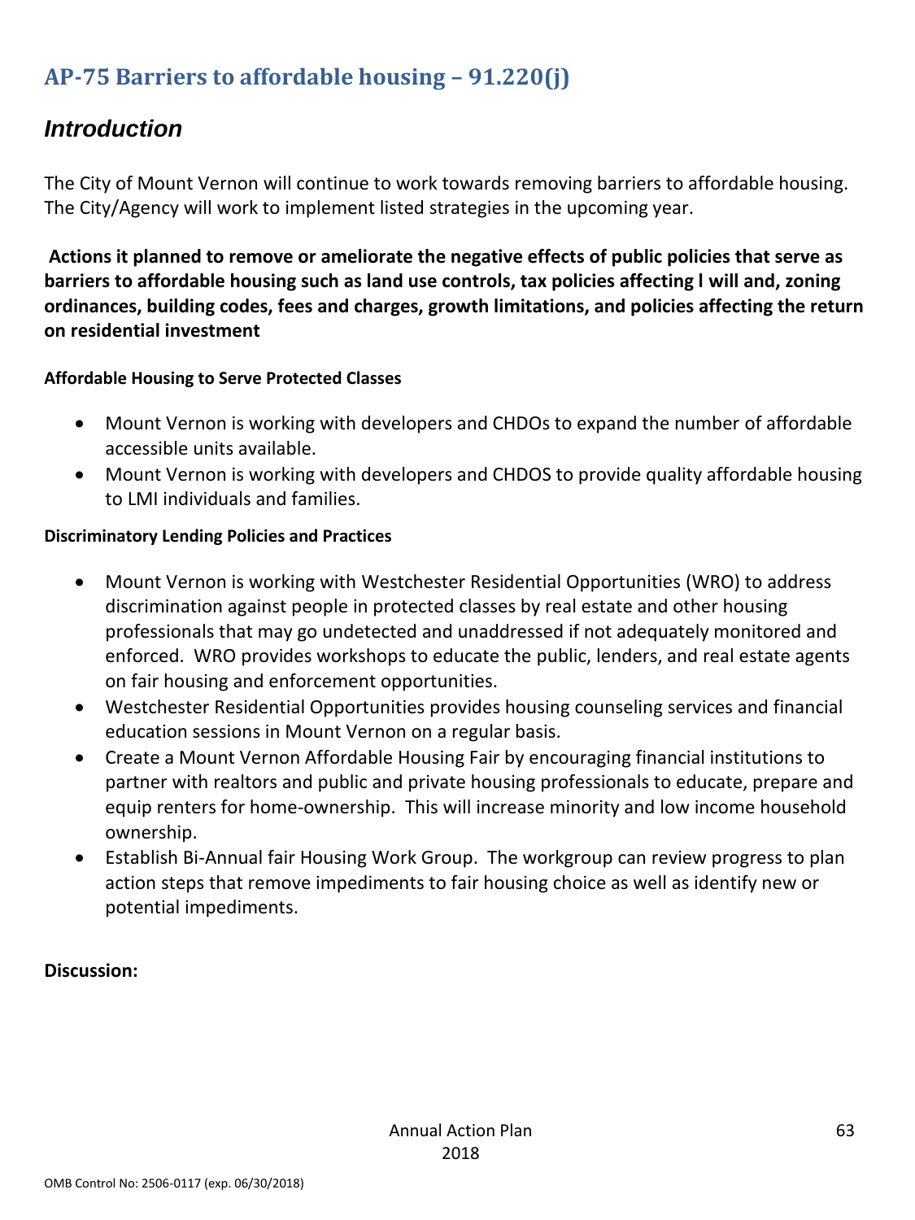## AP-75 Barriers to affordable housing – 91.220(j)

### *Introduction*

The City of Mount Vernon will continue to work towards removing barriers to affordable housing. The City/Agency will work to implement listed strategies in the upcoming year.

**Actions it planned to remove or ameliorate the negative effects of public policies that serve as barriers to affordable housing such as land use controls, tax policies affecting l will and, zoning ordinances, building codes, fees and charges, growth limitations, and policies affecting the return on residential investment**

**Affordable Housing to Serve Protected Classes**

- Mount Vernon is working with developers and CHDOs to expand the number of affordable accessible units available.
- Mount Vernon is working with developers and CHDOS to provide quality affordable housing to LMI individuals and families.

**Discriminatory Lending Policies and Practices**

- Mount Vernon is working with Westchester Residential Opportunities (WRO) to address discrimination against people in protected classes by real estate and other housing professionals that may go undetected and unaddressed if not adequately monitored and enforced. WRO provides workshops to educate the public, lenders, and real estate agents on fair housing and enforcement opportunities.
- Westchester Residential Opportunities provides housing counseling services and financial education sessions in Mount Vernon on a regular basis.
- Create a Mount Vernon Affordable Housing Fair by encouraging financial institutions to partner with realtors and public and private housing professionals to educate, prepare and equip renters for home-ownership. This will increase minority and low income household ownership.
- Establish Bi-Annual fair Housing Work Group. The workgroup can review progress to plan action steps that remove impediments to fair housing choice as well as identify new or potential impediments.

**Discussion:**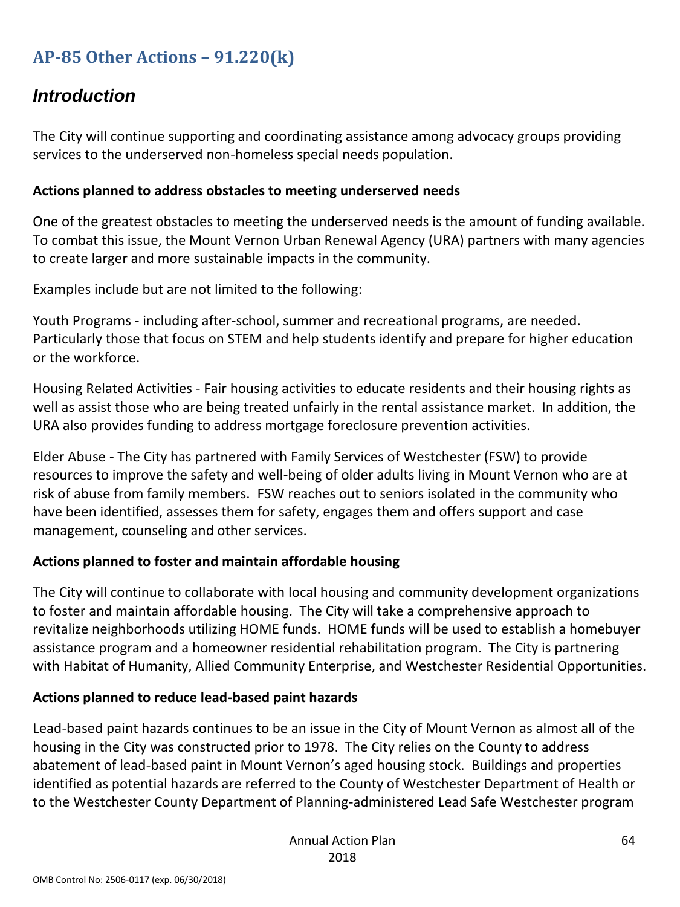## AP-85 Other Actions – 91.220(k)

### *Introduction*

The City will continue supporting and coordinating assistance among advocacy groups providing services to the underserved non-homeless special needs population.

**Actions planned to address obstacles to meeting underserved needs**

One of the greatest obstacles to meeting the underserved needs is the amount of funding available. To combat this issue, the Mount Vernon Urban Renewal Agency (URA) partners with many agencies to create larger and more sustainable impacts in the community.

Examples include but are not limited to the following:

Youth Programs - including after-school, summer and recreational programs, are needed. Particularly those that focus on STEM and help students identify and prepare for higher education or the workforce.

Housing Related Activities - Fair housing activities to educate residents and their housing rights as well as assist those who are being treated unfairly in the rental assistance market. In addition, the URA also provides funding to address mortgage foreclosure prevention activities.

Elder Abuse - The City has partnered with Family Services of Westchester (FSW) to provide resources to improve the safety and well-being of older adults living in Mount Vernon who are at risk of abuse from family members. FSW reaches out to seniors isolated in the community who have been identified, assesses them for safety, engages them and offers support and case management, counseling and other services.

**Actions planned to foster and maintain affordable housing**

The City will continue to collaborate with local housing and community development organizations to foster and maintain affordable housing. The City will take a comprehensive approach to revitalize neighborhoods utilizing HOME funds. HOME funds will be used to establish a homebuyer assistance program and a homeowner residential rehabilitation program. The City is partnering with Habitat of Humanity, Allied Community Enterprise, and Westchester Residential Opportunities.

**Actions planned to reduce lead-based paint hazards**

Lead-based paint hazards continues to be an issue in the City of Mount Vernon as almost all of the housing in the City was constructed prior to 1978. The City relies on the County to address abatement of lead-based paint in Mount Vernon's aged housing stock. Buildings and properties identified as potential hazards are referred to the County of Westchester Department of Health or to the Westchester County Department of Planning-administered Lead Safe Westchester program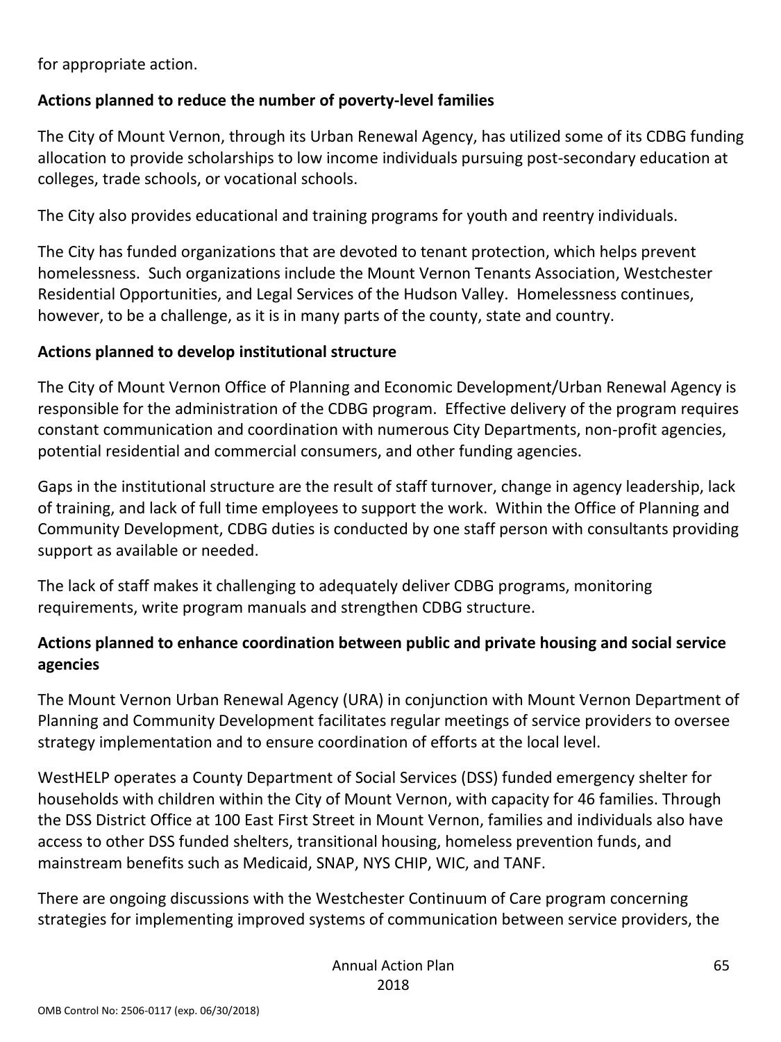for appropriate action.

**Actions planned to reduce the number of poverty-level families**

The City of Mount Vernon, through its Urban Renewal Agency, has utilized some of its CDBG funding allocation to provide scholarships to low income individuals pursuing post-secondary education at colleges, trade schools, or vocational schools.

The City also provides educational and training programs for youth and reentry individuals.

The City has funded organizations that are devoted to tenant protection, which helps prevent homelessness. Such organizations include the Mount Vernon Tenants Association, Westchester Residential Opportunities, and Legal Services of the Hudson Valley. Homelessness continues, however, to be a challenge, as it is in many parts of the county, state and country.

**Actions planned to develop institutional structure**

The City of Mount Vernon Office of Planning and Economic Development/Urban Renewal Agency is responsible for the administration of the CDBG program. Effective delivery of the program requires constant communication and coordination with numerous City Departments, non-profit agencies, potential residential and commercial consumers, and other funding agencies.

Gaps in the institutional structure are the result of staff turnover, change in agency leadership, lack of training, and lack of full time employees to support the work. Within the Office of Planning and Community Development, CDBG duties is conducted by one staff person with consultants providing support as available or needed.

The lack of staff makes it challenging to adequately deliver CDBG programs, monitoring requirements, write program manuals and strengthen CDBG structure.

**Actions planned to enhance coordination between public and private housing and social service agencies**

The Mount Vernon Urban Renewal Agency (URA) in conjunction with Mount Vernon Department of Planning and Community Development facilitates regular meetings of service providers to oversee strategy implementation and to ensure coordination of efforts at the local level.

WestHELP operates a County Department of Social Services (DSS) funded emergency shelter for households with children within the City of Mount Vernon, with capacity for 46 families. Through the DSS District Office at 100 East First Street in Mount Vernon, families and individuals also have access to other DSS funded shelters, transitional housing, homeless prevention funds, and mainstream benefits such as Medicaid, SNAP, NYS CHIP, WIC, and TANF.

There are ongoing discussions with the Westchester Continuum of Care program concerning strategies for implementing improved systems of communication between service providers, the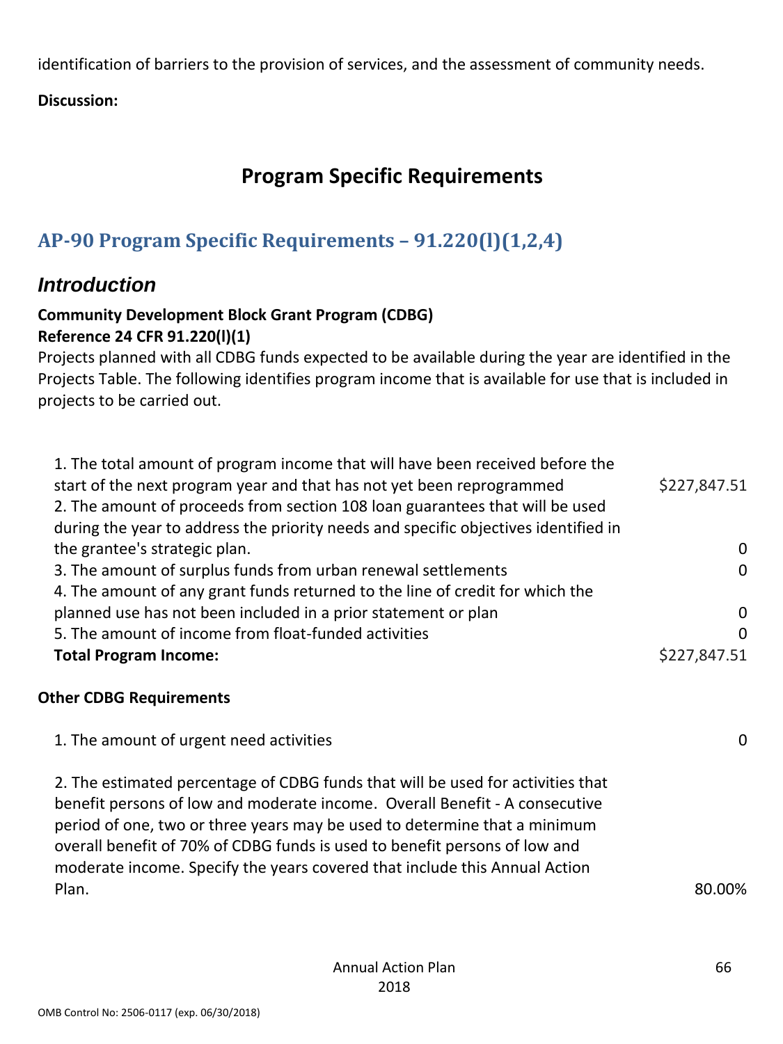identification of barriers to the provision of services, and the assessment of community needs.

**Discussion:**

# Program Specific Requirements

## AP-90 Program Specific Requirements – 91.220(l)(1,2,4)

### *Introduction*

**Community Development Block Grant Program (CDBG)**
**Reference 24 CFR 91.220(l)(1)**

Projects planned with all CDBG funds expected to be available during the year are identified in the Projects Table. The following identifies program income that is available for use that is included in projects to be carried out.

| | |
|---|---|
| 1. The total amount of program income that will have been received before the start of the next program year and that has not yet been reprogrammed | $227,847.51 |
| 2. The amount of proceeds from section 108 loan guarantees that will be used during the year to address the priority needs and specific objectives identified in the grantee's strategic plan. | 0 |
| 3. The amount of surplus funds from urban renewal settlements | 0 |
| 4. The amount of any grant funds returned to the line of credit for which the planned use has not been included in a prior statement or plan | 0 |
| 5. The amount of income from float-funded activities | 0 |
| **Total Program Income:** | $227,847.51 |

**Other CDBG Requirements**

| | |
|---|---|
| 1. The amount of urgent need activities | 0 |
| 2. The estimated percentage of CDBG funds that will be used for activities that benefit persons of low and moderate income. Overall Benefit - A consecutive period of one, two or three years may be used to determine that a minimum overall benefit of 70% of CDBG funds is used to benefit persons of low and moderate income. Specify the years covered that include this Annual Action Plan. | 80.00% |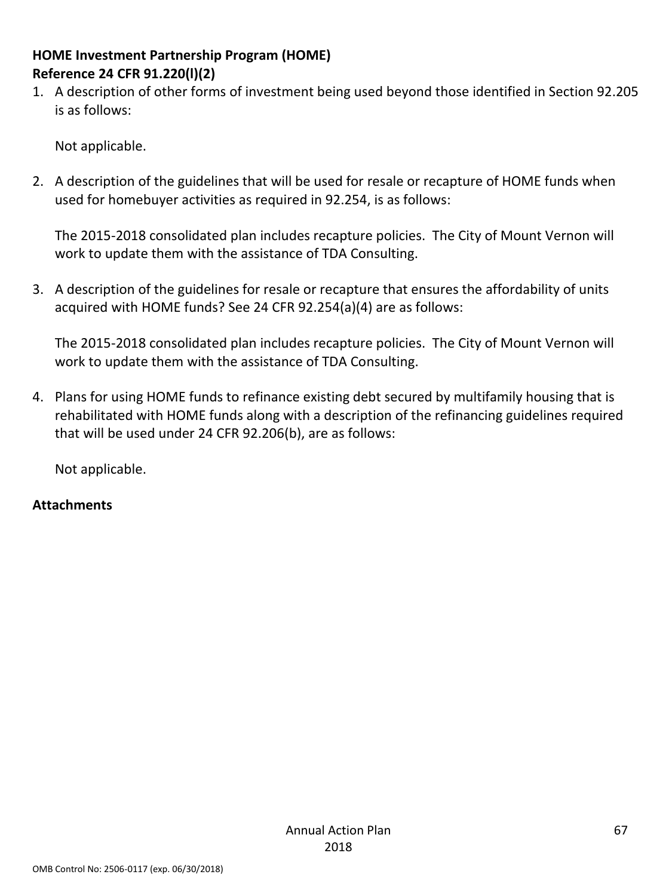**HOME Investment Partnership Program (HOME)**
**Reference 24 CFR 91.220(l)(2)**

1. A description of other forms of investment being used beyond those identified in Section 92.205 is as follows:

   Not applicable.

2. A description of the guidelines that will be used for resale or recapture of HOME funds when used for homebuyer activities as required in 92.254, is as follows:

   The 2015-2018 consolidated plan includes recapture policies. The City of Mount Vernon will work to update them with the assistance of TDA Consulting.

3. A description of the guidelines for resale or recapture that ensures the affordability of units acquired with HOME funds? See 24 CFR 92.254(a)(4) are as follows:

   The 2015-2018 consolidated plan includes recapture policies. The City of Mount Vernon will work to update them with the assistance of TDA Consulting.

4. Plans for using HOME funds to refinance existing debt secured by multifamily housing that is rehabilitated with HOME funds along with a description of the refinancing guidelines required that will be used under 24 CFR 92.206(b), are as follows:

   Not applicable.

**Attachments**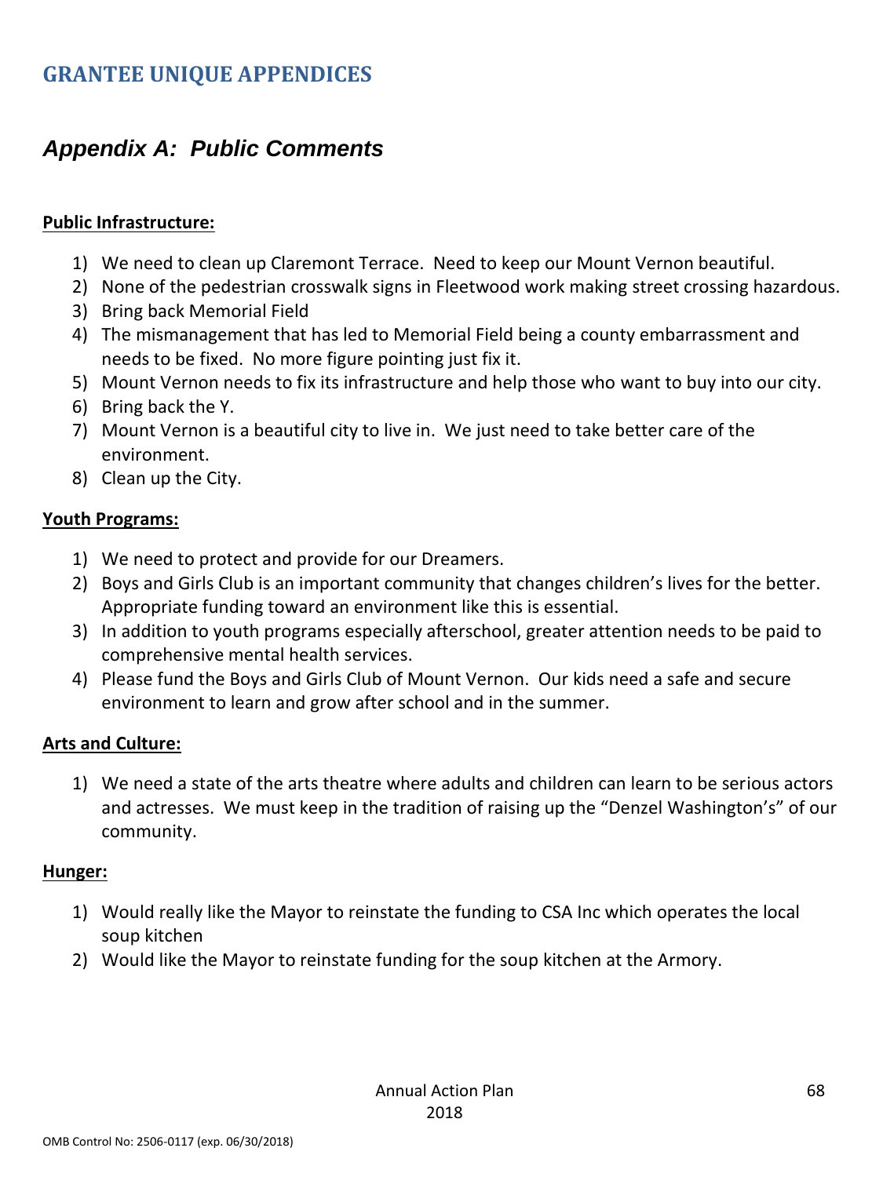# GRANTEE UNIQUE APPENDICES

## *Appendix A: Public Comments*

**Public Infrastructure:**

1) We need to clean up Claremont Terrace. Need to keep our Mount Vernon beautiful.
2) None of the pedestrian crosswalk signs in Fleetwood work making street crossing hazardous.
3) Bring back Memorial Field
4) The mismanagement that has led to Memorial Field being a county embarrassment and needs to be fixed. No more figure pointing just fix it.
5) Mount Vernon needs to fix its infrastructure and help those who want to buy into our city.
6) Bring back the Y.
7) Mount Vernon is a beautiful city to live in. We just need to take better care of the environment.
8) Clean up the City.

**Youth Programs:**

1) We need to protect and provide for our Dreamers.
2) Boys and Girls Club is an important community that changes children's lives for the better. Appropriate funding toward an environment like this is essential.
3) In addition to youth programs especially afterschool, greater attention needs to be paid to comprehensive mental health services.
4) Please fund the Boys and Girls Club of Mount Vernon. Our kids need a safe and secure environment to learn and grow after school and in the summer.

**Arts and Culture:**

1) We need a state of the arts theatre where adults and children can learn to be serious actors and actresses. We must keep in the tradition of raising up the "Denzel Washington's" of our community.

**Hunger:**

1) Would really like the Mayor to reinstate the funding to CSA Inc which operates the local soup kitchen
2) Would like the Mayor to reinstate funding for the soup kitchen at the Armory.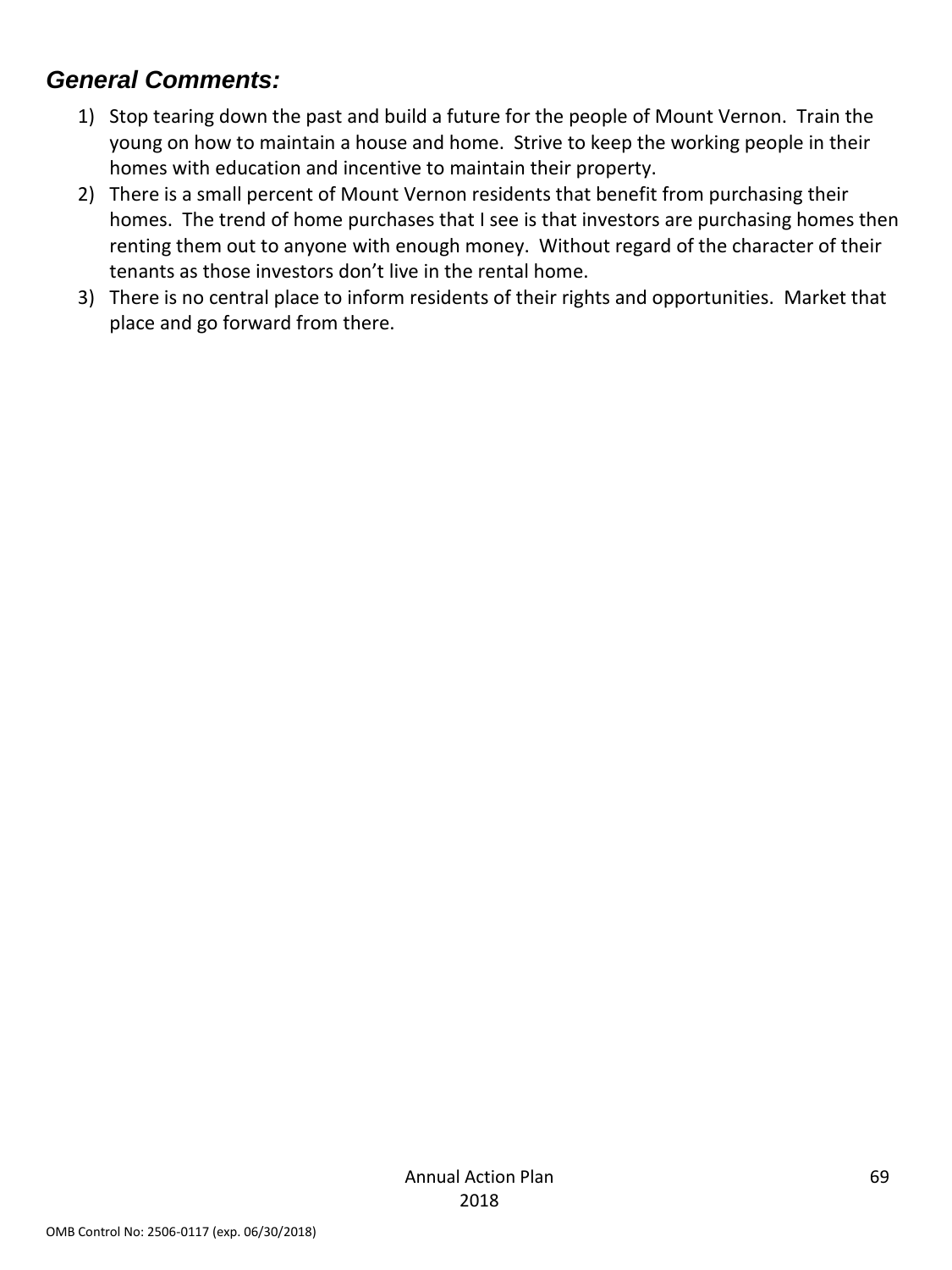## *General Comments:*

1) Stop tearing down the past and build a future for the people of Mount Vernon. Train the young on how to maintain a house and home. Strive to keep the working people in their homes with education and incentive to maintain their property.
2) There is a small percent of Mount Vernon residents that benefit from purchasing their homes. The trend of home purchases that I see is that investors are purchasing homes then renting them out to anyone with enough money. Without regard of the character of their tenants as those investors don't live in the rental home.
3) There is no central place to inform residents of their rights and opportunities. Market that place and go forward from there.